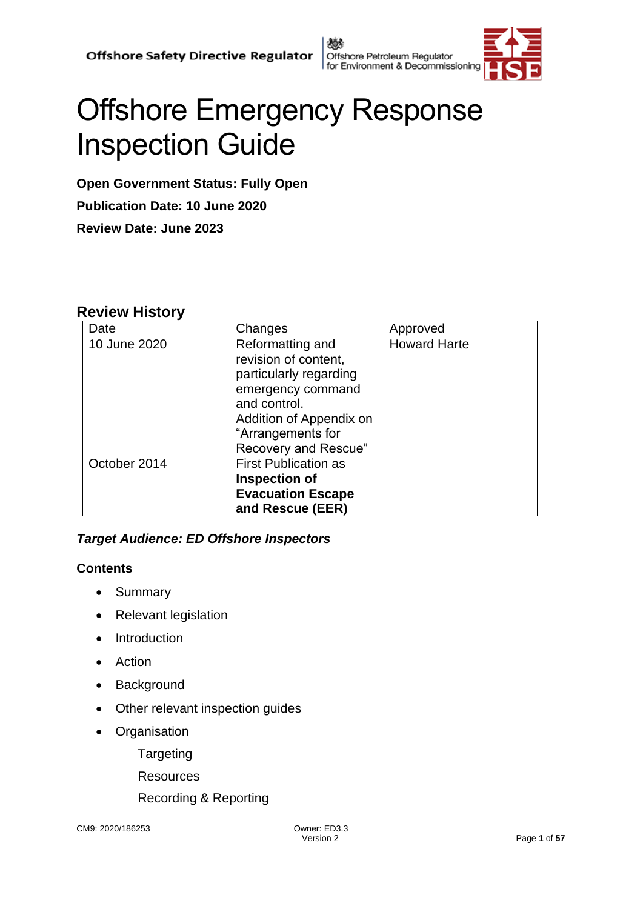Offshore Safety Directive Regulator | Offshore Petroleum Regulator for Environment & Decommissioning | HSE

# Offshore Emergency Response Inspection Guide

**Open Government Status: Fully Open**

**Publication Date: 10 June 2020**

**Review Date: June 2023**

## Review History

| Date | Changes | Approved |
| --- | --- | --- |
| 10 June 2020 | Reformatting and revision of content, particularly regarding emergency command and control. Addition of Appendix on "Arrangements for Recovery and Rescue" | Howard Harte |
| October 2014 | First Publication as **Inspection of Evacuation Escape and Rescue (EER)** | |

***Target Audience: ED Offshore Inspectors***

**Contents**

- Summary
- Relevant legislation
- Introduction
- Action
- Background
- Other relevant inspection guides
- Organisation
    - Targeting
    - Resources
    - Recording & Reporting

CM9: 2020/186253

Owner: ED3.3
Version 2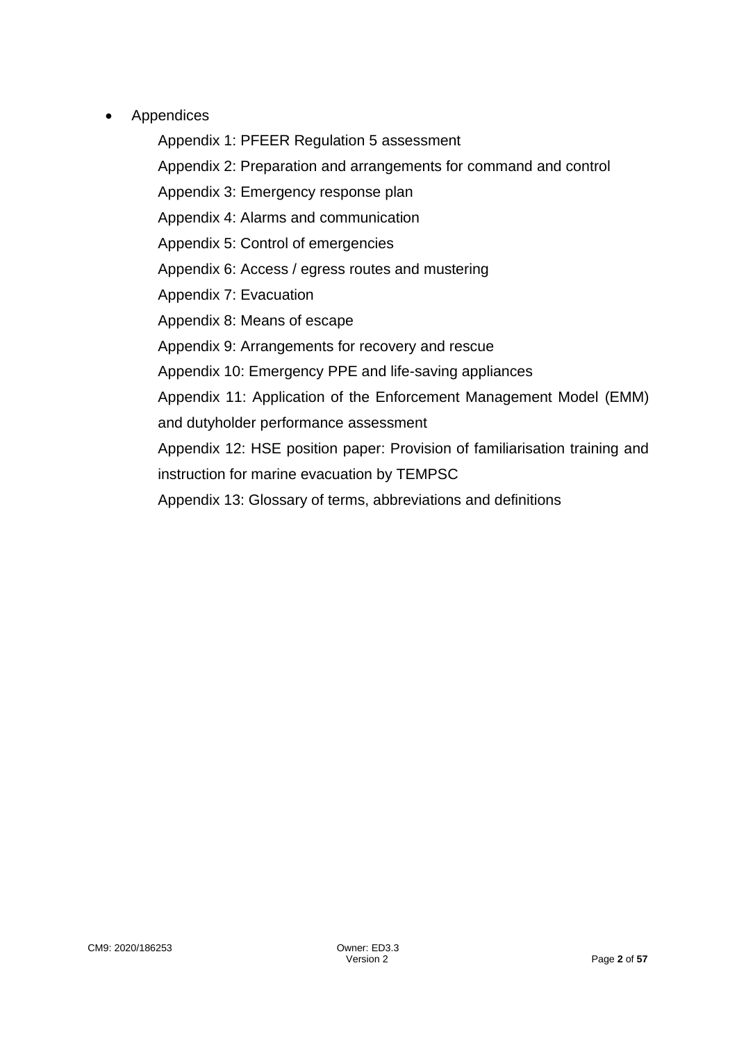- Appendices

  Appendix 1: PFEER Regulation 5 assessment

  Appendix 2: Preparation and arrangements for command and control

  Appendix 3: Emergency response plan

  Appendix 4: Alarms and communication

  Appendix 5: Control of emergencies

  Appendix 6: Access / egress routes and mustering

  Appendix 7: Evacuation

  Appendix 8: Means of escape

  Appendix 9: Arrangements for recovery and rescue

  Appendix 10: Emergency PPE and life-saving appliances

  Appendix 11: Application of the Enforcement Management Model (EMM) and dutyholder performance assessment

  Appendix 12: HSE position paper: Provision of familiarisation training and instruction for marine evacuation by TEMPSC

  Appendix 13: Glossary of terms, abbreviations and definitions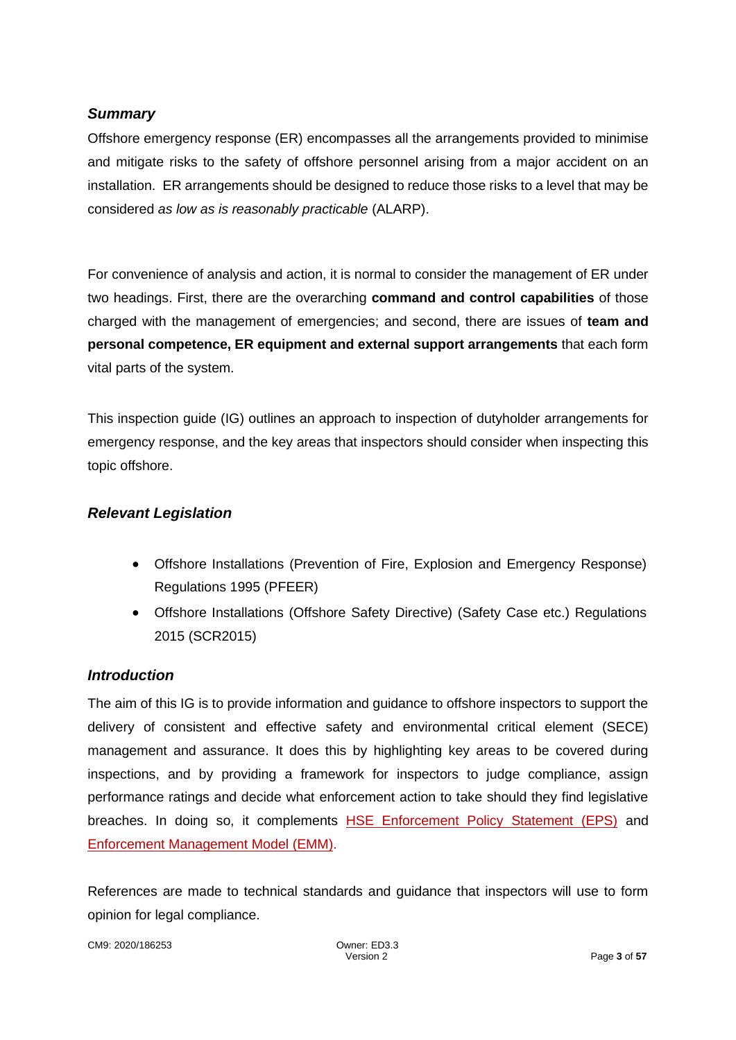### *Summary*

Offshore emergency response (ER) encompasses all the arrangements provided to minimise and mitigate risks to the safety of offshore personnel arising from a major accident on an installation. ER arrangements should be designed to reduce those risks to a level that may be considered *as low as is reasonably practicable* (ALARP).

For convenience of analysis and action, it is normal to consider the management of ER under two headings. First, there are the overarching **command and control capabilities** of those charged with the management of emergencies; and second, there are issues of **team and personal competence, ER equipment and external support arrangements** that each form vital parts of the system.

This inspection guide (IG) outlines an approach to inspection of dutyholder arrangements for emergency response, and the key areas that inspectors should consider when inspecting this topic offshore.

### *Relevant Legislation*

- Offshore Installations (Prevention of Fire, Explosion and Emergency Response) Regulations 1995 (PFEER)
- Offshore Installations (Offshore Safety Directive) (Safety Case etc.) Regulations 2015 (SCR2015)

### *Introduction*

The aim of this IG is to provide information and guidance to offshore inspectors to support the delivery of consistent and effective safety and environmental critical element (SECE) management and assurance. It does this by highlighting key areas to be covered during inspections, and by providing a framework for inspectors to judge compliance, assign performance ratings and decide what enforcement action to take should they find legislative breaches. In doing so, it complements HSE Enforcement Policy Statement (EPS) and Enforcement Management Model (EMM).

References are made to technical standards and guidance that inspectors will use to form opinion for legal compliance.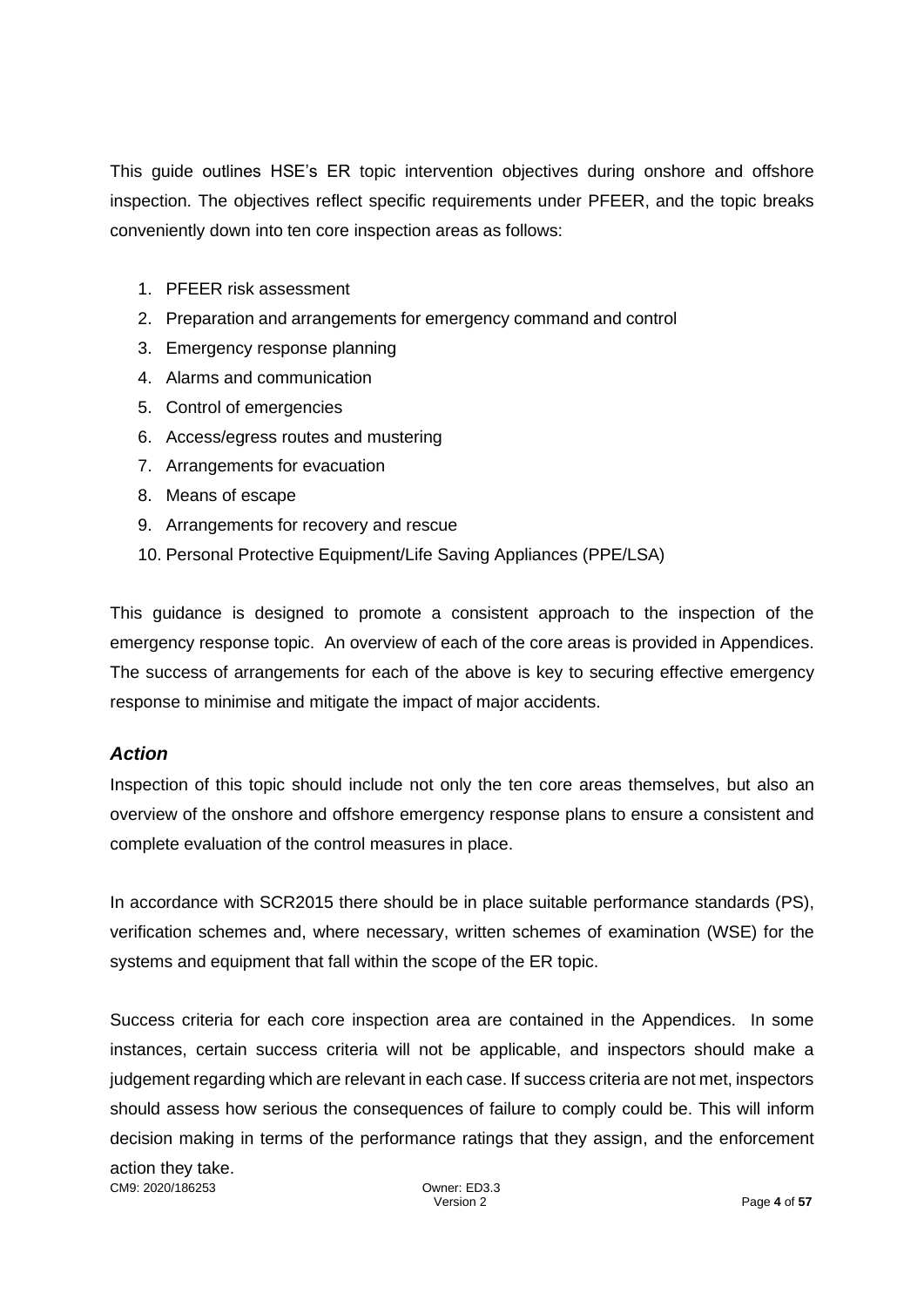This guide outlines HSE's ER topic intervention objectives during onshore and offshore inspection. The objectives reflect specific requirements under PFEER, and the topic breaks conveniently down into ten core inspection areas as follows:

1. PFEER risk assessment
2. Preparation and arrangements for emergency command and control
3. Emergency response planning
4. Alarms and communication
5. Control of emergencies
6. Access/egress routes and mustering
7. Arrangements for evacuation
8. Means of escape
9. Arrangements for recovery and rescue
10. Personal Protective Equipment/Life Saving Appliances (PPE/LSA)

This guidance is designed to promote a consistent approach to the inspection of the emergency response topic. An overview of each of the core areas is provided in Appendices. The success of arrangements for each of the above is key to securing effective emergency response to minimise and mitigate the impact of major accidents.

### *Action*

Inspection of this topic should include not only the ten core areas themselves, but also an overview of the onshore and offshore emergency response plans to ensure a consistent and complete evaluation of the control measures in place.

In accordance with SCR2015 there should be in place suitable performance standards (PS), verification schemes and, where necessary, written schemes of examination (WSE) for the systems and equipment that fall within the scope of the ER topic.

Success criteria for each core inspection area are contained in the Appendices. In some instances, certain success criteria will not be applicable, and inspectors should make a judgement regarding which are relevant in each case. If success criteria are not met, inspectors should assess how serious the consequences of failure to comply could be. This will inform decision making in terms of the performance ratings that they assign, and the enforcement action they take.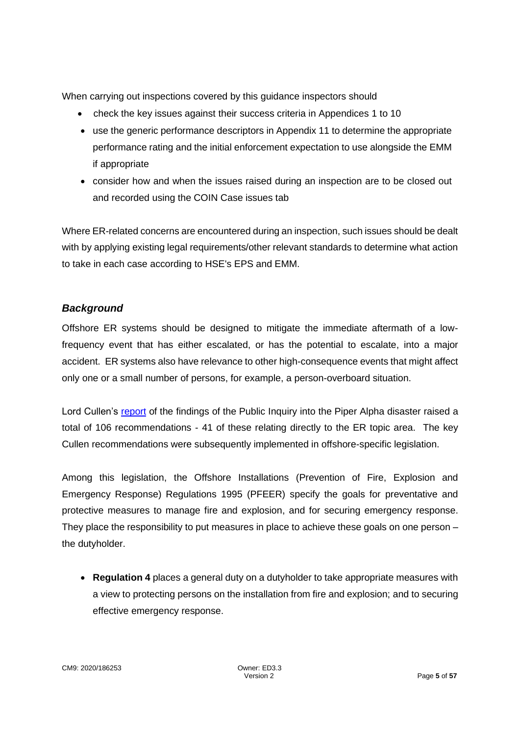When carrying out inspections covered by this guidance inspectors should

- check the key issues against their success criteria in Appendices 1 to 10
- use the generic performance descriptors in Appendix 11 to determine the appropriate performance rating and the initial enforcement expectation to use alongside the EMM if appropriate
- consider how and when the issues raised during an inspection are to be closed out and recorded using the COIN Case issues tab

Where ER-related concerns are encountered during an inspection, such issues should be dealt with by applying existing legal requirements/other relevant standards to determine what action to take in each case according to HSE's EPS and EMM.

### *Background*

Offshore ER systems should be designed to mitigate the immediate aftermath of a low-frequency event that has either escalated, or has the potential to escalate, into a major accident. ER systems also have relevance to other high-consequence events that might affect only one or a small number of persons, for example, a person-overboard situation.

Lord Cullen's report of the findings of the Public Inquiry into the Piper Alpha disaster raised a total of 106 recommendations - 41 of these relating directly to the ER topic area. The key Cullen recommendations were subsequently implemented in offshore-specific legislation.

Among this legislation, the Offshore Installations (Prevention of Fire, Explosion and Emergency Response) Regulations 1995 (PFEER) specify the goals for preventative and protective measures to manage fire and explosion, and for securing emergency response. They place the responsibility to put measures in place to achieve these goals on one person – the dutyholder.

- **Regulation 4** places a general duty on a dutyholder to take appropriate measures with a view to protecting persons on the installation from fire and explosion; and to securing effective emergency response.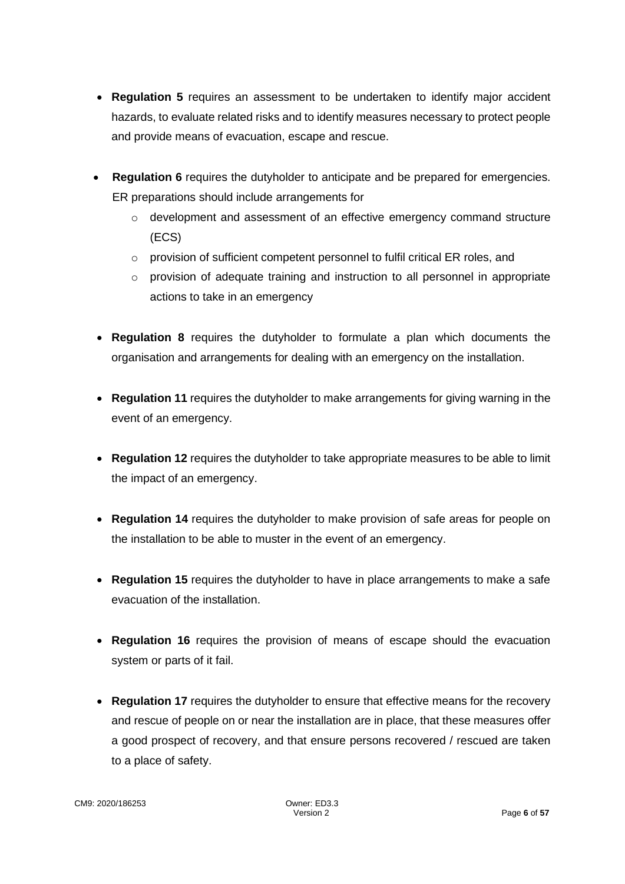- **Regulation 5** requires an assessment to be undertaken to identify major accident hazards, to evaluate related risks and to identify measures necessary to protect people and provide means of evacuation, escape and rescue.

- **Regulation 6** requires the dutyholder to anticipate and be prepared for emergencies. ER preparations should include arrangements for
  - development and assessment of an effective emergency command structure (ECS)
  - provision of sufficient competent personnel to fulfil critical ER roles, and
  - provision of adequate training and instruction to all personnel in appropriate actions to take in an emergency

- **Regulation 8** requires the dutyholder to formulate a plan which documents the organisation and arrangements for dealing with an emergency on the installation.

- **Regulation 11** requires the dutyholder to make arrangements for giving warning in the event of an emergency.

- **Regulation 12** requires the dutyholder to take appropriate measures to be able to limit the impact of an emergency.

- **Regulation 14** requires the dutyholder to make provision of safe areas for people on the installation to be able to muster in the event of an emergency.

- **Regulation 15** requires the dutyholder to have in place arrangements to make a safe evacuation of the installation.

- **Regulation 16** requires the provision of means of escape should the evacuation system or parts of it fail.

- **Regulation 17** requires the dutyholder to ensure that effective means for the recovery and rescue of people on or near the installation are in place, that these measures offer a good prospect of recovery, and that ensure persons recovered / rescued are taken to a place of safety.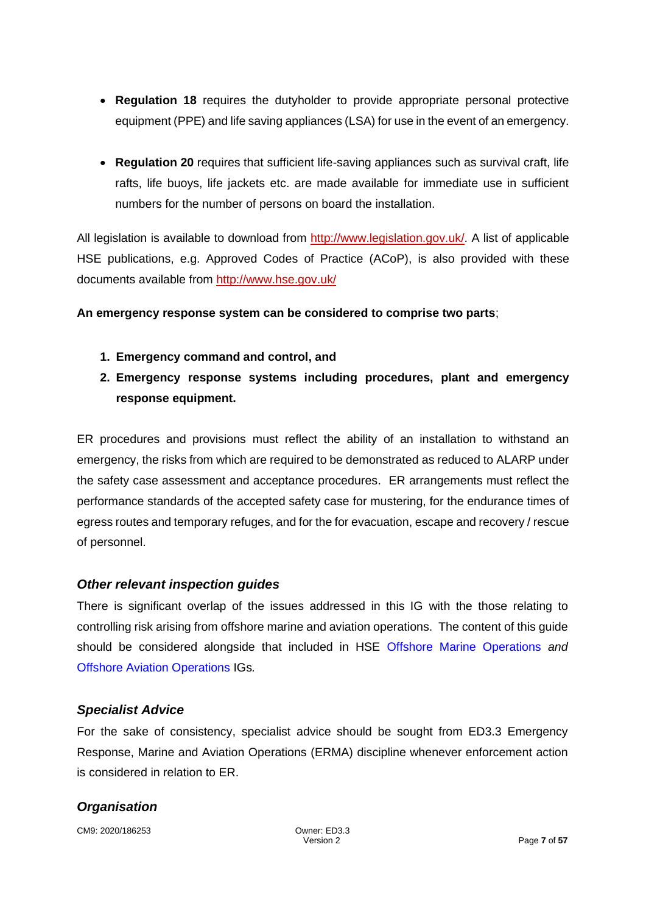- **Regulation 18** requires the dutyholder to provide appropriate personal protective equipment (PPE) and life saving appliances (LSA) for use in the event of an emergency.

- **Regulation 20** requires that sufficient life-saving appliances such as survival craft, life rafts, life buoys, life jackets etc. are made available for immediate use in sufficient numbers for the number of persons on board the installation.

All legislation is available to download from http://www.legislation.gov.uk/. A list of applicable HSE publications, e.g. Approved Codes of Practice (ACoP), is also provided with these documents available from http://www.hse.gov.uk/

**An emergency response system can be considered to comprise two parts**;

1. **Emergency command and control, and**
2. **Emergency response systems including procedures, plant and emergency response equipment.**

ER procedures and provisions must reflect the ability of an installation to withstand an emergency, the risks from which are required to be demonstrated as reduced to ALARP under the safety case assessment and acceptance procedures. ER arrangements must reflect the performance standards of the accepted safety case for mustering, for the endurance times of egress routes and temporary refuges, and for the for evacuation, escape and recovery / rescue of personnel.

### *Other relevant inspection guides*

There is significant overlap of the issues addressed in this IG with the those relating to controlling risk arising from offshore marine and aviation operations. The content of this guide should be considered alongside that included in HSE Offshore Marine Operations *and* Offshore Aviation Operations IGs*.*

### *Specialist Advice*

For the sake of consistency, specialist advice should be sought from ED3.3 Emergency Response, Marine and Aviation Operations (ERMA) discipline whenever enforcement action is considered in relation to ER.

### *Organisation*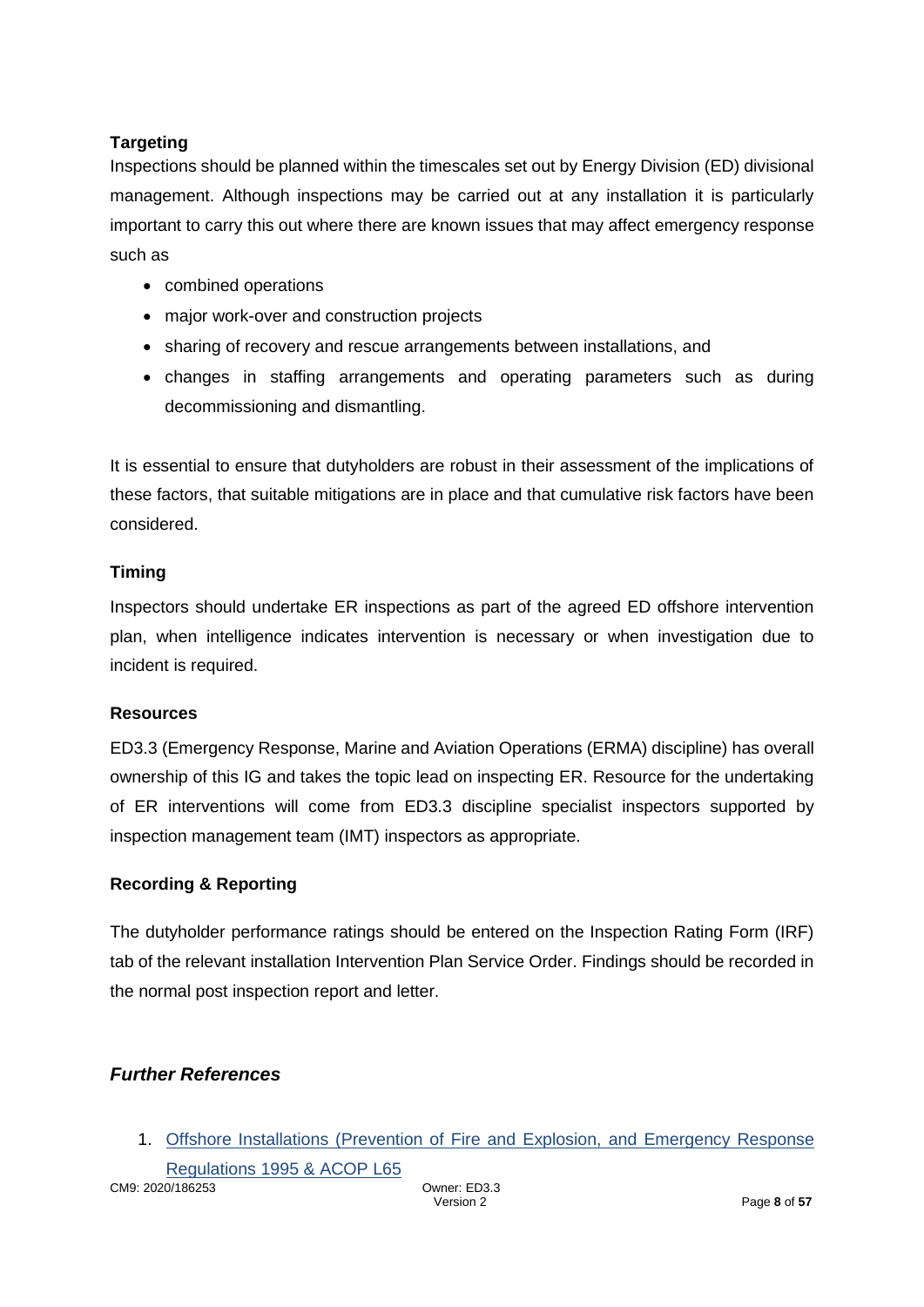**Targeting**

Inspections should be planned within the timescales set out by Energy Division (ED) divisional management. Although inspections may be carried out at any installation it is particularly important to carry this out where there are known issues that may affect emergency response such as

- combined operations
- major work-over and construction projects
- sharing of recovery and rescue arrangements between installations, and
- changes in staffing arrangements and operating parameters such as during decommissioning and dismantling.

It is essential to ensure that dutyholders are robust in their assessment of the implications of these factors, that suitable mitigations are in place and that cumulative risk factors have been considered.

**Timing**

Inspectors should undertake ER inspections as part of the agreed ED offshore intervention plan, when intelligence indicates intervention is necessary or when investigation due to incident is required.

**Resources**

ED3.3 (Emergency Response, Marine and Aviation Operations (ERMA) discipline) has overall ownership of this IG and takes the topic lead on inspecting ER. Resource for the undertaking of ER interventions will come from ED3.3 discipline specialist inspectors supported by inspection management team (IMT) inspectors as appropriate.

**Recording & Reporting**

The dutyholder performance ratings should be entered on the Inspection Rating Form (IRF) tab of the relevant installation Intervention Plan Service Order. Findings should be recorded in the normal post inspection report and letter.

## *Further References*

1. Offshore Installations (Prevention of Fire and Explosion, and Emergency Response Regulations 1995 & ACOP L65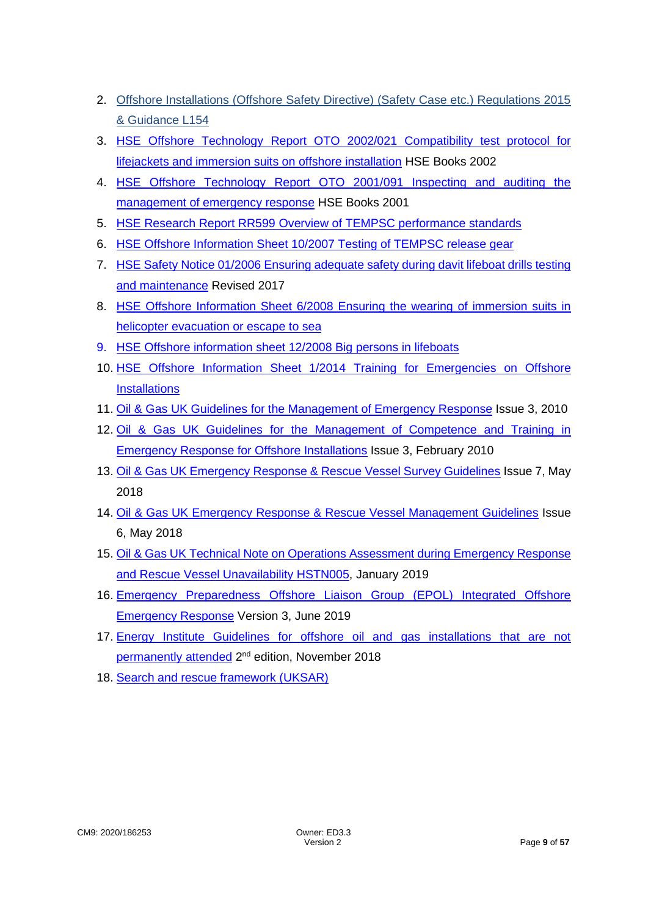2. Offshore Installations (Offshore Safety Directive) (Safety Case etc.) Regulations 2015 & Guidance L154
3. HSE Offshore Technology Report OTO 2002/021 Compatibility test protocol for lifejackets and immersion suits on offshore installation HSE Books 2002
4. HSE Offshore Technology Report OTO 2001/091 Inspecting and auditing the management of emergency response HSE Books 2001
5. HSE Research Report RR599 Overview of TEMPSC performance standards
6. HSE Offshore Information Sheet 10/2007 Testing of TEMPSC release gear
7. HSE Safety Notice 01/2006 Ensuring adequate safety during davit lifeboat drills testing and maintenance Revised 2017
8. HSE Offshore Information Sheet 6/2008 Ensuring the wearing of immersion suits in helicopter evacuation or escape to sea
9. HSE Offshore information sheet 12/2008 Big persons in lifeboats
10. HSE Offshore Information Sheet 1/2014 Training for Emergencies on Offshore Installations
11. Oil & Gas UK Guidelines for the Management of Emergency Response Issue 3, 2010
12. Oil & Gas UK Guidelines for the Management of Competence and Training in Emergency Response for Offshore Installations Issue 3, February 2010
13. Oil & Gas UK Emergency Response & Rescue Vessel Survey Guidelines Issue 7, May 2018
14. Oil & Gas UK Emergency Response & Rescue Vessel Management Guidelines Issue 6, May 2018
15. Oil & Gas UK Technical Note on Operations Assessment during Emergency Response and Rescue Vessel Unavailability HSTN005, January 2019
16. Emergency Preparedness Offshore Liaison Group (EPOL) Integrated Offshore Emergency Response Version 3, June 2019
17. Energy Institute Guidelines for offshore oil and gas installations that are not permanently attended 2nd edition, November 2018
18. Search and rescue framework (UKSAR)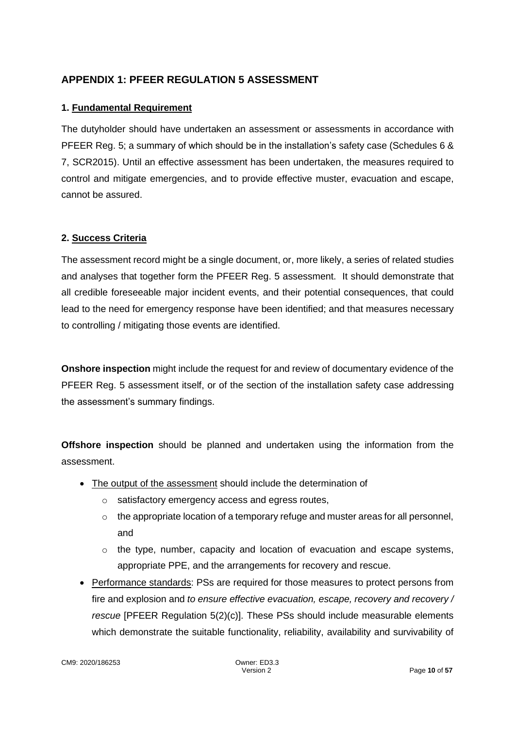## APPENDIX 1: PFEER REGULATION 5 ASSESSMENT

### 1. Fundamental Requirement

The dutyholder should have undertaken an assessment or assessments in accordance with PFEER Reg. 5; a summary of which should be in the installation's safety case (Schedules 6 & 7, SCR2015). Until an effective assessment has been undertaken, the measures required to control and mitigate emergencies, and to provide effective muster, evacuation and escape, cannot be assured.

### 2. Success Criteria

The assessment record might be a single document, or, more likely, a series of related studies and analyses that together form the PFEER Reg. 5 assessment. It should demonstrate that all credible foreseeable major incident events, and their potential consequences, that could lead to the need for emergency response have been identified; and that measures necessary to controlling / mitigating those events are identified.

**Onshore inspection** might include the request for and review of documentary evidence of the PFEER Reg. 5 assessment itself, or of the section of the installation safety case addressing the assessment's summary findings.

**Offshore inspection** should be planned and undertaken using the information from the assessment.

- The output of the assessment should include the determination of
  - satisfactory emergency access and egress routes,
  - the appropriate location of a temporary refuge and muster areas for all personnel, and
  - the type, number, capacity and location of evacuation and escape systems, appropriate PPE, and the arrangements for recovery and rescue.
- Performance standards: PSs are required for those measures to protect persons from fire and explosion and *to ensure effective evacuation, escape, recovery and recovery / rescue* [PFEER Regulation 5(2)(c)]. These PSs should include measurable elements which demonstrate the suitable functionality, reliability, availability and survivability of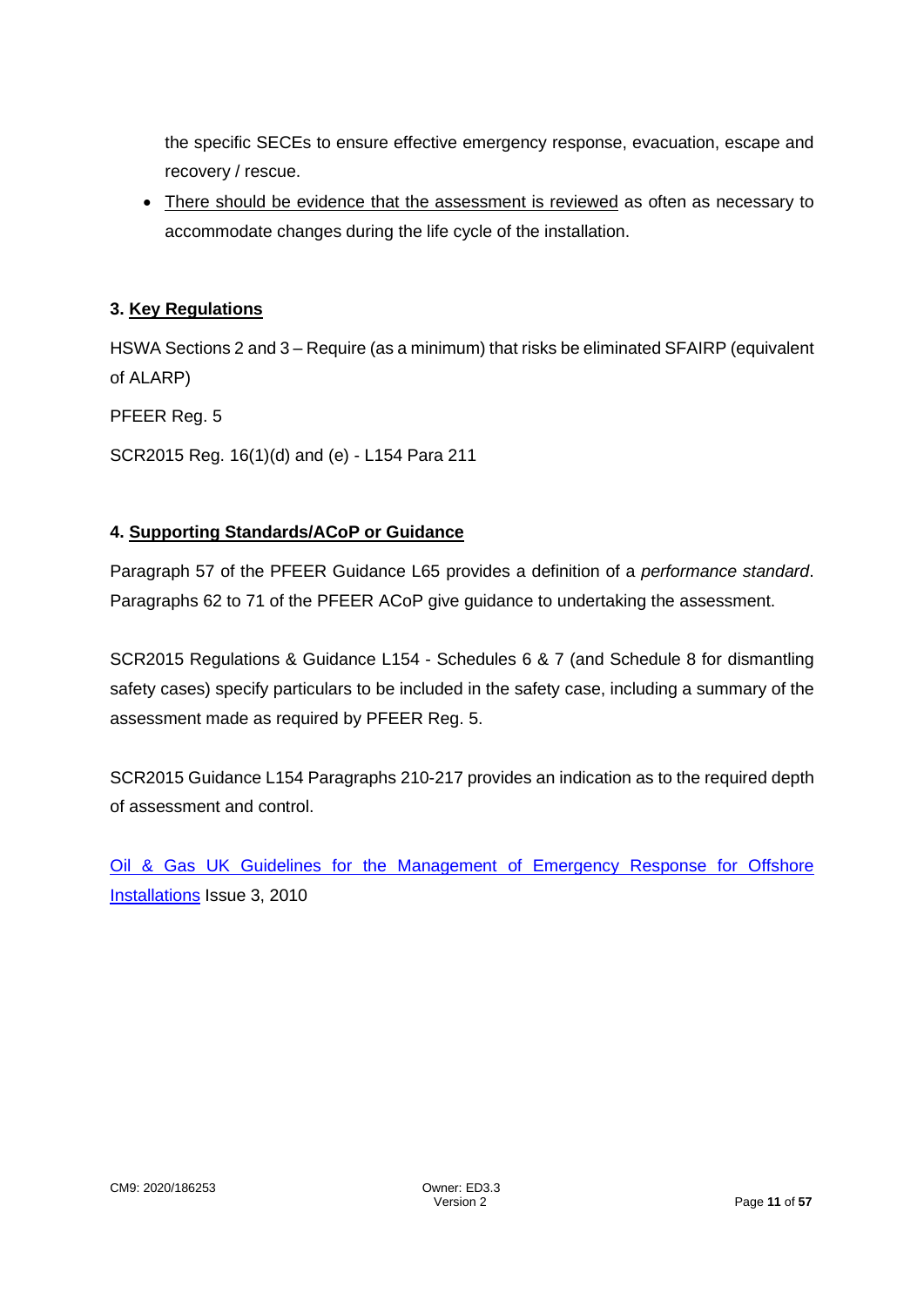the specific SECEs to ensure effective emergency response, evacuation, escape and recovery / rescue.

- There should be evidence that the assessment is reviewed as often as necessary to accommodate changes during the life cycle of the installation.

### 3. Key Regulations

HSWA Sections 2 and 3 – Require (as a minimum) that risks be eliminated SFAIRP (equivalent of ALARP)

PFEER Reg. 5

SCR2015 Reg. 16(1)(d) and (e) - L154 Para 211

### 4. Supporting Standards/ACoP or Guidance

Paragraph 57 of the PFEER Guidance L65 provides a definition of a *performance standard*. Paragraphs 62 to 71 of the PFEER ACoP give guidance to undertaking the assessment.

SCR2015 Regulations & Guidance L154 - Schedules 6 & 7 (and Schedule 8 for dismantling safety cases) specify particulars to be included in the safety case, including a summary of the assessment made as required by PFEER Reg. 5.

SCR2015 Guidance L154 Paragraphs 210-217 provides an indication as to the required depth of assessment and control.

Oil & Gas UK Guidelines for the Management of Emergency Response for Offshore Installations Issue 3, 2010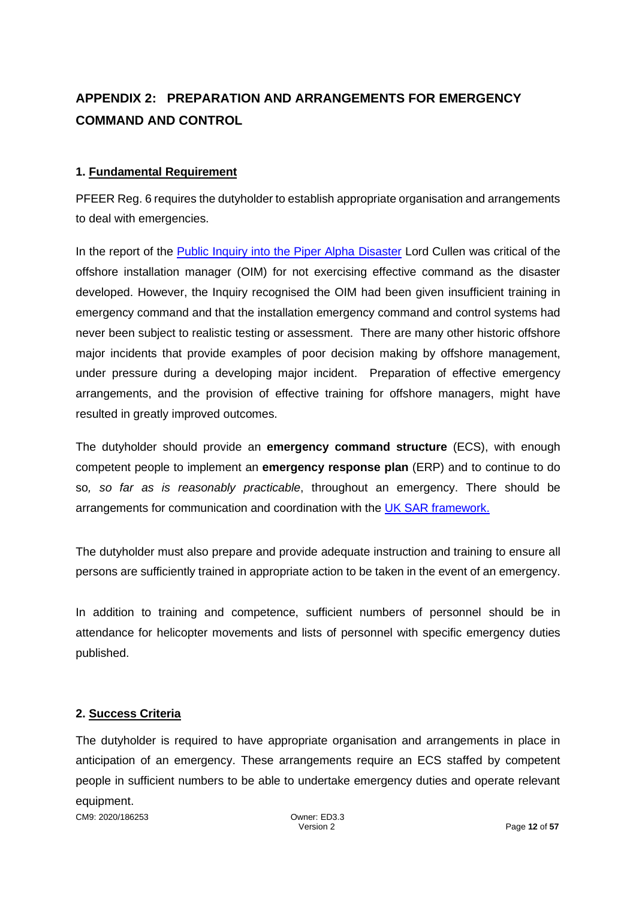## APPENDIX 2: PREPARATION AND ARRANGEMENTS FOR EMERGENCY COMMAND AND CONTROL

### 1. Fundamental Requirement

PFEER Reg. 6 requires the dutyholder to establish appropriate organisation and arrangements to deal with emergencies.

In the report of the Public Inquiry into the Piper Alpha Disaster Lord Cullen was critical of the offshore installation manager (OIM) for not exercising effective command as the disaster developed. However, the Inquiry recognised the OIM had been given insufficient training in emergency command and that the installation emergency command and control systems had never been subject to realistic testing or assessment. There are many other historic offshore major incidents that provide examples of poor decision making by offshore management, under pressure during a developing major incident. Preparation of effective emergency arrangements, and the provision of effective training for offshore managers, might have resulted in greatly improved outcomes.

The dutyholder should provide an **emergency command structure** (ECS), with enough competent people to implement an **emergency response plan** (ERP) and to continue to do so*, so far as is reasonably practicable*, throughout an emergency. There should be arrangements for communication and coordination with the UK SAR framework.

The dutyholder must also prepare and provide adequate instruction and training to ensure all persons are sufficiently trained in appropriate action to be taken in the event of an emergency.

In addition to training and competence, sufficient numbers of personnel should be in attendance for helicopter movements and lists of personnel with specific emergency duties published.

### 2. Success Criteria

The dutyholder is required to have appropriate organisation and arrangements in place in anticipation of an emergency. These arrangements require an ECS staffed by competent people in sufficient numbers to be able to undertake emergency duties and operate relevant equipment.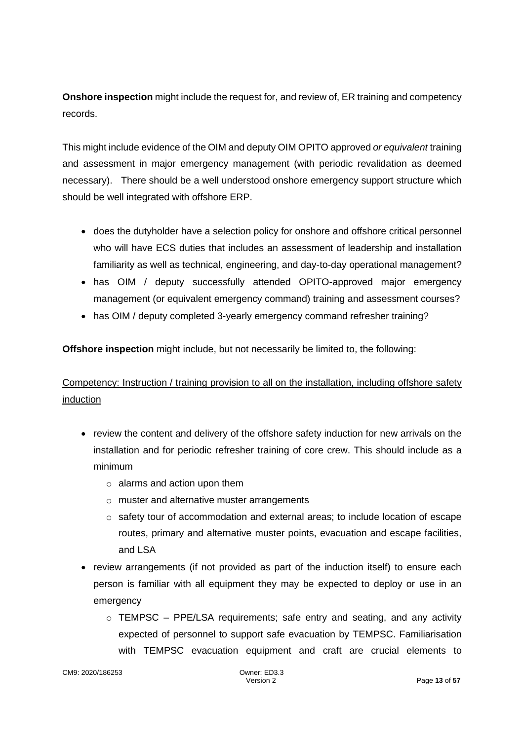**Onshore inspection** might include the request for, and review of, ER training and competency records.

This might include evidence of the OIM and deputy OIM OPITO approved *or equivalent* training and assessment in major emergency management (with periodic revalidation as deemed necessary). There should be a well understood onshore emergency support structure which should be well integrated with offshore ERP.

- does the dutyholder have a selection policy for onshore and offshore critical personnel who will have ECS duties that includes an assessment of leadership and installation familiarity as well as technical, engineering, and day-to-day operational management?
- has OIM / deputy successfully attended OPITO-approved major emergency management (or equivalent emergency command) training and assessment courses?
- has OIM / deputy completed 3-yearly emergency command refresher training?

**Offshore inspection** might include, but not necessarily be limited to, the following:

<u>Competency: Instruction / training provision to all on the installation, including offshore safety induction</u>

- review the content and delivery of the offshore safety induction for new arrivals on the installation and for periodic refresher training of core crew. This should include as a minimum
  - alarms and action upon them
  - muster and alternative muster arrangements
  - safety tour of accommodation and external areas; to include location of escape routes, primary and alternative muster points, evacuation and escape facilities, and LSA
- review arrangements (if not provided as part of the induction itself) to ensure each person is familiar with all equipment they may be expected to deploy or use in an emergency
  - TEMPSC – PPE/LSA requirements; safe entry and seating, and any activity expected of personnel to support safe evacuation by TEMPSC. Familiarisation with TEMPSC evacuation equipment and craft are crucial elements to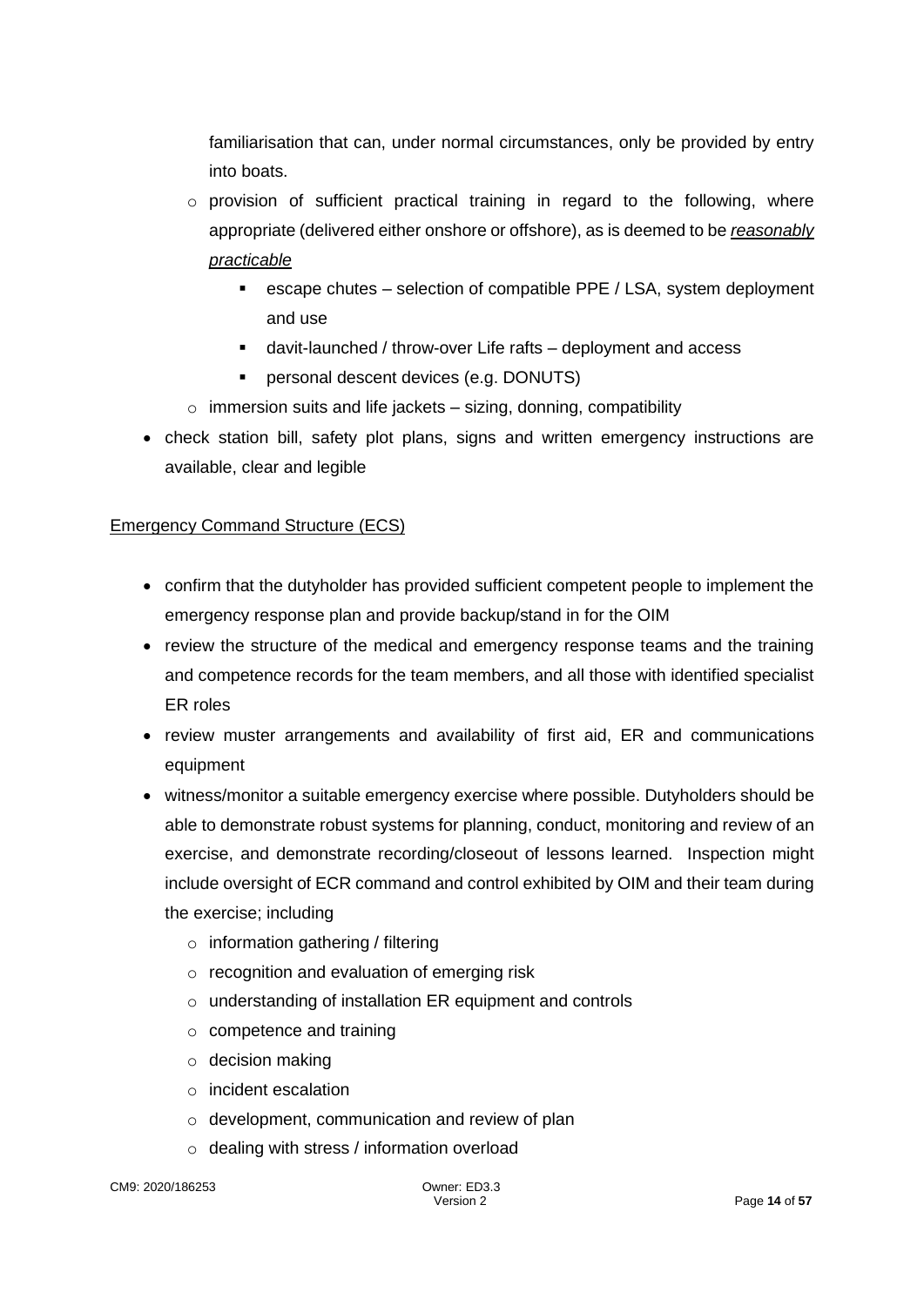familiarisation that can, under normal circumstances, only be provided by entry into boats.

    - provision of sufficient practical training in regard to the following, where appropriate (delivered either onshore or offshore), as is deemed to be *reasonably practicable*
        - escape chutes – selection of compatible PPE / LSA, system deployment and use
        - davit-launched / throw-over Life rafts – deployment and access
        - personal descent devices (e.g. DONUTS)
    - immersion suits and life jackets – sizing, donning, compatibility
- check station bill, safety plot plans, signs and written emergency instructions are available, clear and legible

Emergency Command Structure (ECS)

- confirm that the dutyholder has provided sufficient competent people to implement the emergency response plan and provide backup/stand in for the OIM
- review the structure of the medical and emergency response teams and the training and competence records for the team members, and all those with identified specialist ER roles
- review muster arrangements and availability of first aid, ER and communications equipment
- witness/monitor a suitable emergency exercise where possible. Dutyholders should be able to demonstrate robust systems for planning, conduct, monitoring and review of an exercise, and demonstrate recording/closeout of lessons learned. Inspection might include oversight of ECR command and control exhibited by OIM and their team during the exercise; including
    - information gathering / filtering
    - recognition and evaluation of emerging risk
    - understanding of installation ER equipment and controls
    - competence and training
    - decision making
    - incident escalation
    - development, communication and review of plan
    - dealing with stress / information overload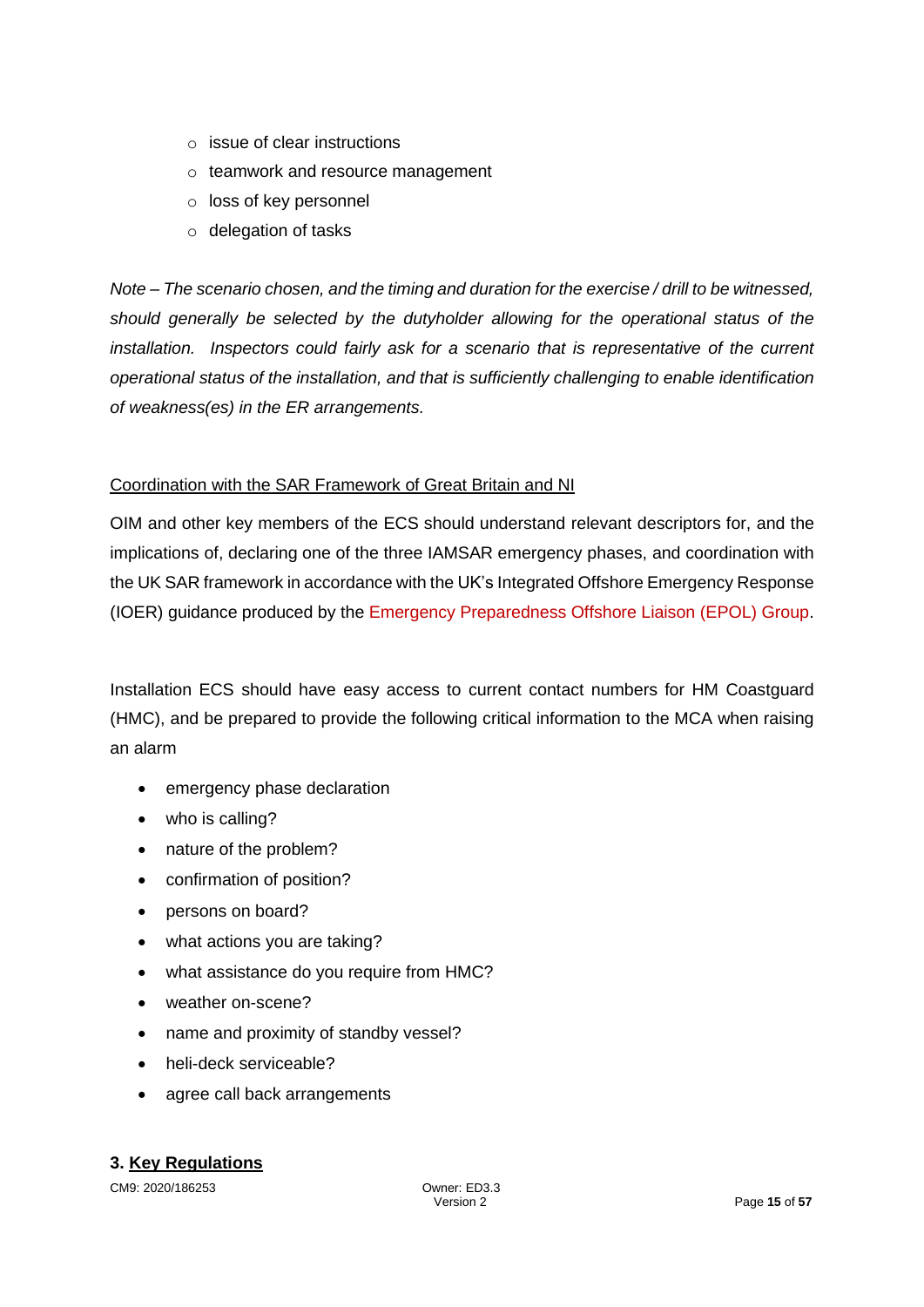- issue of clear instructions
  - teamwork and resource management
  - loss of key personnel
  - delegation of tasks

*Note – The scenario chosen, and the timing and duration for the exercise / drill to be witnessed, should generally be selected by the dutyholder allowing for the operational status of the installation. Inspectors could fairly ask for a scenario that is representative of the current operational status of the installation, and that is sufficiently challenging to enable identification of weakness(es) in the ER arrangements.*

<u>Coordination with the SAR Framework of Great Britain and NI</u>

OIM and other key members of the ECS should understand relevant descriptors for, and the implications of, declaring one of the three IAMSAR emergency phases, and coordination with the UK SAR framework in accordance with the UK's Integrated Offshore Emergency Response (IOER) guidance produced by the Emergency Preparedness Offshore Liaison (EPOL) Group.

Installation ECS should have easy access to current contact numbers for HM Coastguard (HMC), and be prepared to provide the following critical information to the MCA when raising an alarm

- emergency phase declaration
- who is calling?
- nature of the problem?
- confirmation of position?
- persons on board?
- what actions you are taking?
- what assistance do you require from HMC?
- weather on-scene?
- name and proximity of standby vessel?
- heli-deck serviceable?
- agree call back arrangements

## 3. Key Regulations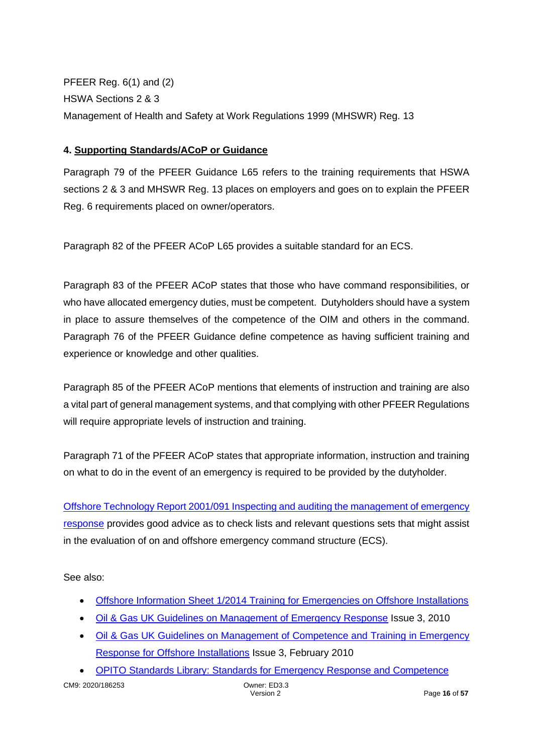PFEER Reg. 6(1) and (2)
HSWA Sections 2 & 3
Management of Health and Safety at Work Regulations 1999 (MHSWR) Reg. 13

## 4. Supporting Standards/ACoP or Guidance

Paragraph 79 of the PFEER Guidance L65 refers to the training requirements that HSWA sections 2 & 3 and MHSWR Reg. 13 places on employers and goes on to explain the PFEER Reg. 6 requirements placed on owner/operators.

Paragraph 82 of the PFEER ACoP L65 provides a suitable standard for an ECS.

Paragraph 83 of the PFEER ACoP states that those who have command responsibilities, or who have allocated emergency duties, must be competent. Dutyholders should have a system in place to assure themselves of the competence of the OIM and others in the command. Paragraph 76 of the PFEER Guidance define competence as having sufficient training and experience or knowledge and other qualities.

Paragraph 85 of the PFEER ACoP mentions that elements of instruction and training are also a vital part of general management systems, and that complying with other PFEER Regulations will require appropriate levels of instruction and training.

Paragraph 71 of the PFEER ACoP states that appropriate information, instruction and training on what to do in the event of an emergency is required to be provided by the dutyholder.

Offshore Technology Report 2001/091 Inspecting and auditing the management of emergency response provides good advice as to check lists and relevant questions sets that might assist in the evaluation of on and offshore emergency command structure (ECS).

See also:

- Offshore Information Sheet 1/2014 Training for Emergencies on Offshore Installations
- Oil & Gas UK Guidelines on Management of Emergency Response Issue 3, 2010
- Oil & Gas UK Guidelines on Management of Competence and Training in Emergency Response for Offshore Installations Issue 3, February 2010
- OPITO Standards Library: Standards for Emergency Response and Competence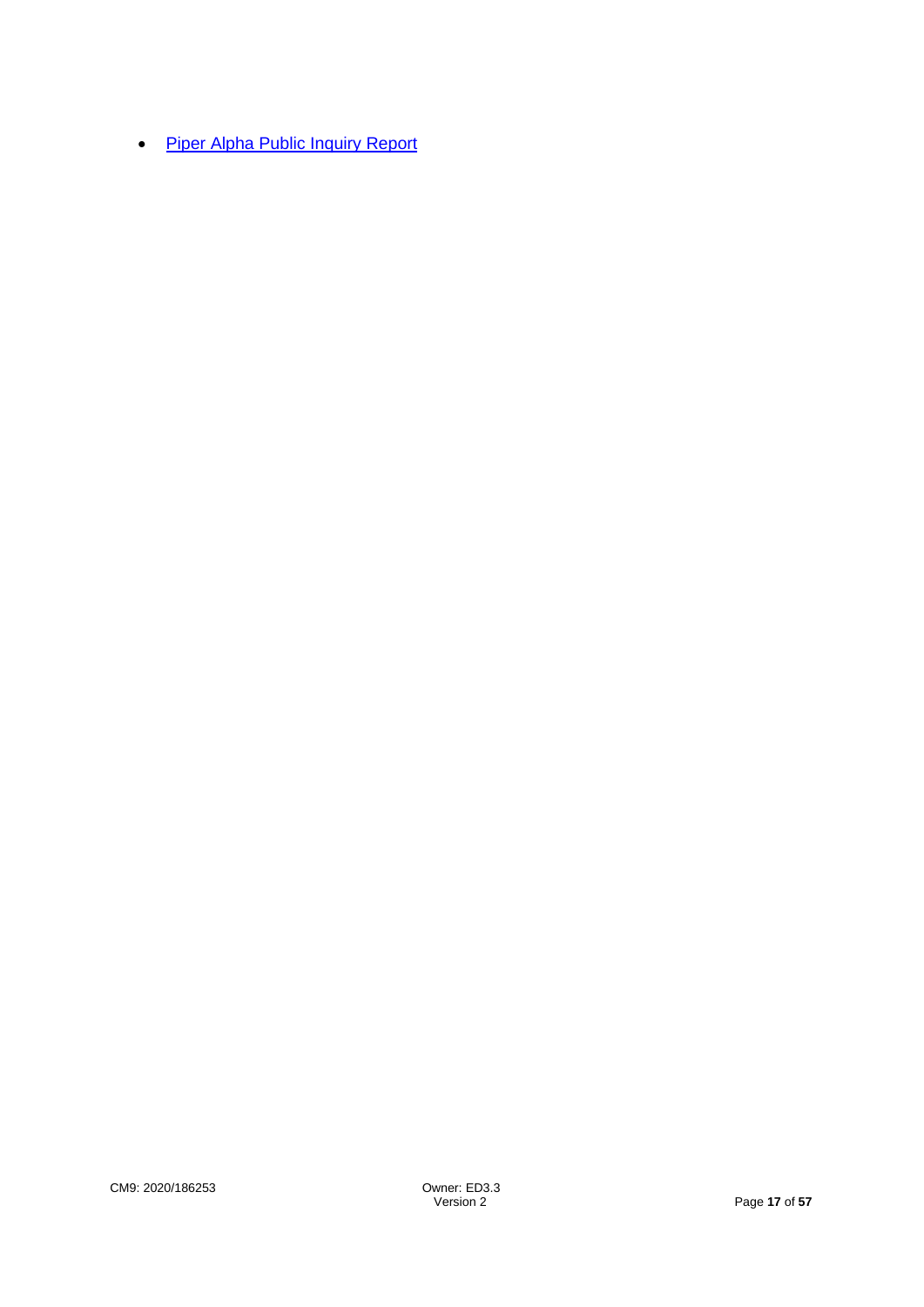- Piper Alpha Public Inquiry Report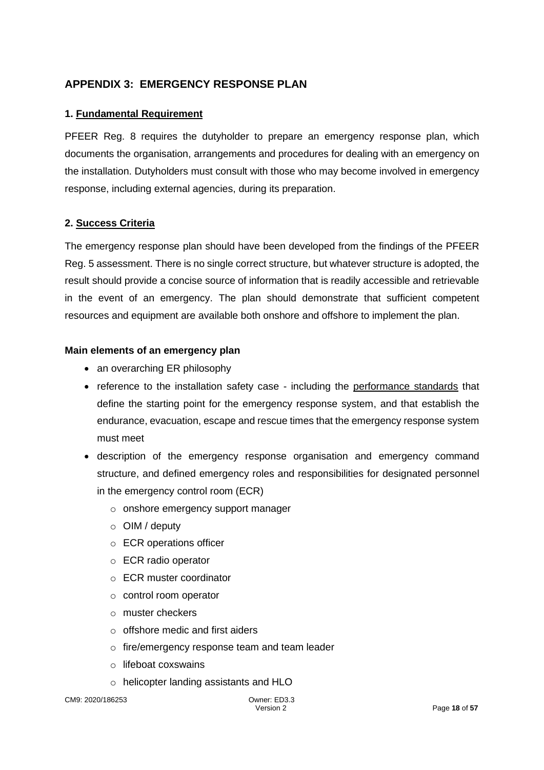## APPENDIX 3: EMERGENCY RESPONSE PLAN

### 1. Fundamental Requirement

PFEER Reg. 8 requires the dutyholder to prepare an emergency response plan, which documents the organisation, arrangements and procedures for dealing with an emergency on the installation. Dutyholders must consult with those who may become involved in emergency response, including external agencies, during its preparation.

### 2. Success Criteria

The emergency response plan should have been developed from the findings of the PFEER Reg. 5 assessment. There is no single correct structure, but whatever structure is adopted, the result should provide a concise source of information that is readily accessible and retrievable in the event of an emergency. The plan should demonstrate that sufficient competent resources and equipment are available both onshore and offshore to implement the plan.

**Main elements of an emergency plan**

- an overarching ER philosophy
- reference to the installation safety case - including the performance standards that define the starting point for the emergency response system, and that establish the endurance, evacuation, escape and rescue times that the emergency response system must meet
- description of the emergency response organisation and emergency command structure, and defined emergency roles and responsibilities for designated personnel in the emergency control room (ECR)
  - onshore emergency support manager
  - OIM / deputy
  - ECR operations officer
  - ECR radio operator
  - ECR muster coordinator
  - control room operator
  - muster checkers
  - offshore medic and first aiders
  - fire/emergency response team and team leader
  - lifeboat coxswains
  - helicopter landing assistants and HLO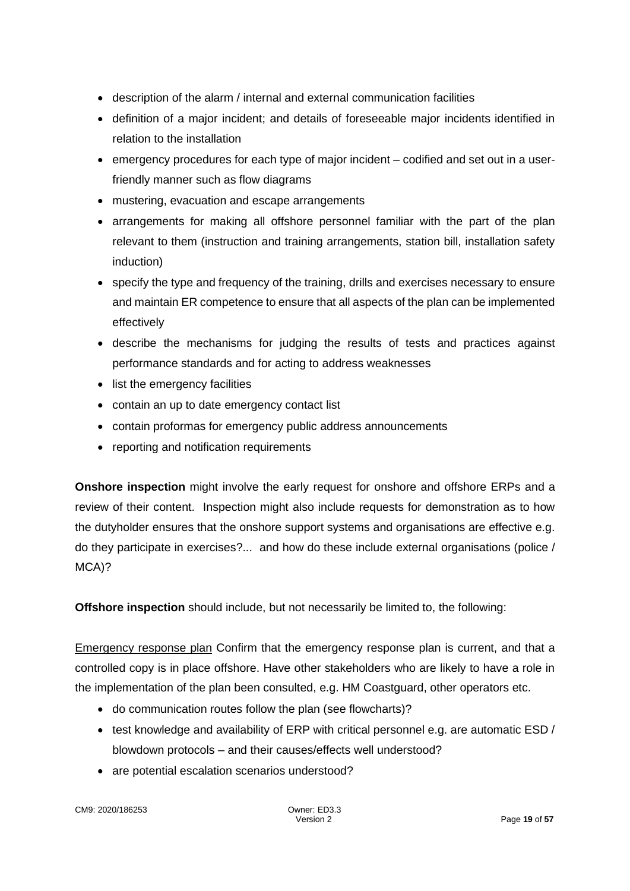- description of the alarm / internal and external communication facilities
- definition of a major incident; and details of foreseeable major incidents identified in relation to the installation
- emergency procedures for each type of major incident – codified and set out in a user-friendly manner such as flow diagrams
- mustering, evacuation and escape arrangements
- arrangements for making all offshore personnel familiar with the part of the plan relevant to them (instruction and training arrangements, station bill, installation safety induction)
- specify the type and frequency of the training, drills and exercises necessary to ensure and maintain ER competence to ensure that all aspects of the plan can be implemented effectively
- describe the mechanisms for judging the results of tests and practices against performance standards and for acting to address weaknesses
- list the emergency facilities
- contain an up to date emergency contact list
- contain proformas for emergency public address announcements
- reporting and notification requirements

**Onshore inspection** might involve the early request for onshore and offshore ERPs and a review of their content. Inspection might also include requests for demonstration as to how the dutyholder ensures that the onshore support systems and organisations are effective e.g. do they participate in exercises?... and how do these include external organisations (police / MCA)?

**Offshore inspection** should include, but not necessarily be limited to, the following:

<u>Emergency response plan</u> Confirm that the emergency response plan is current, and that a controlled copy is in place offshore. Have other stakeholders who are likely to have a role in the implementation of the plan been consulted, e.g. HM Coastguard, other operators etc.

- do communication routes follow the plan (see flowcharts)?
- test knowledge and availability of ERP with critical personnel e.g. are automatic ESD / blowdown protocols – and their causes/effects well understood?
- are potential escalation scenarios understood?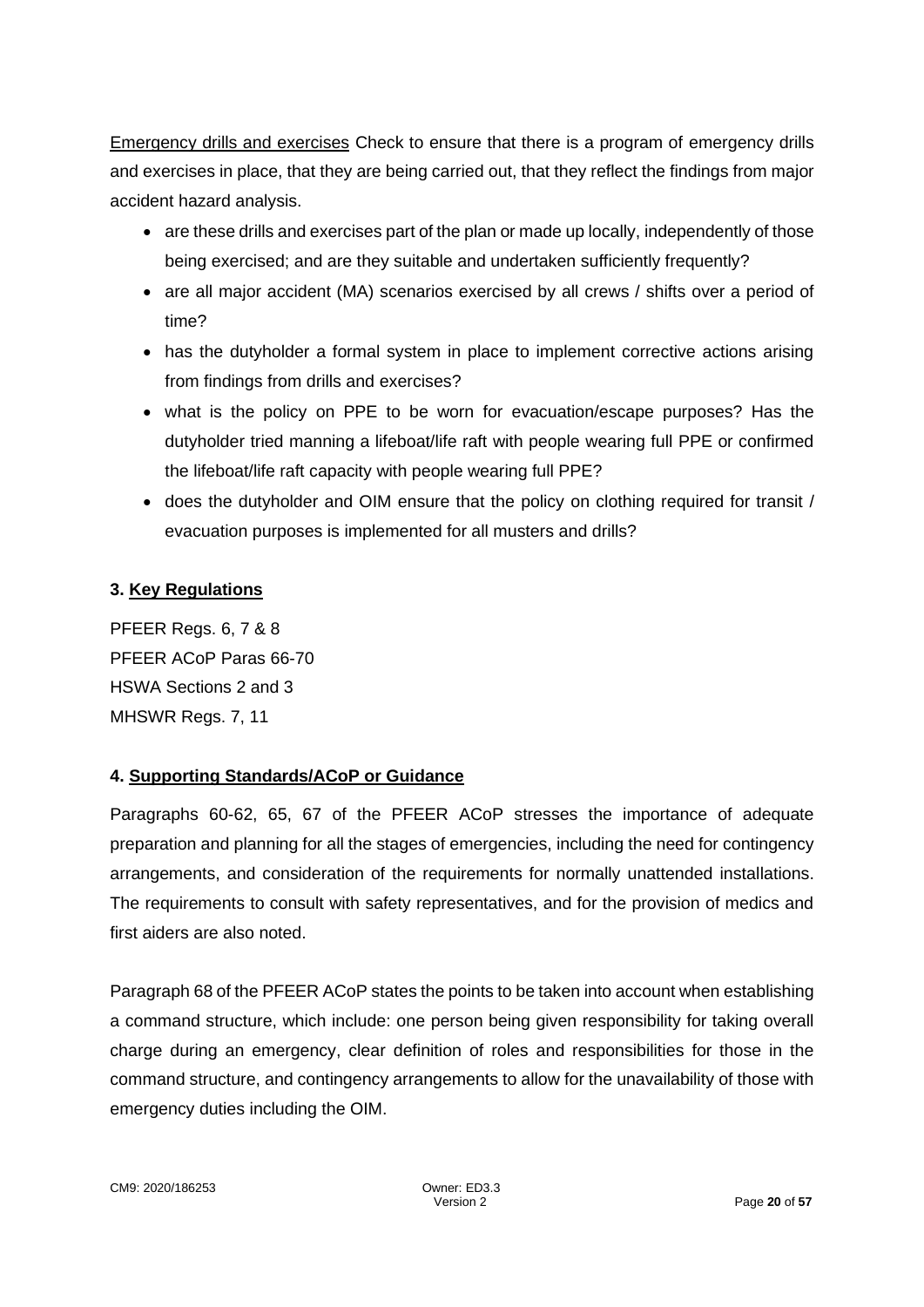Emergency drills and exercises Check to ensure that there is a program of emergency drills and exercises in place, that they are being carried out, that they reflect the findings from major accident hazard analysis.

- are these drills and exercises part of the plan or made up locally, independently of those being exercised; and are they suitable and undertaken sufficiently frequently?
- are all major accident (MA) scenarios exercised by all crews / shifts over a period of time?
- has the dutyholder a formal system in place to implement corrective actions arising from findings from drills and exercises?
- what is the policy on PPE to be worn for evacuation/escape purposes? Has the dutyholder tried manning a lifeboat/life raft with people wearing full PPE or confirmed the lifeboat/life raft capacity with people wearing full PPE?
- does the dutyholder and OIM ensure that the policy on clothing required for transit / evacuation purposes is implemented for all musters and drills?

## 3. Key Regulations

PFEER Regs. 6, 7 & 8
PFEER ACoP Paras 66-70
HSWA Sections 2 and 3
MHSWR Regs. 7, 11

## 4. Supporting Standards/ACoP or Guidance

Paragraphs 60-62, 65, 67 of the PFEER ACoP stresses the importance of adequate preparation and planning for all the stages of emergencies, including the need for contingency arrangements, and consideration of the requirements for normally unattended installations. The requirements to consult with safety representatives, and for the provision of medics and first aiders are also noted.

Paragraph 68 of the PFEER ACoP states the points to be taken into account when establishing a command structure, which include: one person being given responsibility for taking overall charge during an emergency, clear definition of roles and responsibilities for those in the command structure, and contingency arrangements to allow for the unavailability of those with emergency duties including the OIM.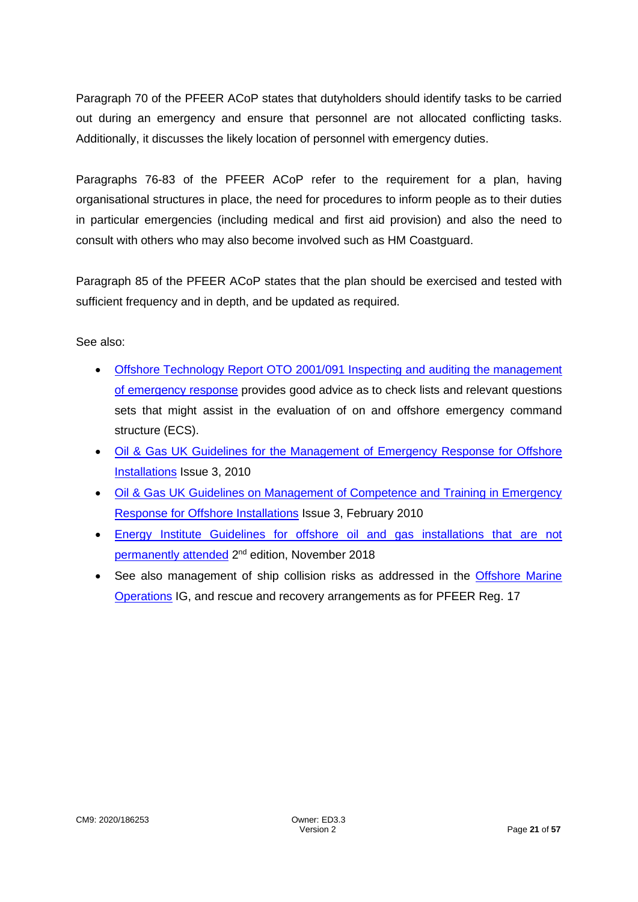Paragraph 70 of the PFEER ACoP states that dutyholders should identify tasks to be carried out during an emergency and ensure that personnel are not allocated conflicting tasks. Additionally, it discusses the likely location of personnel with emergency duties.

Paragraphs 76-83 of the PFEER ACoP refer to the requirement for a plan, having organisational structures in place, the need for procedures to inform people as to their duties in particular emergencies (including medical and first aid provision) and also the need to consult with others who may also become involved such as HM Coastguard.

Paragraph 85 of the PFEER ACoP states that the plan should be exercised and tested with sufficient frequency and in depth, and be updated as required.

See also:

- Offshore Technology Report OTO 2001/091 Inspecting and auditing the management of emergency response provides good advice as to check lists and relevant questions sets that might assist in the evaluation of on and offshore emergency command structure (ECS).
- Oil & Gas UK Guidelines for the Management of Emergency Response for Offshore Installations Issue 3, 2010
- Oil & Gas UK Guidelines on Management of Competence and Training in Emergency Response for Offshore Installations Issue 3, February 2010
- Energy Institute Guidelines for offshore oil and gas installations that are not permanently attended 2nd edition, November 2018
- See also management of ship collision risks as addressed in the Offshore Marine Operations IG, and rescue and recovery arrangements as for PFEER Reg. 17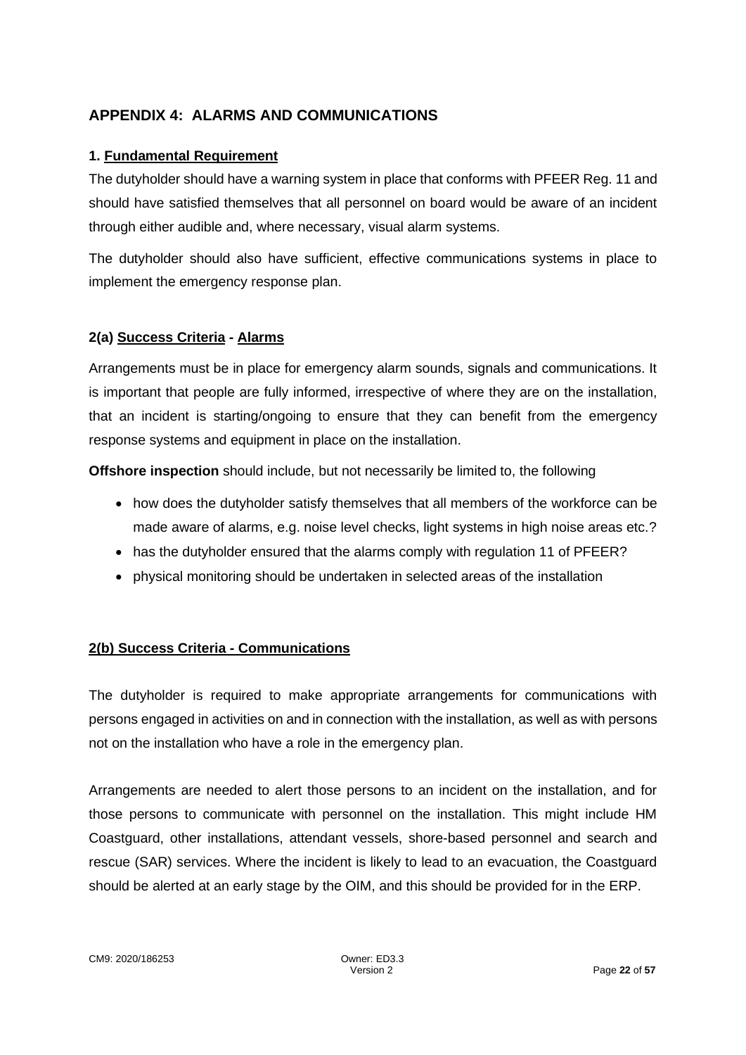## APPENDIX 4: ALARMS AND COMMUNICATIONS

### 1. Fundamental Requirement

The dutyholder should have a warning system in place that conforms with PFEER Reg. 11 and should have satisfied themselves that all personnel on board would be aware of an incident through either audible and, where necessary, visual alarm systems.

The dutyholder should also have sufficient, effective communications systems in place to implement the emergency response plan.

### 2(a) Success Criteria - Alarms

Arrangements must be in place for emergency alarm sounds, signals and communications. It is important that people are fully informed, irrespective of where they are on the installation, that an incident is starting/ongoing to ensure that they can benefit from the emergency response systems and equipment in place on the installation.

**Offshore inspection** should include, but not necessarily be limited to, the following

- how does the dutyholder satisfy themselves that all members of the workforce can be made aware of alarms, e.g. noise level checks, light systems in high noise areas etc.?
- has the dutyholder ensured that the alarms comply with regulation 11 of PFEER?
- physical monitoring should be undertaken in selected areas of the installation

### 2(b) Success Criteria - Communications

The dutyholder is required to make appropriate arrangements for communications with persons engaged in activities on and in connection with the installation, as well as with persons not on the installation who have a role in the emergency plan.

Arrangements are needed to alert those persons to an incident on the installation, and for those persons to communicate with personnel on the installation. This might include HM Coastguard, other installations, attendant vessels, shore-based personnel and search and rescue (SAR) services. Where the incident is likely to lead to an evacuation, the Coastguard should be alerted at an early stage by the OIM, and this should be provided for in the ERP.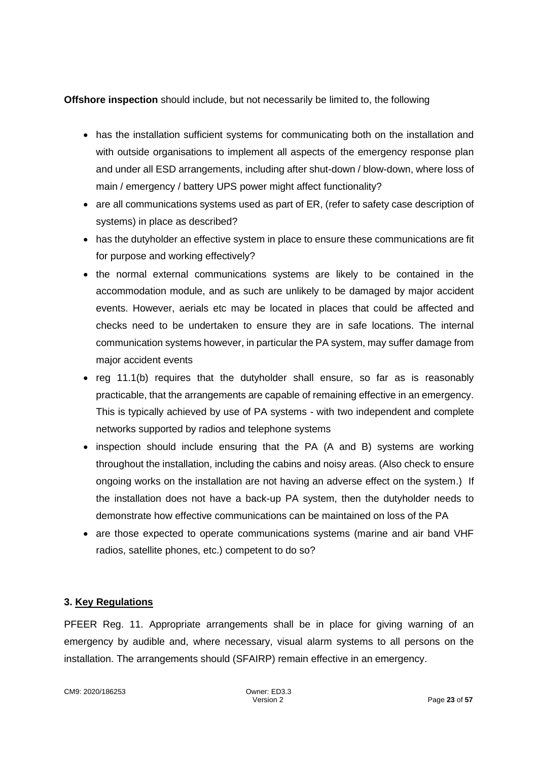**Offshore inspection** should include, but not necessarily be limited to, the following

- has the installation sufficient systems for communicating both on the installation and with outside organisations to implement all aspects of the emergency response plan and under all ESD arrangements, including after shut-down / blow-down, where loss of main / emergency / battery UPS power might affect functionality?
- are all communications systems used as part of ER, (refer to safety case description of systems) in place as described?
- has the dutyholder an effective system in place to ensure these communications are fit for purpose and working effectively?
- the normal external communications systems are likely to be contained in the accommodation module, and as such are unlikely to be damaged by major accident events. However, aerials etc may be located in places that could be affected and checks need to be undertaken to ensure they are in safe locations. The internal communication systems however, in particular the PA system, may suffer damage from major accident events
- reg 11.1(b) requires that the dutyholder shall ensure, so far as is reasonably practicable, that the arrangements are capable of remaining effective in an emergency. This is typically achieved by use of PA systems - with two independent and complete networks supported by radios and telephone systems
- inspection should include ensuring that the PA (A and B) systems are working throughout the installation, including the cabins and noisy areas. (Also check to ensure ongoing works on the installation are not having an adverse effect on the system.) If the installation does not have a back-up PA system, then the dutyholder needs to demonstrate how effective communications can be maintained on loss of the PA
- are those expected to operate communications systems (marine and air band VHF radios, satellite phones, etc.) competent to do so?

### 3. Key Regulations

PFEER Reg. 11. Appropriate arrangements shall be in place for giving warning of an emergency by audible and, where necessary, visual alarm systems to all persons on the installation. The arrangements should (SFAIRP) remain effective in an emergency.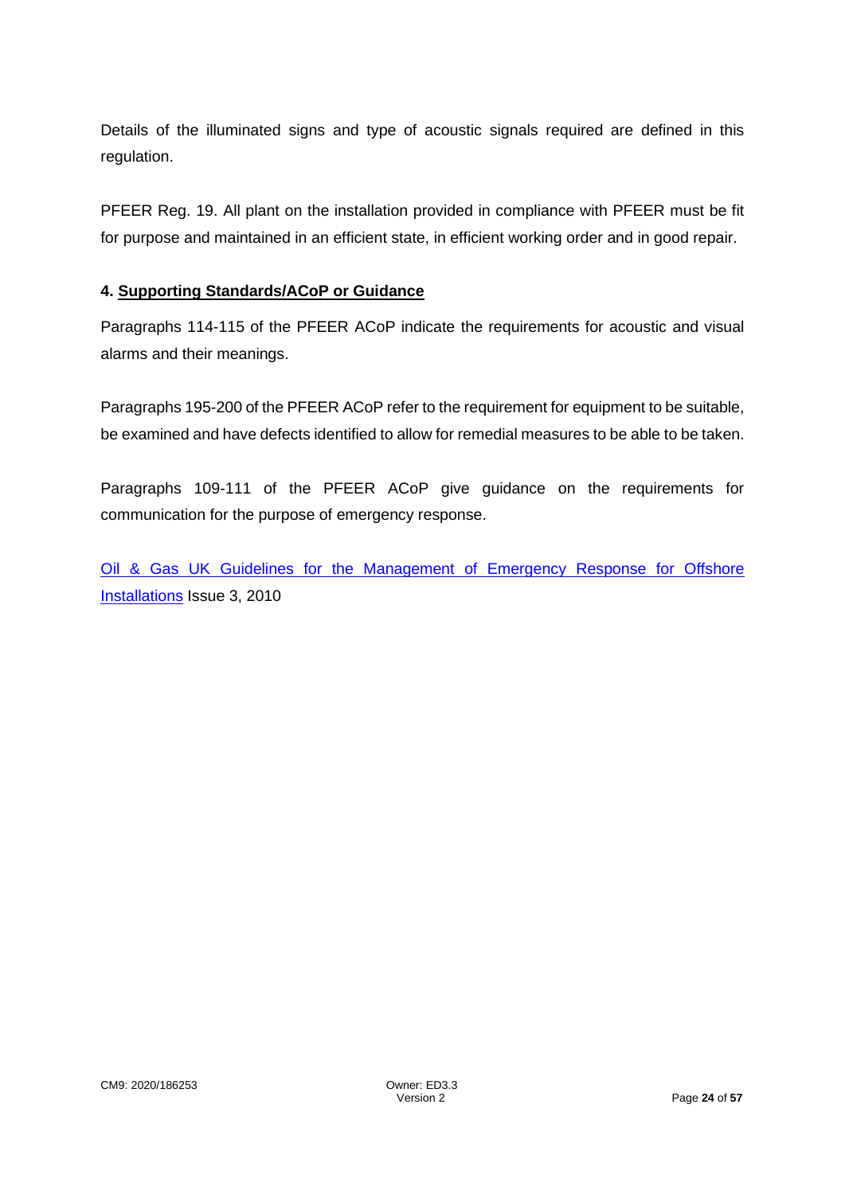Details of the illuminated signs and type of acoustic signals required are defined in this regulation.

PFEER Reg. 19. All plant on the installation provided in compliance with PFEER must be fit for purpose and maintained in an efficient state, in efficient working order and in good repair.

#### 4. Supporting Standards/ACoP or Guidance

Paragraphs 114-115 of the PFEER ACoP indicate the requirements for acoustic and visual alarms and their meanings.

Paragraphs 195-200 of the PFEER ACoP refer to the requirement for equipment to be suitable, be examined and have defects identified to allow for remedial measures to be able to be taken.

Paragraphs 109-111 of the PFEER ACoP give guidance on the requirements for communication for the purpose of emergency response.

Oil & Gas UK Guidelines for the Management of Emergency Response for Offshore Installations Issue 3, 2010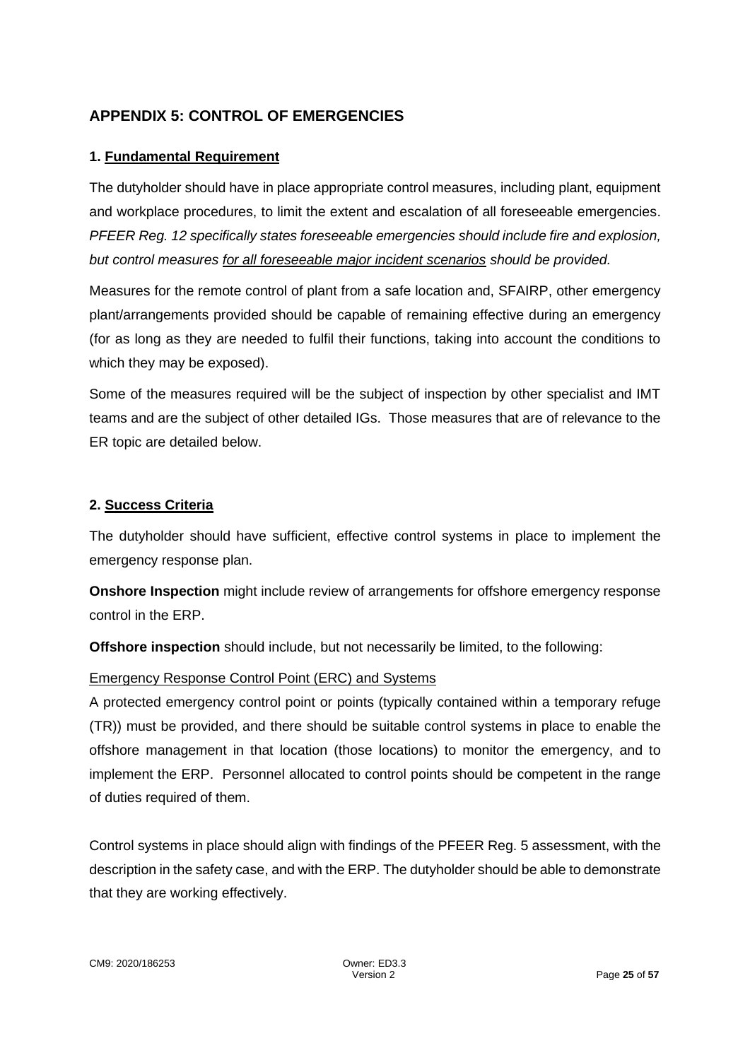## APPENDIX 5: CONTROL OF EMERGENCIES

### 1. Fundamental Requirement

The dutyholder should have in place appropriate control measures, including plant, equipment and workplace procedures, to limit the extent and escalation of all foreseeable emergencies. *PFEER Reg. 12 specifically states foreseeable emergencies should include fire and explosion, but control measures for all foreseeable major incident scenarios should be provided.*

Measures for the remote control of plant from a safe location and, SFAIRP, other emergency plant/arrangements provided should be capable of remaining effective during an emergency (for as long as they are needed to fulfil their functions, taking into account the conditions to which they may be exposed).

Some of the measures required will be the subject of inspection by other specialist and IMT teams and are the subject of other detailed IGs. Those measures that are of relevance to the ER topic are detailed below.

### 2. Success Criteria

The dutyholder should have sufficient, effective control systems in place to implement the emergency response plan.

**Onshore Inspection** might include review of arrangements for offshore emergency response control in the ERP.

**Offshore inspection** should include, but not necessarily be limited, to the following:

Emergency Response Control Point (ERC) and Systems

A protected emergency control point or points (typically contained within a temporary refuge (TR)) must be provided, and there should be suitable control systems in place to enable the offshore management in that location (those locations) to monitor the emergency, and to implement the ERP. Personnel allocated to control points should be competent in the range of duties required of them.

Control systems in place should align with findings of the PFEER Reg. 5 assessment, with the description in the safety case, and with the ERP. The dutyholder should be able to demonstrate that they are working effectively.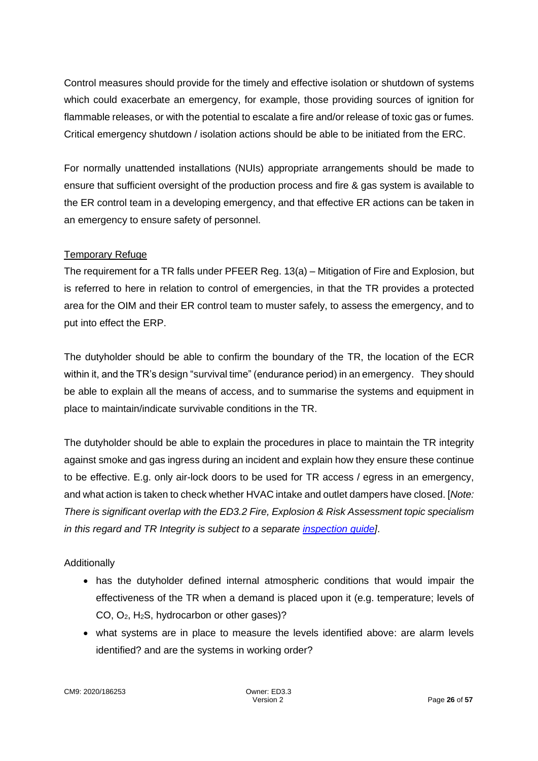Control measures should provide for the timely and effective isolation or shutdown of systems which could exacerbate an emergency, for example, those providing sources of ignition for flammable releases, or with the potential to escalate a fire and/or release of toxic gas or fumes. Critical emergency shutdown / isolation actions should be able to be initiated from the ERC.

For normally unattended installations (NUIs) appropriate arrangements should be made to ensure that sufficient oversight of the production process and fire & gas system is available to the ER control team in a developing emergency, and that effective ER actions can be taken in an emergency to ensure safety of personnel.

<u>Temporary Refuge</u>

The requirement for a TR falls under PFEER Reg. 13(a) – Mitigation of Fire and Explosion, but is referred to here in relation to control of emergencies, in that the TR provides a protected area for the OIM and their ER control team to muster safely, to assess the emergency, and to put into effect the ERP.

The dutyholder should be able to confirm the boundary of the TR, the location of the ECR within it, and the TR's design "survival time" (endurance period) in an emergency. They should be able to explain all the means of access, and to summarise the systems and equipment in place to maintain/indicate survivable conditions in the TR.

The dutyholder should be able to explain the procedures in place to maintain the TR integrity against smoke and gas ingress during an incident and explain how they ensure these continue to be effective. E.g. only air-lock doors to be used for TR access / egress in an emergency, and what action is taken to check whether HVAC intake and outlet dampers have closed. [*Note: There is significant overlap with the ED3.2 Fire, Explosion & Risk Assessment topic specialism in this regard and TR Integrity is subject to a separate inspection guide*].

Additionally

- has the dutyholder defined internal atmospheric conditions that would impair the effectiveness of the TR when a demand is placed upon it (e.g. temperature; levels of CO, $O_2$, $H_2S$, hydrocarbon or other gases)?
- what systems are in place to measure the levels identified above: are alarm levels identified? and are the systems in working order?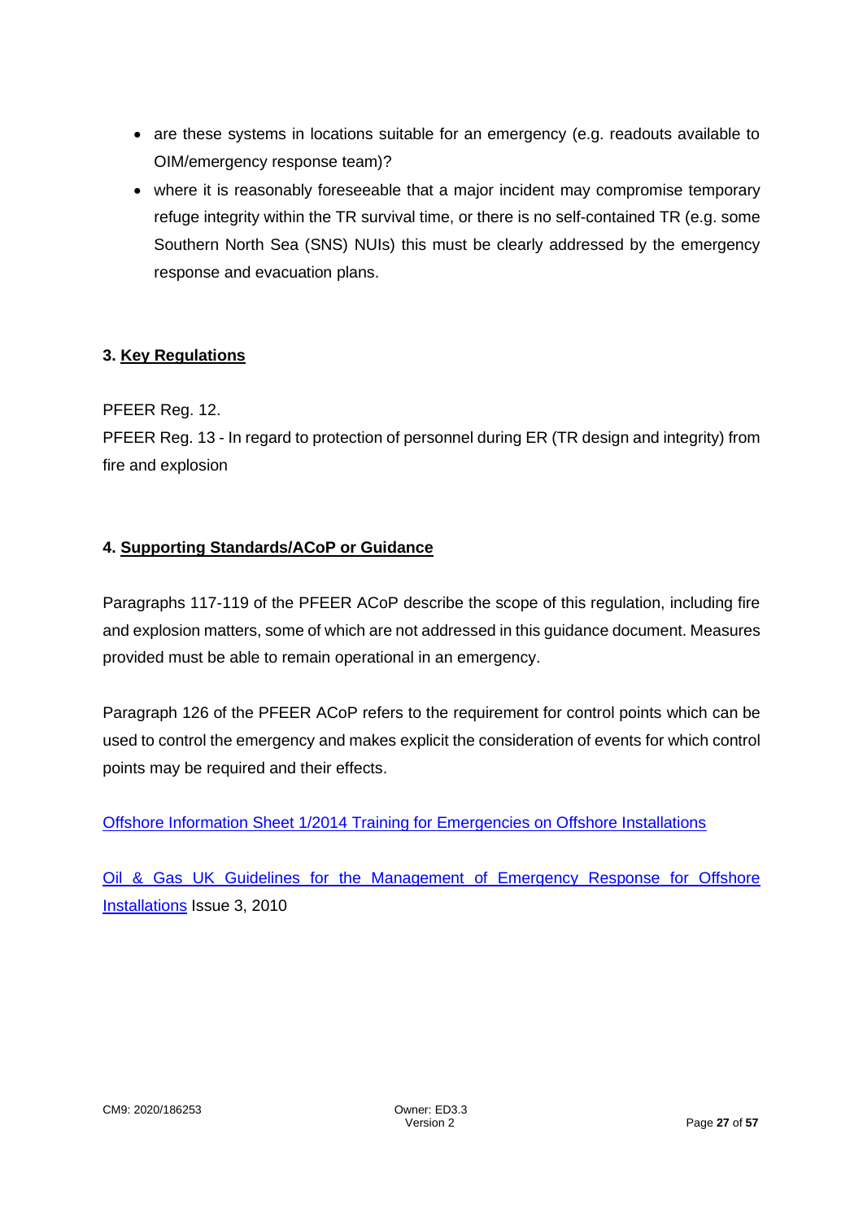- are these systems in locations suitable for an emergency (e.g. readouts available to OIM/emergency response team)?
- where it is reasonably foreseeable that a major incident may compromise temporary refuge integrity within the TR survival time, or there is no self-contained TR (e.g. some Southern North Sea (SNS) NUIs) this must be clearly addressed by the emergency response and evacuation plans.

### 3. Key Regulations

PFEER Reg. 12.

PFEER Reg. 13 - In regard to protection of personnel during ER (TR design and integrity) from fire and explosion

### 4. Supporting Standards/ACoP or Guidance

Paragraphs 117-119 of the PFEER ACoP describe the scope of this regulation, including fire and explosion matters, some of which are not addressed in this guidance document. Measures provided must be able to remain operational in an emergency.

Paragraph 126 of the PFEER ACoP refers to the requirement for control points which can be used to control the emergency and makes explicit the consideration of events for which control points may be required and their effects.

Offshore Information Sheet 1/2014 Training for Emergencies on Offshore Installations

Oil & Gas UK Guidelines for the Management of Emergency Response for Offshore Installations Issue 3, 2010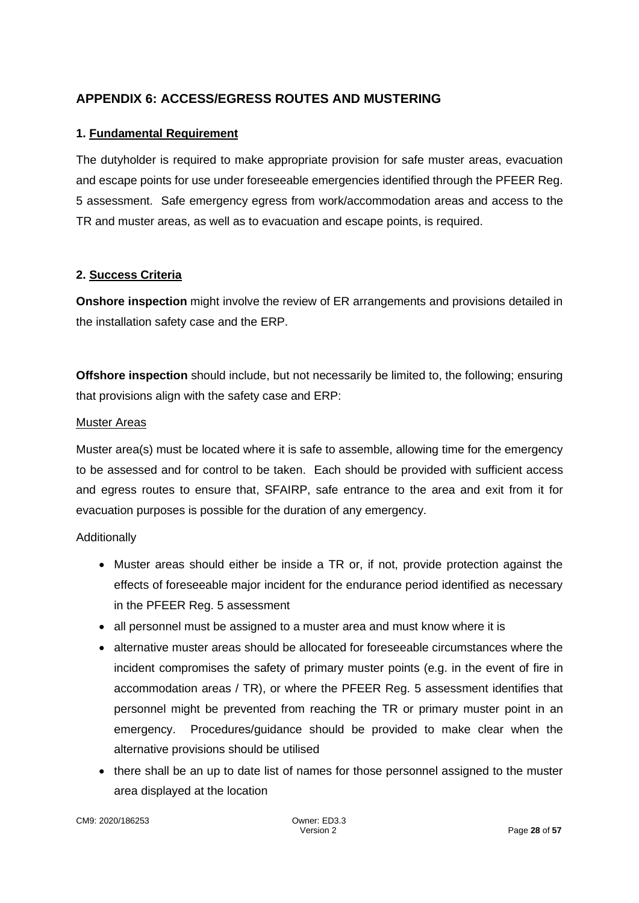## APPENDIX 6: ACCESS/EGRESS ROUTES AND MUSTERING

### 1. Fundamental Requirement

The dutyholder is required to make appropriate provision for safe muster areas, evacuation and escape points for use under foreseeable emergencies identified through the PFEER Reg. 5 assessment. Safe emergency egress from work/accommodation areas and access to the TR and muster areas, as well as to evacuation and escape points, is required.

### 2. Success Criteria

**Onshore inspection** might involve the review of ER arrangements and provisions detailed in the installation safety case and the ERP.

**Offshore inspection** should include, but not necessarily be limited to, the following; ensuring that provisions align with the safety case and ERP:

Muster Areas

Muster area(s) must be located where it is safe to assemble, allowing time for the emergency to be assessed and for control to be taken. Each should be provided with sufficient access and egress routes to ensure that, SFAIRP, safe entrance to the area and exit from it for evacuation purposes is possible for the duration of any emergency.

Additionally

- Muster areas should either be inside a TR or, if not, provide protection against the effects of foreseeable major incident for the endurance period identified as necessary in the PFEER Reg. 5 assessment
- all personnel must be assigned to a muster area and must know where it is
- alternative muster areas should be allocated for foreseeable circumstances where the incident compromises the safety of primary muster points (e.g. in the event of fire in accommodation areas / TR), or where the PFEER Reg. 5 assessment identifies that personnel might be prevented from reaching the TR or primary muster point in an emergency. Procedures/guidance should be provided to make clear when the alternative provisions should be utilised
- there shall be an up to date list of names for those personnel assigned to the muster area displayed at the location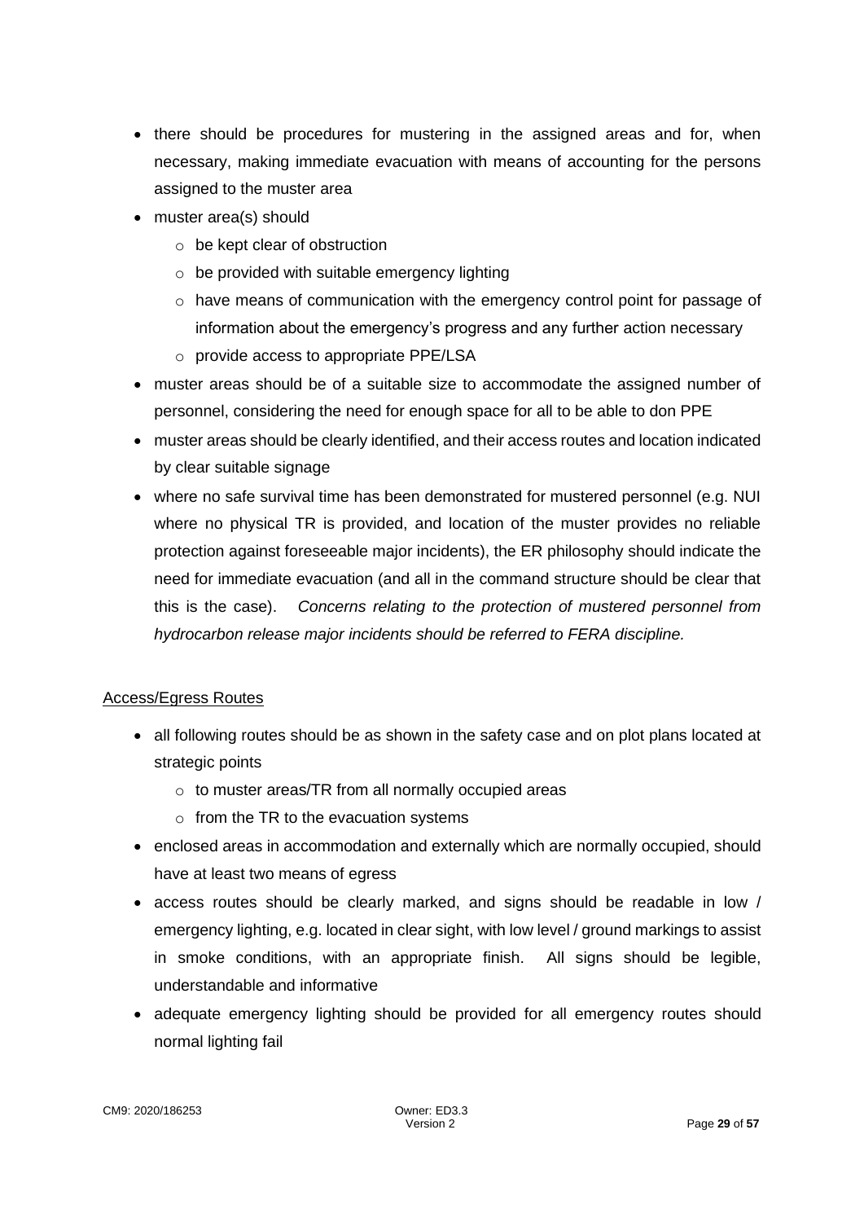- there should be procedures for mustering in the assigned areas and for, when necessary, making immediate evacuation with means of accounting for the persons assigned to the muster area
- muster area(s) should
    - be kept clear of obstruction
    - be provided with suitable emergency lighting
    - have means of communication with the emergency control point for passage of information about the emergency's progress and any further action necessary
    - provide access to appropriate PPE/LSA
- muster areas should be of a suitable size to accommodate the assigned number of personnel, considering the need for enough space for all to be able to don PPE
- muster areas should be clearly identified, and their access routes and location indicated by clear suitable signage
- where no safe survival time has been demonstrated for mustered personnel (e.g. NUI where no physical TR is provided, and location of the muster provides no reliable protection against foreseeable major incidents), the ER philosophy should indicate the need for immediate evacuation (and all in the command structure should be clear that this is the case). *Concerns relating to the protection of mustered personnel from hydrocarbon release major incidents should be referred to FERA discipline.*

<u>Access/Egress Routes</u>

- all following routes should be as shown in the safety case and on plot plans located at strategic points
    - to muster areas/TR from all normally occupied areas
    - from the TR to the evacuation systems
- enclosed areas in accommodation and externally which are normally occupied, should have at least two means of egress
- access routes should be clearly marked, and signs should be readable in low / emergency lighting, e.g. located in clear sight, with low level / ground markings to assist in smoke conditions, with an appropriate finish. All signs should be legible, understandable and informative
- adequate emergency lighting should be provided for all emergency routes should normal lighting fail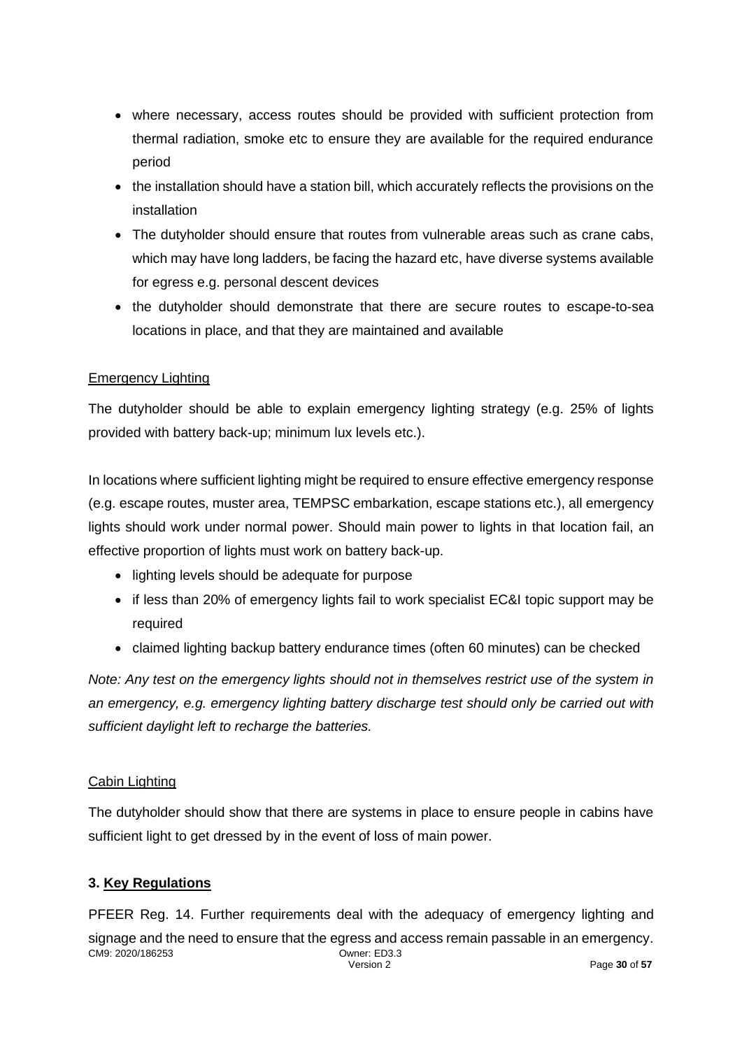- where necessary, access routes should be provided with sufficient protection from thermal radiation, smoke etc to ensure they are available for the required endurance period
- the installation should have a station bill, which accurately reflects the provisions on the installation
- The dutyholder should ensure that routes from vulnerable areas such as crane cabs, which may have long ladders, be facing the hazard etc, have diverse systems available for egress e.g. personal descent devices
- the dutyholder should demonstrate that there are secure routes to escape-to-sea locations in place, and that they are maintained and available

<u>Emergency Lighting</u>

The dutyholder should be able to explain emergency lighting strategy (e.g. 25% of lights provided with battery back-up; minimum lux levels etc.).

In locations where sufficient lighting might be required to ensure effective emergency response (e.g. escape routes, muster area, TEMPSC embarkation, escape stations etc.), all emergency lights should work under normal power. Should main power to lights in that location fail, an effective proportion of lights must work on battery back-up.

- lighting levels should be adequate for purpose
- if less than 20% of emergency lights fail to work specialist EC&I topic support may be required
- claimed lighting backup battery endurance times (often 60 minutes) can be checked

*Note: Any test on the emergency lights should not in themselves restrict use of the system in an emergency, e.g. emergency lighting battery discharge test should only be carried out with sufficient daylight left to recharge the batteries.*

<u>Cabin Lighting</u>

The dutyholder should show that there are systems in place to ensure people in cabins have sufficient light to get dressed by in the event of loss of main power.

### 3. <u>Key Regulations</u>

PFEER Reg. 14. Further requirements deal with the adequacy of emergency lighting and signage and the need to ensure that the egress and access remain passable in an emergency.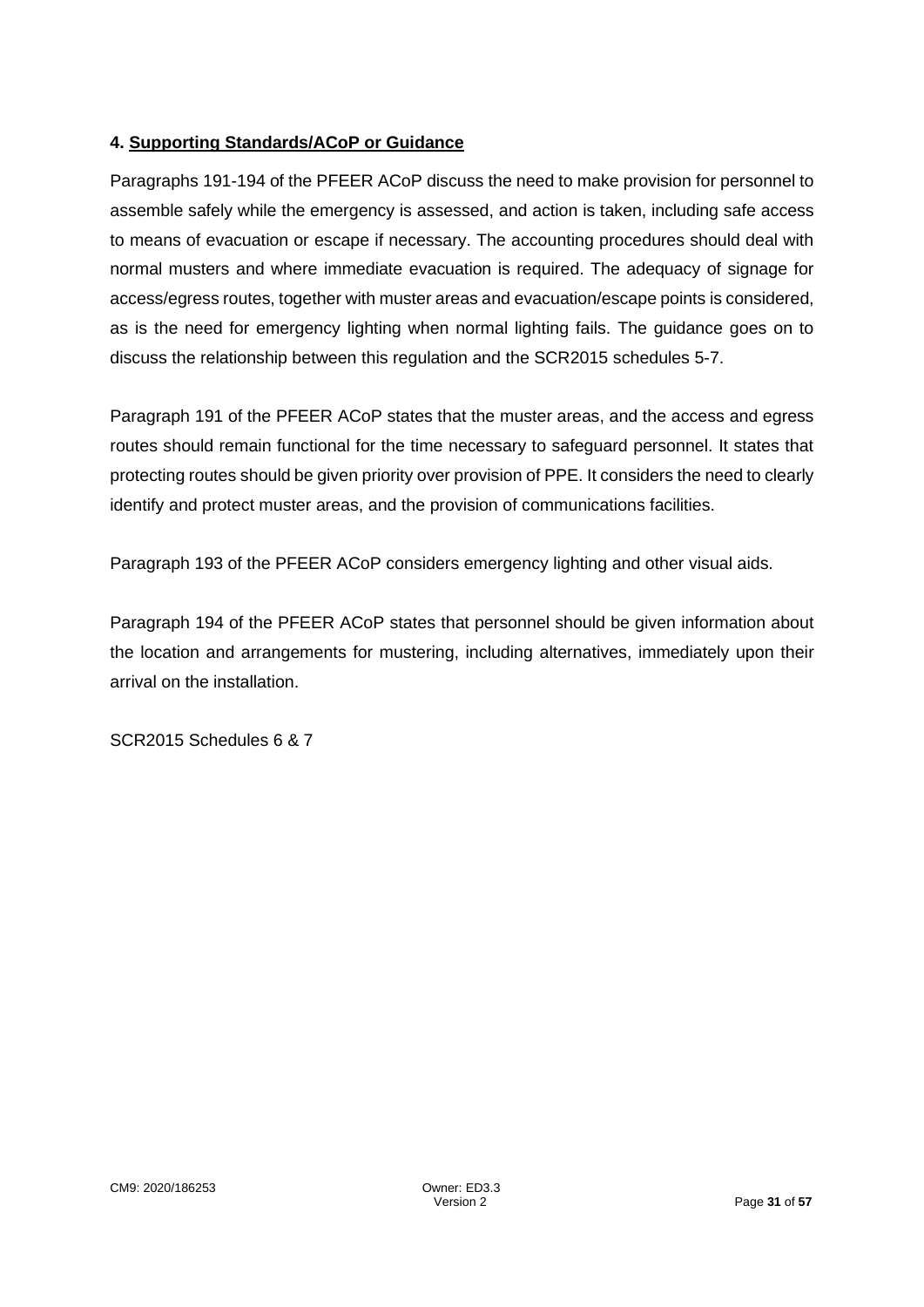## 4. Supporting Standards/ACoP or Guidance

Paragraphs 191-194 of the PFEER ACoP discuss the need to make provision for personnel to assemble safely while the emergency is assessed, and action is taken, including safe access to means of evacuation or escape if necessary. The accounting procedures should deal with normal musters and where immediate evacuation is required. The adequacy of signage for access/egress routes, together with muster areas and evacuation/escape points is considered, as is the need for emergency lighting when normal lighting fails. The guidance goes on to discuss the relationship between this regulation and the SCR2015 schedules 5-7.

Paragraph 191 of the PFEER ACoP states that the muster areas, and the access and egress routes should remain functional for the time necessary to safeguard personnel. It states that protecting routes should be given priority over provision of PPE. It considers the need to clearly identify and protect muster areas, and the provision of communications facilities.

Paragraph 193 of the PFEER ACoP considers emergency lighting and other visual aids.

Paragraph 194 of the PFEER ACoP states that personnel should be given information about the location and arrangements for mustering, including alternatives, immediately upon their arrival on the installation.

SCR2015 Schedules 6 & 7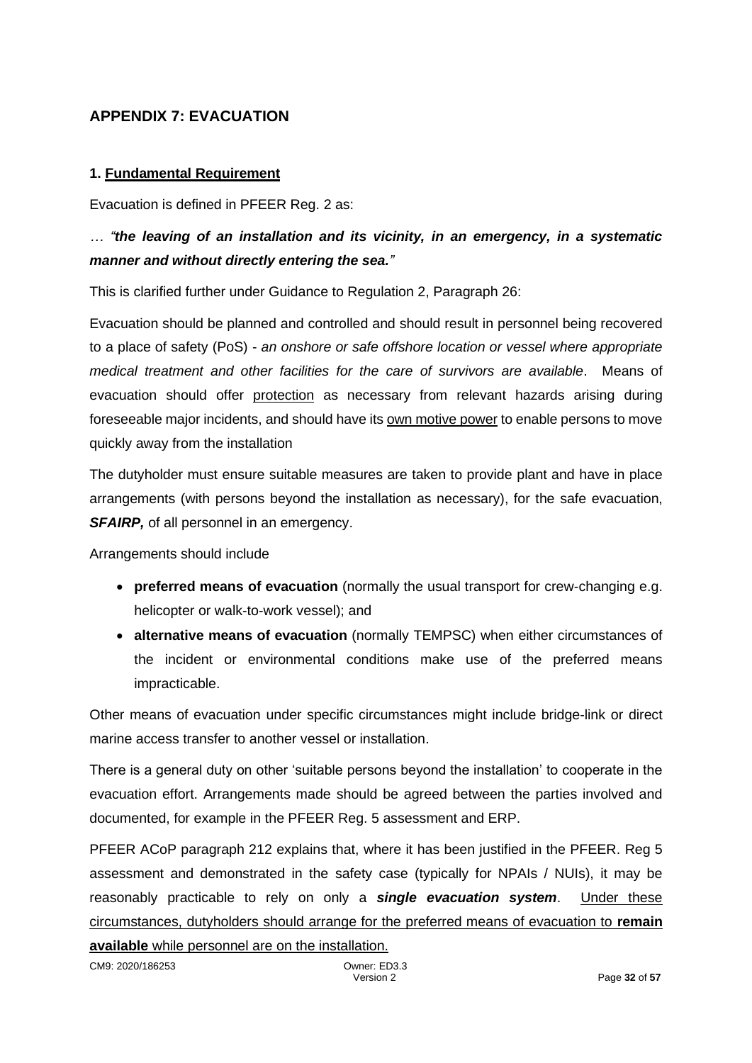## APPENDIX 7: EVACUATION

### 1. Fundamental Requirement

Evacuation is defined in PFEER Reg. 2 as:

*… "**the leaving of an installation and its vicinity, in an emergency, in a systematic manner and without directly entering the sea.**"*

This is clarified further under Guidance to Regulation 2, Paragraph 26:

Evacuation should be planned and controlled and should result in personnel being recovered to a place of safety (PoS) - *an onshore or safe offshore location or vessel where appropriate medical treatment and other facilities for the care of survivors are available*. Means of evacuation should offer protection as necessary from relevant hazards arising during foreseeable major incidents, and should have its own motive power to enable persons to move quickly away from the installation

The dutyholder must ensure suitable measures are taken to provide plant and have in place arrangements (with persons beyond the installation as necessary), for the safe evacuation, ***SFAIRP,*** of all personnel in an emergency.

Arrangements should include

- **preferred means of evacuation** (normally the usual transport for crew-changing e.g. helicopter or walk-to-work vessel); and
- **alternative means of evacuation** (normally TEMPSC) when either circumstances of the incident or environmental conditions make use of the preferred means impracticable.

Other means of evacuation under specific circumstances might include bridge-link or direct marine access transfer to another vessel or installation.

There is a general duty on other 'suitable persons beyond the installation' to cooperate in the evacuation effort. Arrangements made should be agreed between the parties involved and documented, for example in the PFEER Reg. 5 assessment and ERP.

PFEER ACoP paragraph 212 explains that, where it has been justified in the PFEER. Reg 5 assessment and demonstrated in the safety case (typically for NPAIs / NUIs), it may be reasonably practicable to rely on only a ***single evacuation system***. Under these circumstances, dutyholders should arrange for the preferred means of evacuation to **remain available** while personnel are on the installation.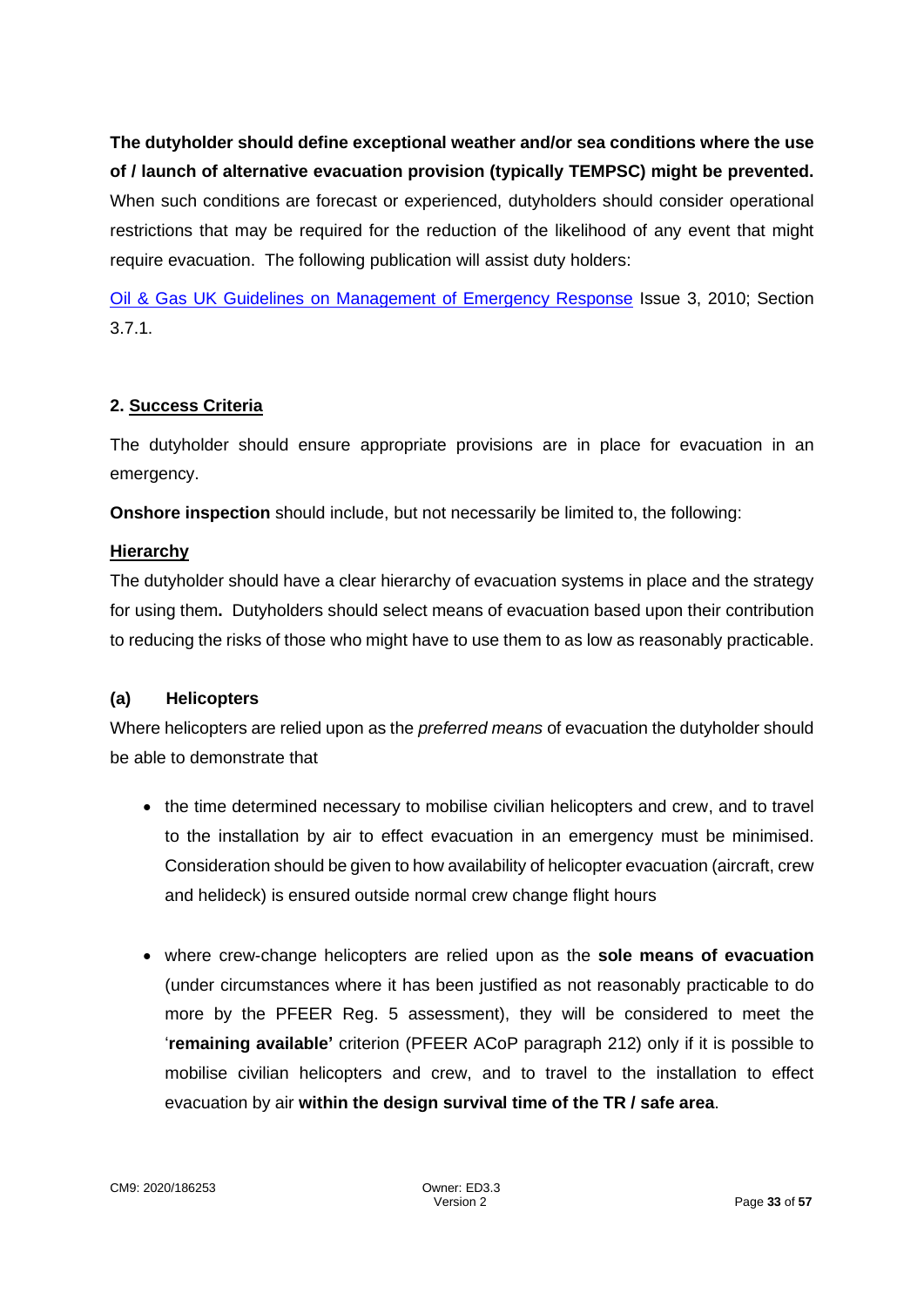**The dutyholder should define exceptional weather and/or sea conditions where the use of / launch of alternative evacuation provision (typically TEMPSC) might be prevented.** When such conditions are forecast or experienced, dutyholders should consider operational restrictions that may be required for the reduction of the likelihood of any event that might require evacuation. The following publication will assist duty holders:

[Oil & Gas UK Guidelines on Management of Emergency Response]() Issue 3, 2010; Section 3.7.1.

## 2. <u>Success Criteria</u>

The dutyholder should ensure appropriate provisions are in place for evacuation in an emergency.

**Onshore inspection** should include, but not necessarily be limited to, the following:

**<u>Hierarchy</u>**

The dutyholder should have a clear hierarchy of evacuation systems in place and the strategy for using them**.** Dutyholders should select means of evacuation based upon their contribution to reducing the risks of those who might have to use them to as low as reasonably practicable.

### (a) Helicopters

Where helicopters are relied upon as the *preferred means* of evacuation the dutyholder should be able to demonstrate that

- the time determined necessary to mobilise civilian helicopters and crew, and to travel to the installation by air to effect evacuation in an emergency must be minimised. Consideration should be given to how availability of helicopter evacuation (aircraft, crew and helideck) is ensured outside normal crew change flight hours

- where crew-change helicopters are relied upon as the **sole means of evacuation** (under circumstances where it has been justified as not reasonably practicable to do more by the PFEER Reg. 5 assessment), they will be considered to meet the '**remaining available'** criterion (PFEER ACoP paragraph 212) only if it is possible to mobilise civilian helicopters and crew, and to travel to the installation to effect evacuation by air **within the design survival time of the TR / safe area**.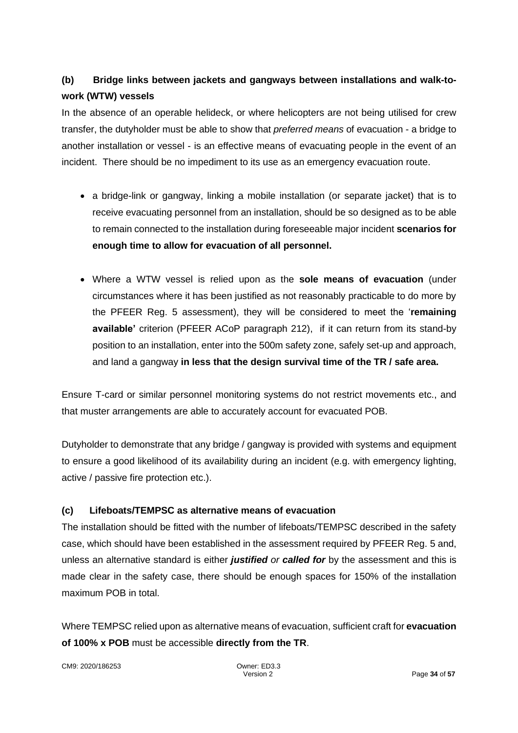### (b) Bridge links between jackets and gangways between installations and walk-to-work (WTW) vessels

In the absence of an operable helideck, or where helicopters are not being utilised for crew transfer, the dutyholder must be able to show that *preferred means* of evacuation - a bridge to another installation or vessel - is an effective means of evacuating people in the event of an incident. There should be no impediment to its use as an emergency evacuation route.

- a bridge-link or gangway, linking a mobile installation (or separate jacket) that is to receive evacuating personnel from an installation, should be so designed as to be able to remain connected to the installation during foreseeable major incident **scenarios for enough time to allow for evacuation of all personnel.**

- Where a WTW vessel is relied upon as the **sole means of evacuation** (under circumstances where it has been justified as not reasonably practicable to do more by the PFEER Reg. 5 assessment), they will be considered to meet the '**remaining available'** criterion (PFEER ACoP paragraph 212), if it can return from its stand-by position to an installation, enter into the 500m safety zone, safely set-up and approach, and land a gangway **in less that the design survival time of the TR / safe area.**

Ensure T-card or similar personnel monitoring systems do not restrict movements etc., and that muster arrangements are able to accurately account for evacuated POB.

Dutyholder to demonstrate that any bridge / gangway is provided with systems and equipment to ensure a good likelihood of its availability during an incident (e.g. with emergency lighting, active / passive fire protection etc.).

### (c) Lifeboats/TEMPSC as alternative means of evacuation

The installation should be fitted with the number of lifeboats/TEMPSC described in the safety case, which should have been established in the assessment required by PFEER Reg. 5 and, unless an alternative standard is either ***justified*** *or* ***called for*** by the assessment and this is made clear in the safety case, there should be enough spaces for 150% of the installation maximum POB in total.

Where TEMPSC relied upon as alternative means of evacuation, sufficient craft for **evacuation of 100% x POB** must be accessible **directly from the TR**.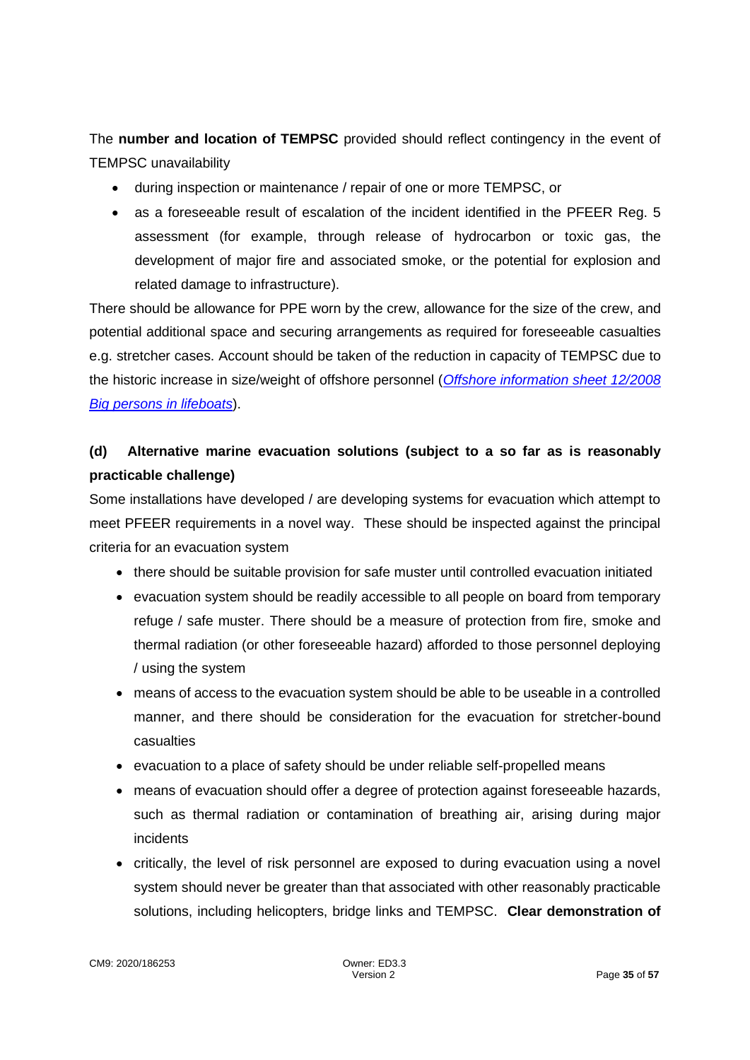The **number and location of TEMPSC** provided should reflect contingency in the event of TEMPSC unavailability

- during inspection or maintenance / repair of one or more TEMPSC, or
- as a foreseeable result of escalation of the incident identified in the PFEER Reg. 5 assessment (for example, through release of hydrocarbon or toxic gas, the development of major fire and associated smoke, or the potential for explosion and related damage to infrastructure).

There should be allowance for PPE worn by the crew, allowance for the size of the crew, and potential additional space and securing arrangements as required for foreseeable casualties e.g. stretcher cases. Account should be taken of the reduction in capacity of TEMPSC due to the historic increase in size/weight of offshore personnel (*Offshore information sheet 12/2008 Big persons in lifeboats*).

**(d) Alternative marine evacuation solutions (subject to a so far as is reasonably practicable challenge)**

Some installations have developed / are developing systems for evacuation which attempt to meet PFEER requirements in a novel way. These should be inspected against the principal criteria for an evacuation system

- there should be suitable provision for safe muster until controlled evacuation initiated
- evacuation system should be readily accessible to all people on board from temporary refuge / safe muster. There should be a measure of protection from fire, smoke and thermal radiation (or other foreseeable hazard) afforded to those personnel deploying / using the system
- means of access to the evacuation system should be able to be useable in a controlled manner, and there should be consideration for the evacuation for stretcher-bound casualties
- evacuation to a place of safety should be under reliable self-propelled means
- means of evacuation should offer a degree of protection against foreseeable hazards, such as thermal radiation or contamination of breathing air, arising during major incidents
- critically, the level of risk personnel are exposed to during evacuation using a novel system should never be greater than that associated with other reasonably practicable solutions, including helicopters, bridge links and TEMPSC. **Clear demonstration of**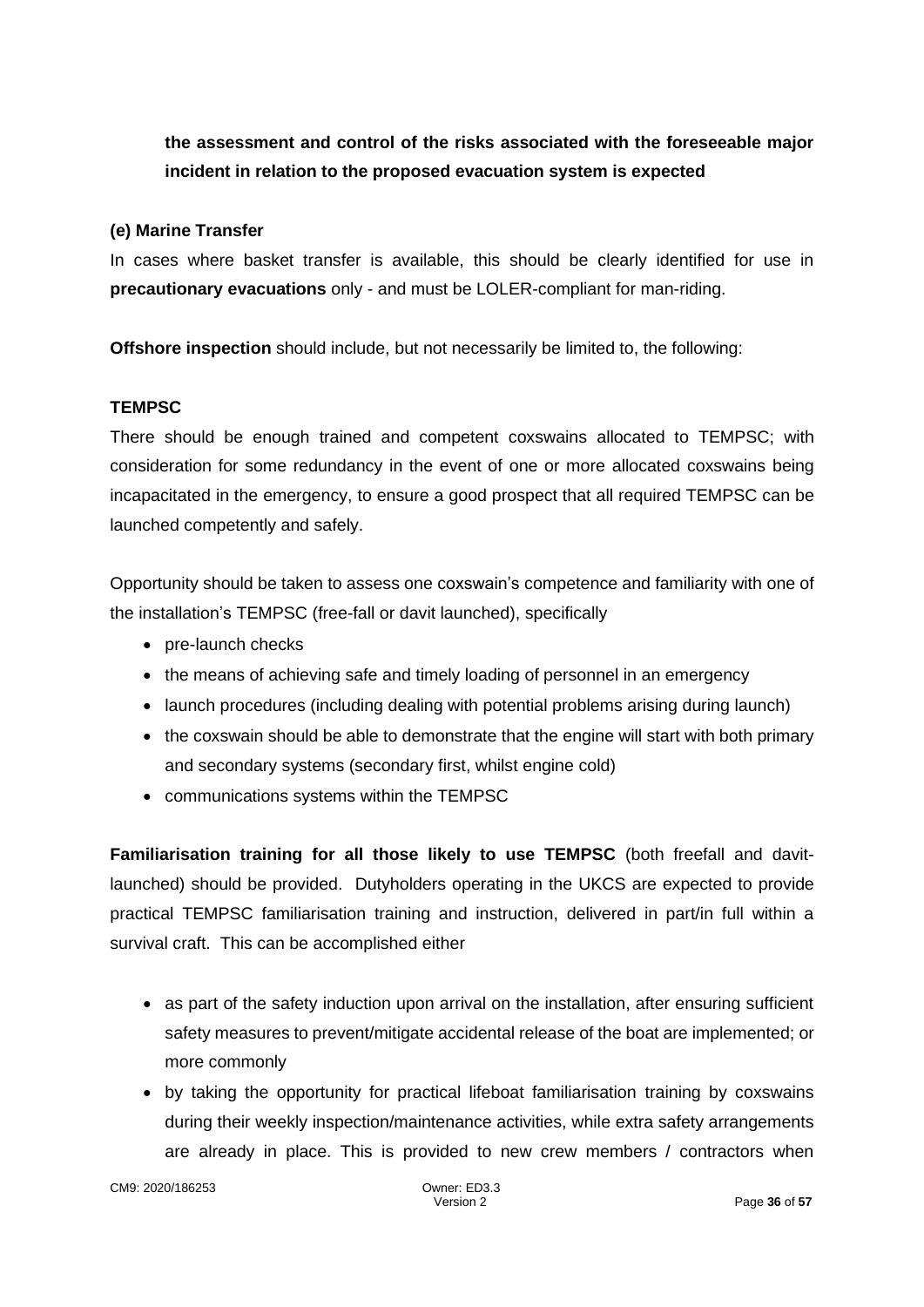**the assessment and control of the risks associated with the foreseeable major incident in relation to the proposed evacuation system is expected**

**(e) Marine Transfer**

In cases where basket transfer is available, this should be clearly identified for use in **precautionary evacuations** only - and must be LOLER-compliant for man-riding.

**Offshore inspection** should include, but not necessarily be limited to, the following:

**TEMPSC**

There should be enough trained and competent coxswains allocated to TEMPSC; with consideration for some redundancy in the event of one or more allocated coxswains being incapacitated in the emergency, to ensure a good prospect that all required TEMPSC can be launched competently and safely.

Opportunity should be taken to assess one coxswain's competence and familiarity with one of the installation's TEMPSC (free-fall or davit launched), specifically

- pre-launch checks
- the means of achieving safe and timely loading of personnel in an emergency
- launch procedures (including dealing with potential problems arising during launch)
- the coxswain should be able to demonstrate that the engine will start with both primary and secondary systems (secondary first, whilst engine cold)
- communications systems within the TEMPSC

**Familiarisation training for all those likely to use TEMPSC** (both freefall and davit-launched) should be provided. Dutyholders operating in the UKCS are expected to provide practical TEMPSC familiarisation training and instruction, delivered in part/in full within a survival craft. This can be accomplished either

- as part of the safety induction upon arrival on the installation, after ensuring sufficient safety measures to prevent/mitigate accidental release of the boat are implemented; or more commonly
- by taking the opportunity for practical lifeboat familiarisation training by coxswains during their weekly inspection/maintenance activities, while extra safety arrangements are already in place. This is provided to new crew members / contractors when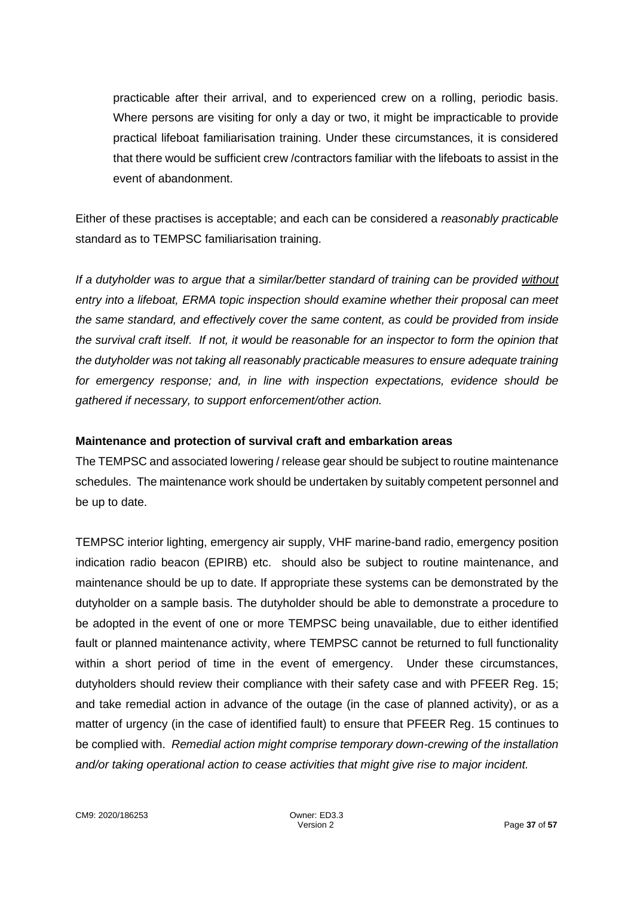practicable after their arrival, and to experienced crew on a rolling, periodic basis. Where persons are visiting for only a day or two, it might be impracticable to provide practical lifeboat familiarisation training. Under these circumstances, it is considered that there would be sufficient crew /contractors familiar with the lifeboats to assist in the event of abandonment.

Either of these practises is acceptable; and each can be considered a *reasonably practicable* standard as to TEMPSC familiarisation training.

*If a dutyholder was to argue that a similar/better standard of training can be provided <u>without</u> entry into a lifeboat, ERMA topic inspection should examine whether their proposal can meet the same standard, and effectively cover the same content, as could be provided from inside the survival craft itself. If not, it would be reasonable for an inspector to form the opinion that the dutyholder was not taking all reasonably practicable measures to ensure adequate training for emergency response; and, in line with inspection expectations, evidence should be gathered if necessary, to support enforcement/other action.*

**Maintenance and protection of survival craft and embarkation areas**

The TEMPSC and associated lowering / release gear should be subject to routine maintenance schedules. The maintenance work should be undertaken by suitably competent personnel and be up to date.

TEMPSC interior lighting, emergency air supply, VHF marine-band radio, emergency position indication radio beacon (EPIRB) etc. should also be subject to routine maintenance, and maintenance should be up to date. If appropriate these systems can be demonstrated by the dutyholder on a sample basis. The dutyholder should be able to demonstrate a procedure to be adopted in the event of one or more TEMPSC being unavailable, due to either identified fault or planned maintenance activity, where TEMPSC cannot be returned to full functionality within a short period of time in the event of emergency. Under these circumstances, dutyholders should review their compliance with their safety case and with PFEER Reg. 15; and take remedial action in advance of the outage (in the case of planned activity), or as a matter of urgency (in the case of identified fault) to ensure that PFEER Reg. 15 continues to be complied with. *Remedial action might comprise temporary down-crewing of the installation and/or taking operational action to cease activities that might give rise to major incident.*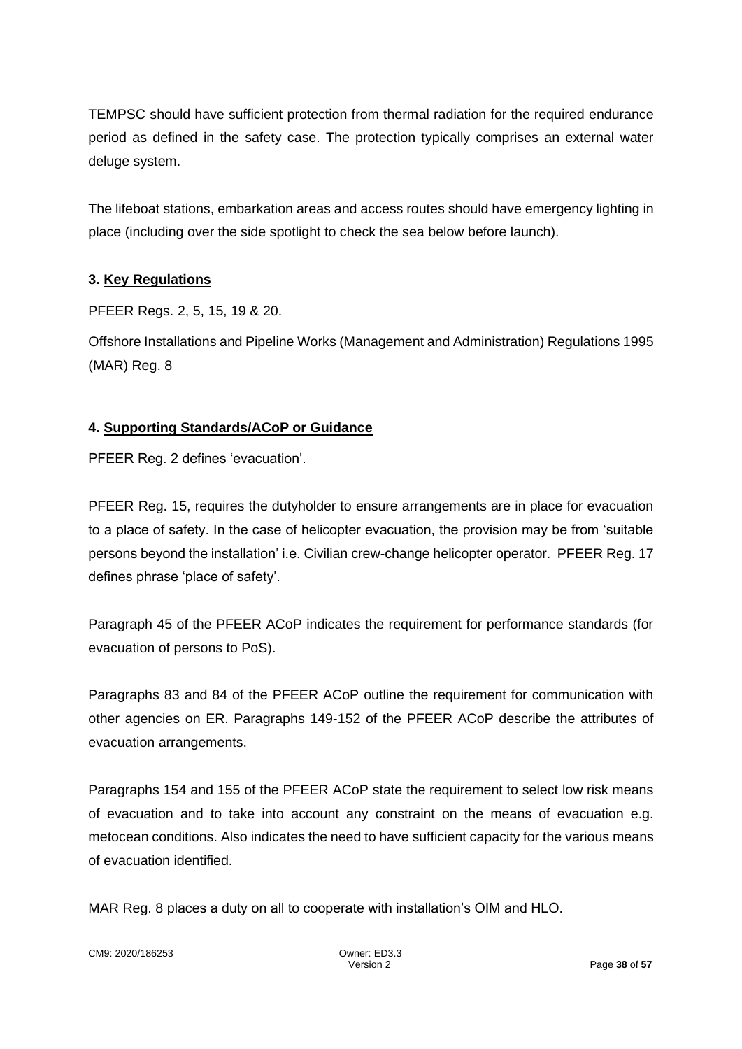TEMPSC should have sufficient protection from thermal radiation for the required endurance period as defined in the safety case. The protection typically comprises an external water deluge system.

The lifeboat stations, embarkation areas and access routes should have emergency lighting in place (including over the side spotlight to check the sea below before launch).

### 3. Key Regulations

PFEER Regs. 2, 5, 15, 19 & 20.

Offshore Installations and Pipeline Works (Management and Administration) Regulations 1995 (MAR) Reg. 8

### 4. Supporting Standards/ACoP or Guidance

PFEER Reg. 2 defines 'evacuation'.

PFEER Reg. 15, requires the dutyholder to ensure arrangements are in place for evacuation to a place of safety. In the case of helicopter evacuation, the provision may be from 'suitable persons beyond the installation' i.e. Civilian crew-change helicopter operator. PFEER Reg. 17 defines phrase 'place of safety'.

Paragraph 45 of the PFEER ACoP indicates the requirement for performance standards (for evacuation of persons to PoS).

Paragraphs 83 and 84 of the PFEER ACoP outline the requirement for communication with other agencies on ER. Paragraphs 149-152 of the PFEER ACoP describe the attributes of evacuation arrangements.

Paragraphs 154 and 155 of the PFEER ACoP state the requirement to select low risk means of evacuation and to take into account any constraint on the means of evacuation e.g. metocean conditions. Also indicates the need to have sufficient capacity for the various means of evacuation identified.

MAR Reg. 8 places a duty on all to cooperate with installation's OIM and HLO.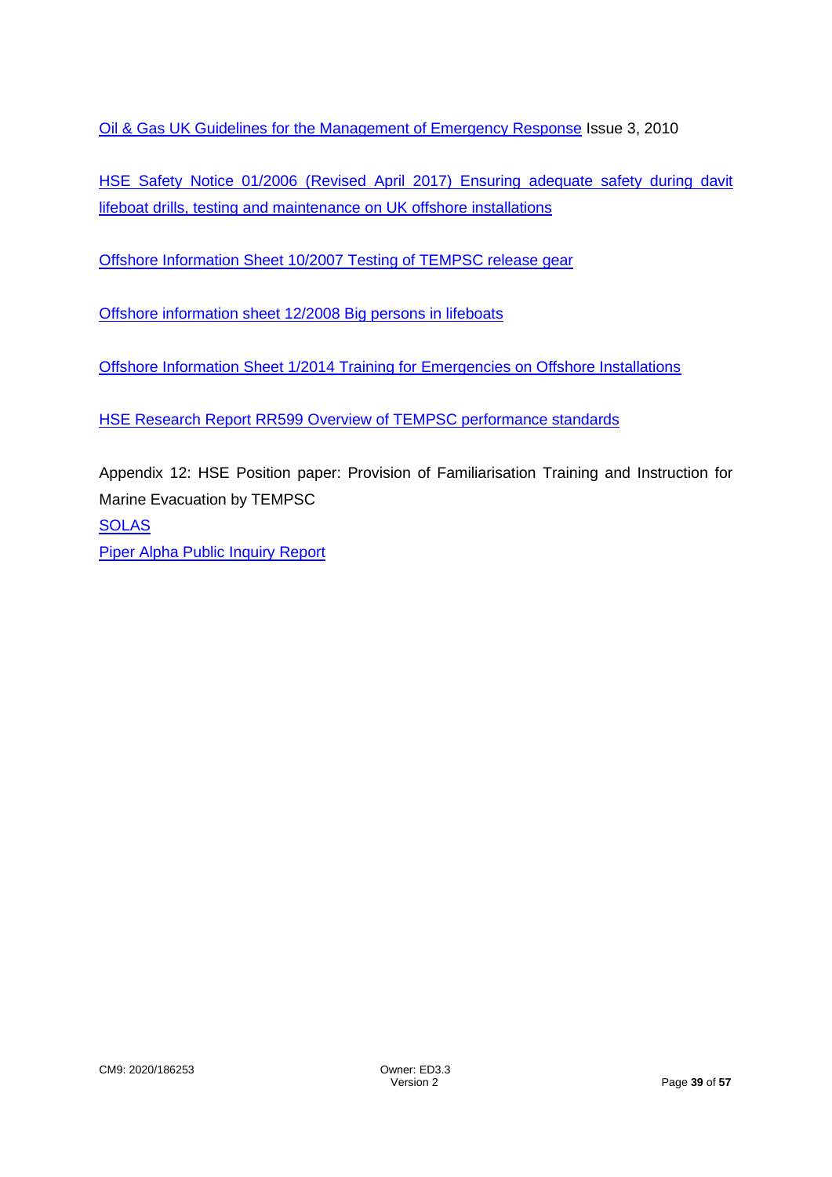Oil & Gas UK Guidelines for the Management of Emergency Response Issue 3, 2010

HSE Safety Notice 01/2006 (Revised April 2017) Ensuring adequate safety during davit lifeboat drills, testing and maintenance on UK offshore installations

Offshore Information Sheet 10/2007 Testing of TEMPSC release gear

Offshore information sheet 12/2008 Big persons in lifeboats

Offshore Information Sheet 1/2014 Training for Emergencies on Offshore Installations

HSE Research Report RR599 Overview of TEMPSC performance standards

Appendix 12: HSE Position paper: Provision of Familiarisation Training and Instruction for Marine Evacuation by TEMPSC

SOLAS

Piper Alpha Public Inquiry Report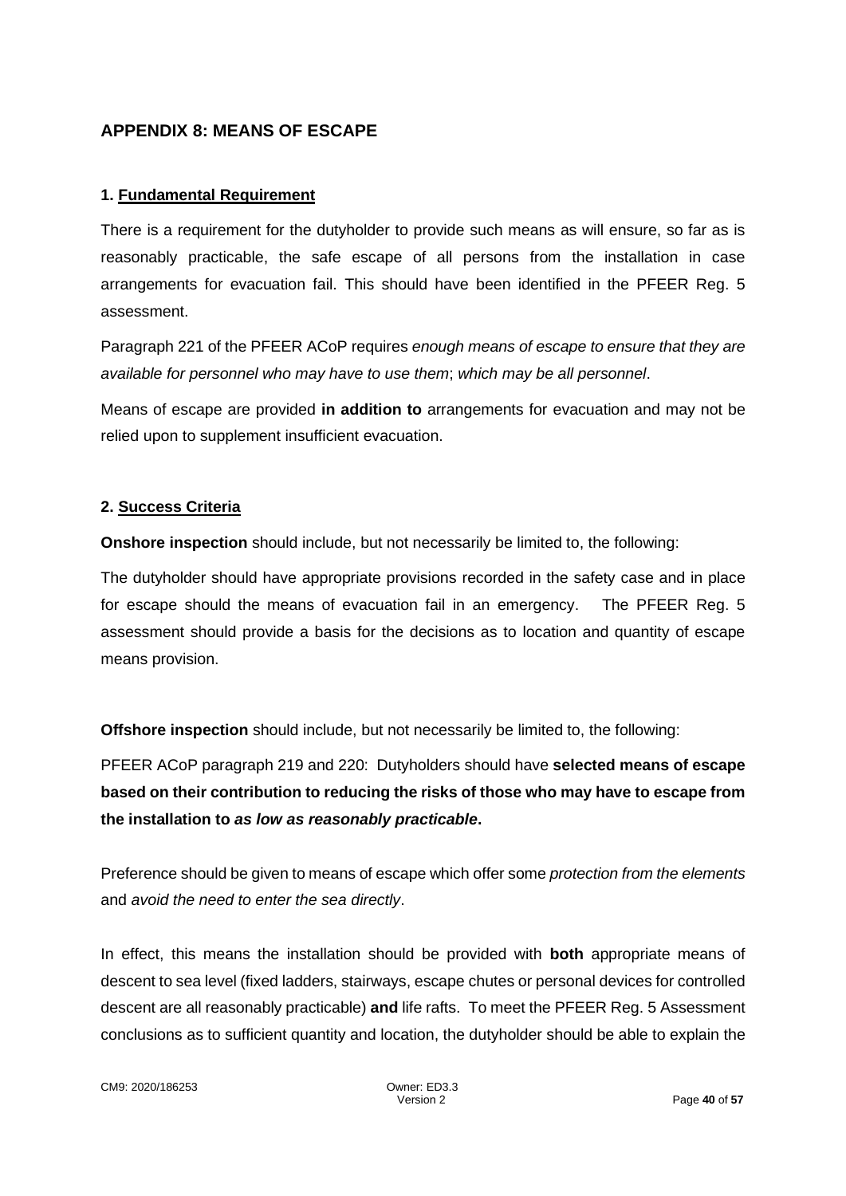## APPENDIX 8: MEANS OF ESCAPE

### 1. Fundamental Requirement

There is a requirement for the dutyholder to provide such means as will ensure, so far as is reasonably practicable, the safe escape of all persons from the installation in case arrangements for evacuation fail. This should have been identified in the PFEER Reg. 5 assessment.

Paragraph 221 of the PFEER ACoP requires *enough means of escape to ensure that they are available for personnel who may have to use them*; *which may be all personnel*.

Means of escape are provided **in addition to** arrangements for evacuation and may not be relied upon to supplement insufficient evacuation.

### 2. Success Criteria

**Onshore inspection** should include, but not necessarily be limited to, the following:

The dutyholder should have appropriate provisions recorded in the safety case and in place for escape should the means of evacuation fail in an emergency. The PFEER Reg. 5 assessment should provide a basis for the decisions as to location and quantity of escape means provision.

**Offshore inspection** should include, but not necessarily be limited to, the following:

PFEER ACoP paragraph 219 and 220: Dutyholders should have **selected means of escape based on their contribution to reducing the risks of those who may have to escape from the installation to *as low as reasonably practicable*.**

Preference should be given to means of escape which offer some *protection from the elements* and *avoid the need to enter the sea directly*.

In effect, this means the installation should be provided with **both** appropriate means of descent to sea level (fixed ladders, stairways, escape chutes or personal devices for controlled descent are all reasonably practicable) **and** life rafts. To meet the PFEER Reg. 5 Assessment conclusions as to sufficient quantity and location, the dutyholder should be able to explain the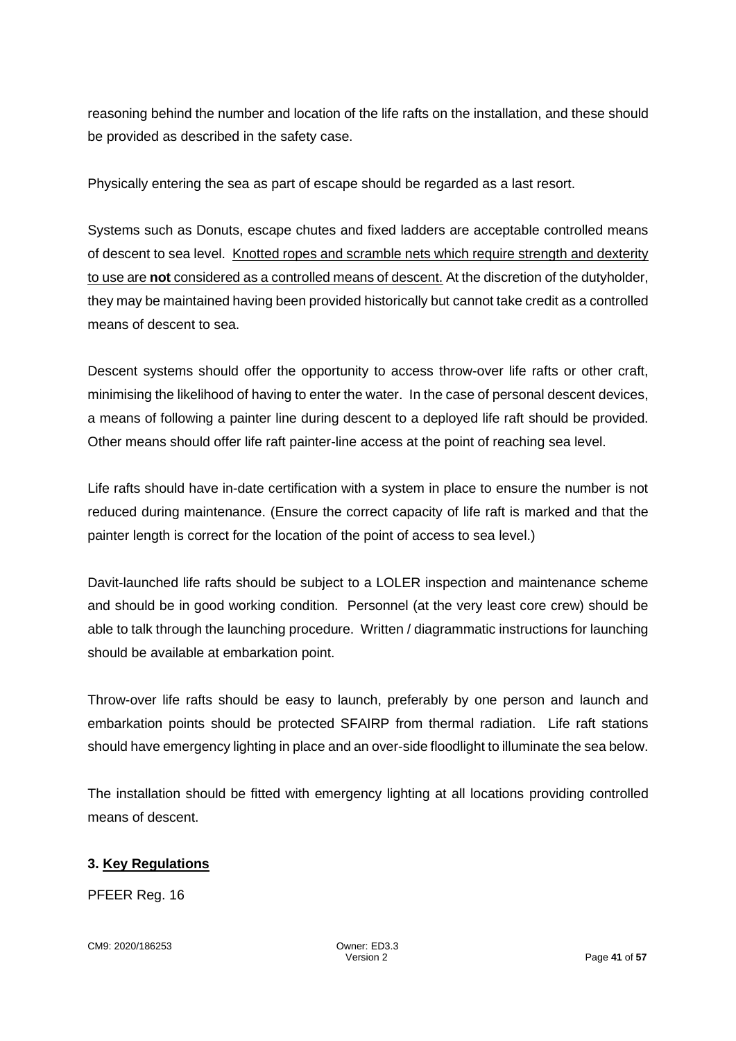reasoning behind the number and location of the life rafts on the installation, and these should be provided as described in the safety case.

Physically entering the sea as part of escape should be regarded as a last resort.

Systems such as Donuts, escape chutes and fixed ladders are acceptable controlled means of descent to sea level. <u>Knotted ropes and scramble nets which require strength and dexterity to use are **not** considered as a controlled means of descent.</u> At the discretion of the dutyholder, they may be maintained having been provided historically but cannot take credit as a controlled means of descent to sea.

Descent systems should offer the opportunity to access throw-over life rafts or other craft, minimising the likelihood of having to enter the water. In the case of personal descent devices, a means of following a painter line during descent to a deployed life raft should be provided. Other means should offer life raft painter-line access at the point of reaching sea level.

Life rafts should have in-date certification with a system in place to ensure the number is not reduced during maintenance. (Ensure the correct capacity of life raft is marked and that the painter length is correct for the location of the point of access to sea level.)

Davit-launched life rafts should be subject to a LOLER inspection and maintenance scheme and should be in good working condition. Personnel (at the very least core crew) should be able to talk through the launching procedure. Written / diagrammatic instructions for launching should be available at embarkation point.

Throw-over life rafts should be easy to launch, preferably by one person and launch and embarkation points should be protected SFAIRP from thermal radiation. Life raft stations should have emergency lighting in place and an over-side floodlight to illuminate the sea below.

The installation should be fitted with emergency lighting at all locations providing controlled means of descent.

### 3. Key Regulations

PFEER Reg. 16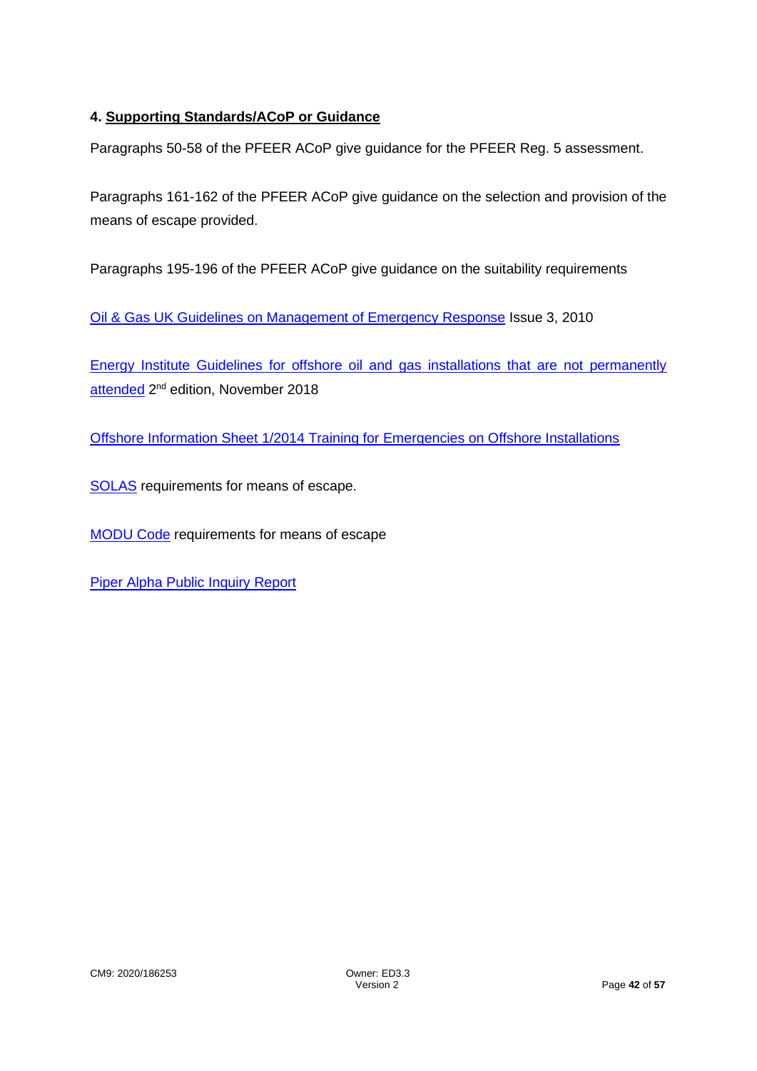## 4. Supporting Standards/ACoP or Guidance

Paragraphs 50-58 of the PFEER ACoP give guidance for the PFEER Reg. 5 assessment.

Paragraphs 161-162 of the PFEER ACoP give guidance on the selection and provision of the means of escape provided.

Paragraphs 195-196 of the PFEER ACoP give guidance on the suitability requirements

Oil & Gas UK Guidelines on Management of Emergency Response Issue 3, 2010

Energy Institute Guidelines for offshore oil and gas installations that are not permanently attended 2nd edition, November 2018

Offshore Information Sheet 1/2014 Training for Emergencies on Offshore Installations

SOLAS requirements for means of escape.

MODU Code requirements for means of escape

Piper Alpha Public Inquiry Report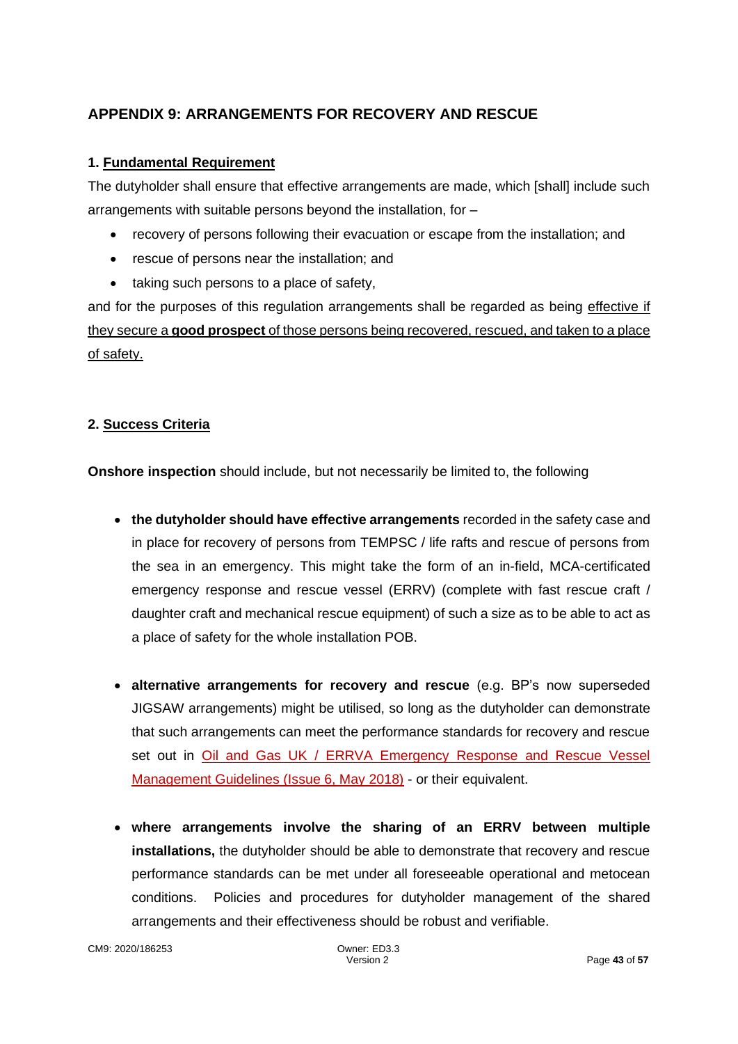## APPENDIX 9: ARRANGEMENTS FOR RECOVERY AND RESCUE

### 1. Fundamental Requirement

The dutyholder shall ensure that effective arrangements are made, which [shall] include such arrangements with suitable persons beyond the installation, for –

- recovery of persons following their evacuation or escape from the installation; and
- rescue of persons near the installation; and
- taking such persons to a place of safety,

and for the purposes of this regulation arrangements shall be regarded as being effective if they secure a **good prospect** of those persons being recovered, rescued, and taken to a place of safety.

### 2. Success Criteria

**Onshore inspection** should include, but not necessarily be limited to, the following

- **the dutyholder should have effective arrangements** recorded in the safety case and in place for recovery of persons from TEMPSC / life rafts and rescue of persons from the sea in an emergency. This might take the form of an in-field, MCA-certificated emergency response and rescue vessel (ERRV) (complete with fast rescue craft / daughter craft and mechanical rescue equipment) of such a size as to be able to act as a place of safety for the whole installation POB.

- **alternative arrangements for recovery and rescue** (e.g. BP's now superseded JIGSAW arrangements) might be utilised, so long as the dutyholder can demonstrate that such arrangements can meet the performance standards for recovery and rescue set out in Oil and Gas UK / ERRVA Emergency Response and Rescue Vessel Management Guidelines (Issue 6, May 2018) - or their equivalent.

- **where arrangements involve the sharing of an ERRV between multiple installations,** the dutyholder should be able to demonstrate that recovery and rescue performance standards can be met under all foreseeable operational and metocean conditions. Policies and procedures for dutyholder management of the shared arrangements and their effectiveness should be robust and verifiable.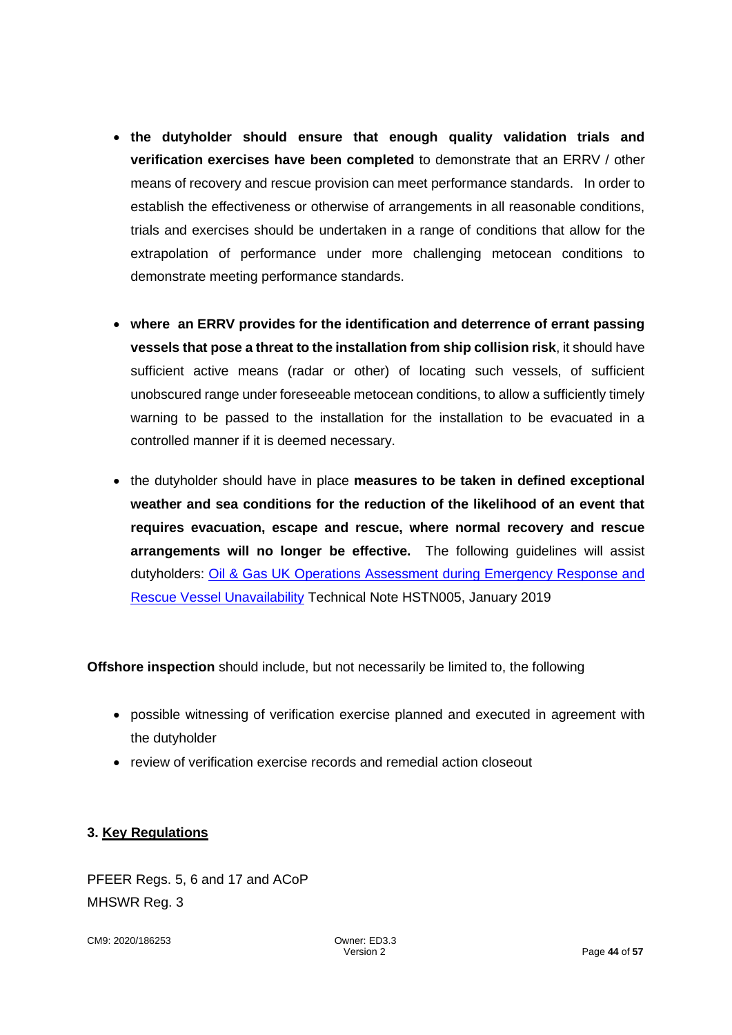- **the dutyholder should ensure that enough quality validation trials and verification exercises have been completed** to demonstrate that an ERRV / other means of recovery and rescue provision can meet performance standards. In order to establish the effectiveness or otherwise of arrangements in all reasonable conditions, trials and exercises should be undertaken in a range of conditions that allow for the extrapolation of performance under more challenging metocean conditions to demonstrate meeting performance standards.

- **where an ERRV provides for the identification and deterrence of errant passing vessels that pose a threat to the installation from ship collision risk**, it should have sufficient active means (radar or other) of locating such vessels, of sufficient unobscured range under foreseeable metocean conditions, to allow a sufficiently timely warning to be passed to the installation for the installation to be evacuated in a controlled manner if it is deemed necessary.

- the dutyholder should have in place **measures to be taken in defined exceptional weather and sea conditions for the reduction of the likelihood of an event that requires evacuation, escape and rescue, where normal recovery and rescue arrangements will no longer be effective.** The following guidelines will assist dutyholders: Oil & Gas UK Operations Assessment during Emergency Response and Rescue Vessel Unavailability Technical Note HSTN005, January 2019

**Offshore inspection** should include, but not necessarily be limited to, the following

- possible witnessing of verification exercise planned and executed in agreement with the dutyholder
- review of verification exercise records and remedial action closeout

### 3. Key Regulations

PFEER Regs. 5, 6 and 17 and ACoP
MHSWR Reg. 3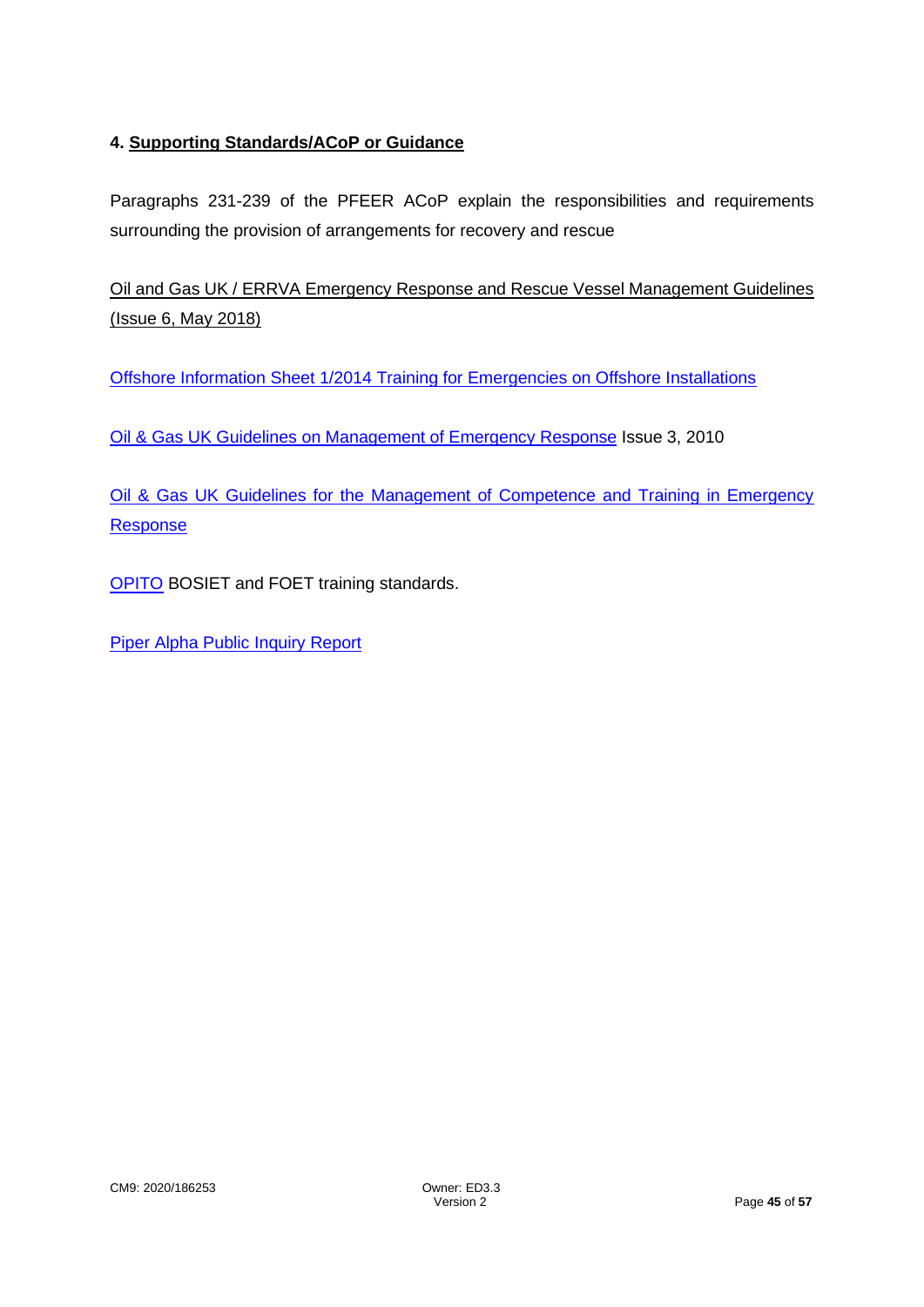#### 4. Supporting Standards/ACoP or Guidance

Paragraphs 231-239 of the PFEER ACoP explain the responsibilities and requirements surrounding the provision of arrangements for recovery and rescue

Oil and Gas UK / ERRVA Emergency Response and Rescue Vessel Management Guidelines (Issue 6, May 2018)

Offshore Information Sheet 1/2014 Training for Emergencies on Offshore Installations

Oil & Gas UK Guidelines on Management of Emergency Response Issue 3, 2010

Oil & Gas UK Guidelines for the Management of Competence and Training in Emergency Response

OPITO BOSIET and FOET training standards.

Piper Alpha Public Inquiry Report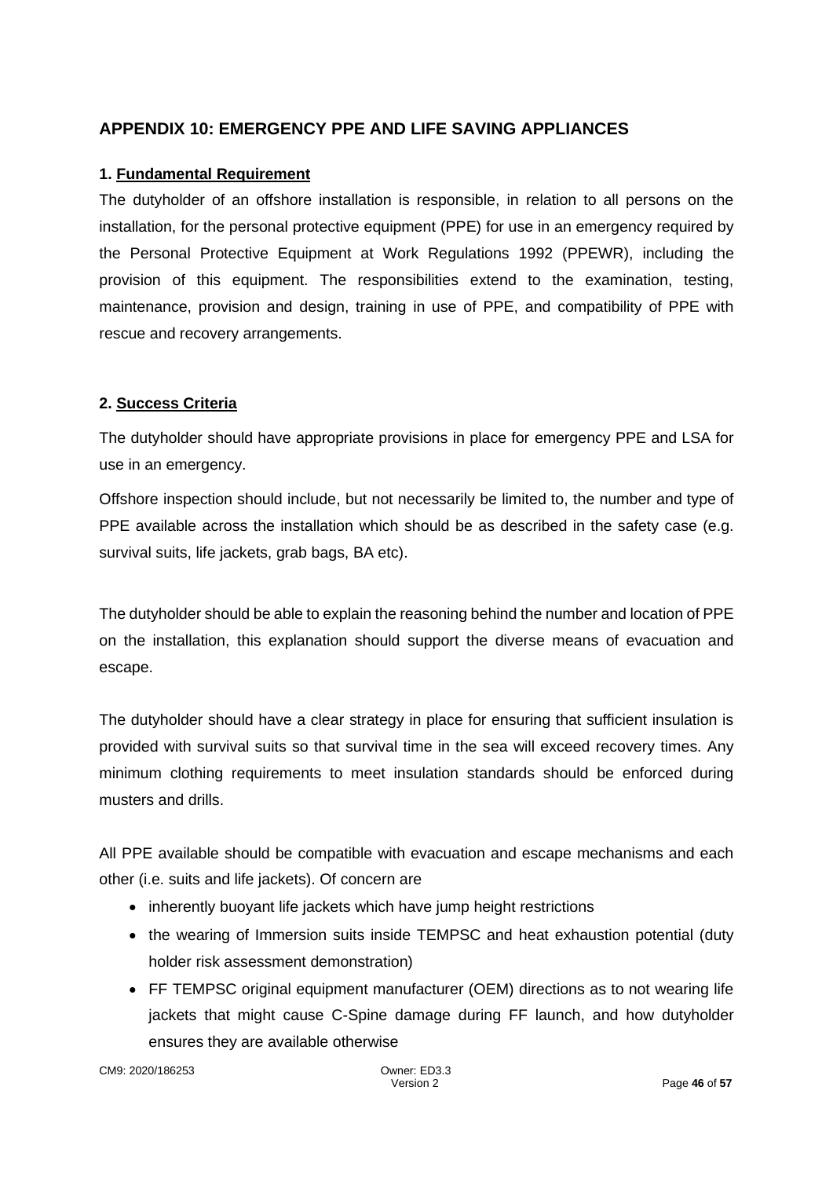## APPENDIX 10: EMERGENCY PPE AND LIFE SAVING APPLIANCES

### 1. Fundamental Requirement

The dutyholder of an offshore installation is responsible, in relation to all persons on the installation, for the personal protective equipment (PPE) for use in an emergency required by the Personal Protective Equipment at Work Regulations 1992 (PPEWR), including the provision of this equipment. The responsibilities extend to the examination, testing, maintenance, provision and design, training in use of PPE, and compatibility of PPE with rescue and recovery arrangements.

### 2. Success Criteria

The dutyholder should have appropriate provisions in place for emergency PPE and LSA for use in an emergency.

Offshore inspection should include, but not necessarily be limited to, the number and type of PPE available across the installation which should be as described in the safety case (e.g. survival suits, life jackets, grab bags, BA etc).

The dutyholder should be able to explain the reasoning behind the number and location of PPE on the installation, this explanation should support the diverse means of evacuation and escape.

The dutyholder should have a clear strategy in place for ensuring that sufficient insulation is provided with survival suits so that survival time in the sea will exceed recovery times. Any minimum clothing requirements to meet insulation standards should be enforced during musters and drills.

All PPE available should be compatible with evacuation and escape mechanisms and each other (i.e. suits and life jackets). Of concern are

- inherently buoyant life jackets which have jump height restrictions
- the wearing of Immersion suits inside TEMPSC and heat exhaustion potential (duty holder risk assessment demonstration)
- FF TEMPSC original equipment manufacturer (OEM) directions as to not wearing life jackets that might cause C-Spine damage during FF launch, and how dutyholder ensures they are available otherwise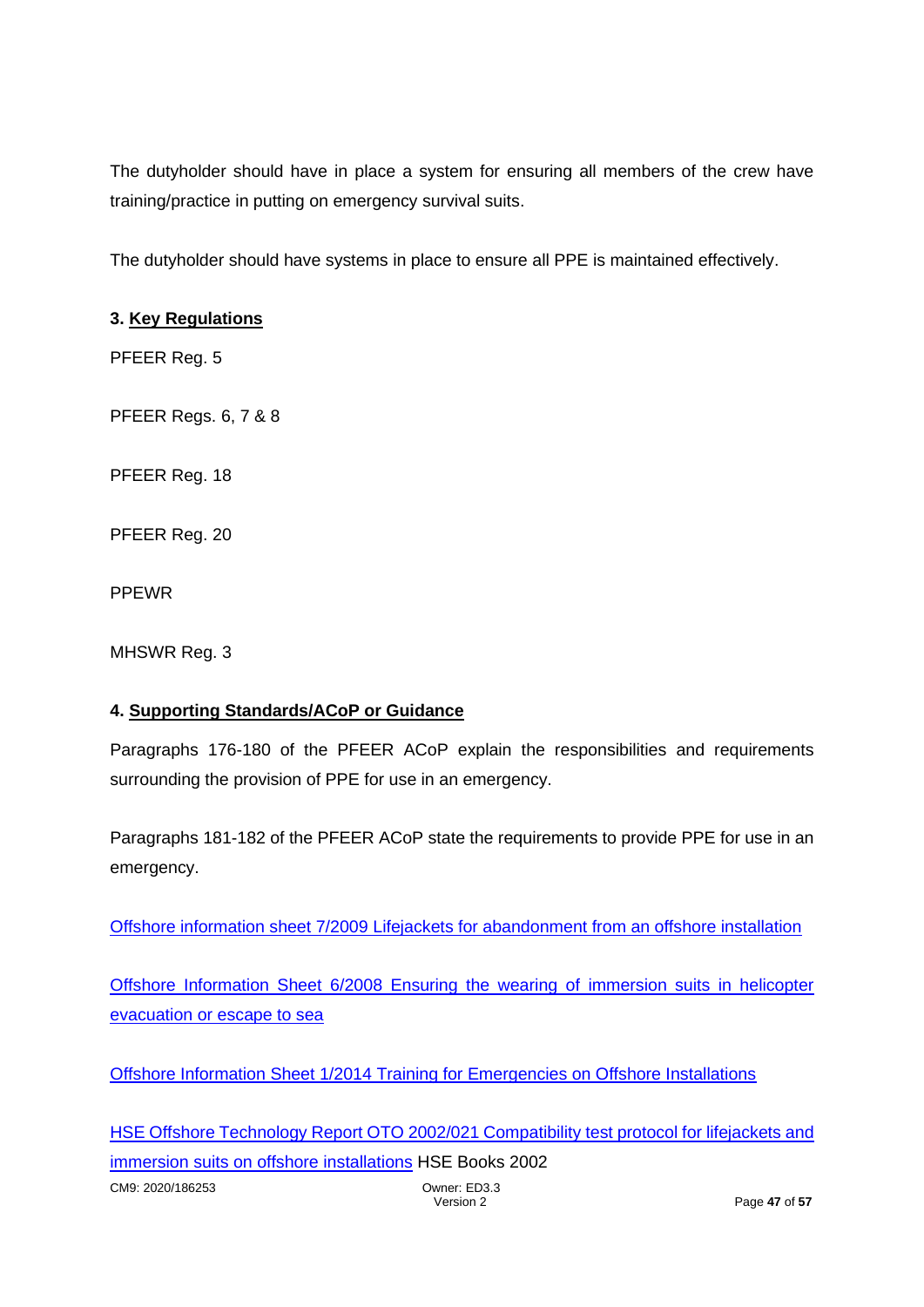The dutyholder should have in place a system for ensuring all members of the crew have training/practice in putting on emergency survival suits.

The dutyholder should have systems in place to ensure all PPE is maintained effectively.

### 3. Key Regulations

PFEER Reg. 5

PFEER Regs. 6, 7 & 8

PFEER Reg. 18

PFEER Reg. 20

PPEWR

MHSWR Reg. 3

### 4. Supporting Standards/ACoP or Guidance

Paragraphs 176-180 of the PFEER ACoP explain the responsibilities and requirements surrounding the provision of PPE for use in an emergency.

Paragraphs 181-182 of the PFEER ACoP state the requirements to provide PPE for use in an emergency.

Offshore information sheet 7/2009 Lifejackets for abandonment from an offshore installation

Offshore Information Sheet 6/2008 Ensuring the wearing of immersion suits in helicopter evacuation or escape to sea

Offshore Information Sheet 1/2014 Training for Emergencies on Offshore Installations

HSE Offshore Technology Report OTO 2002/021 Compatibility test protocol for lifejackets and immersion suits on offshore installations HSE Books 2002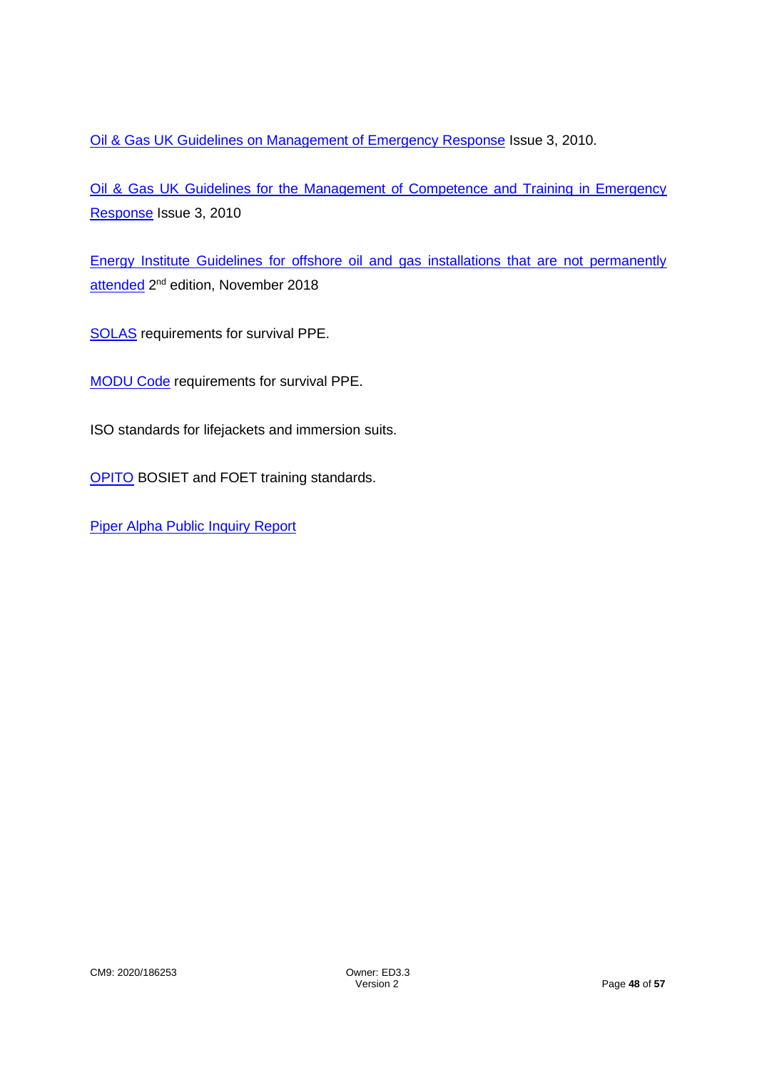Oil & Gas UK Guidelines on Management of Emergency Response Issue 3, 2010.

Oil & Gas UK Guidelines for the Management of Competence and Training in Emergency Response Issue 3, 2010

Energy Institute Guidelines for offshore oil and gas installations that are not permanently attended 2nd edition, November 2018

SOLAS requirements for survival PPE.

MODU Code requirements for survival PPE.

ISO standards for lifejackets and immersion suits.

OPITO BOSIET and FOET training standards.

Piper Alpha Public Inquiry Report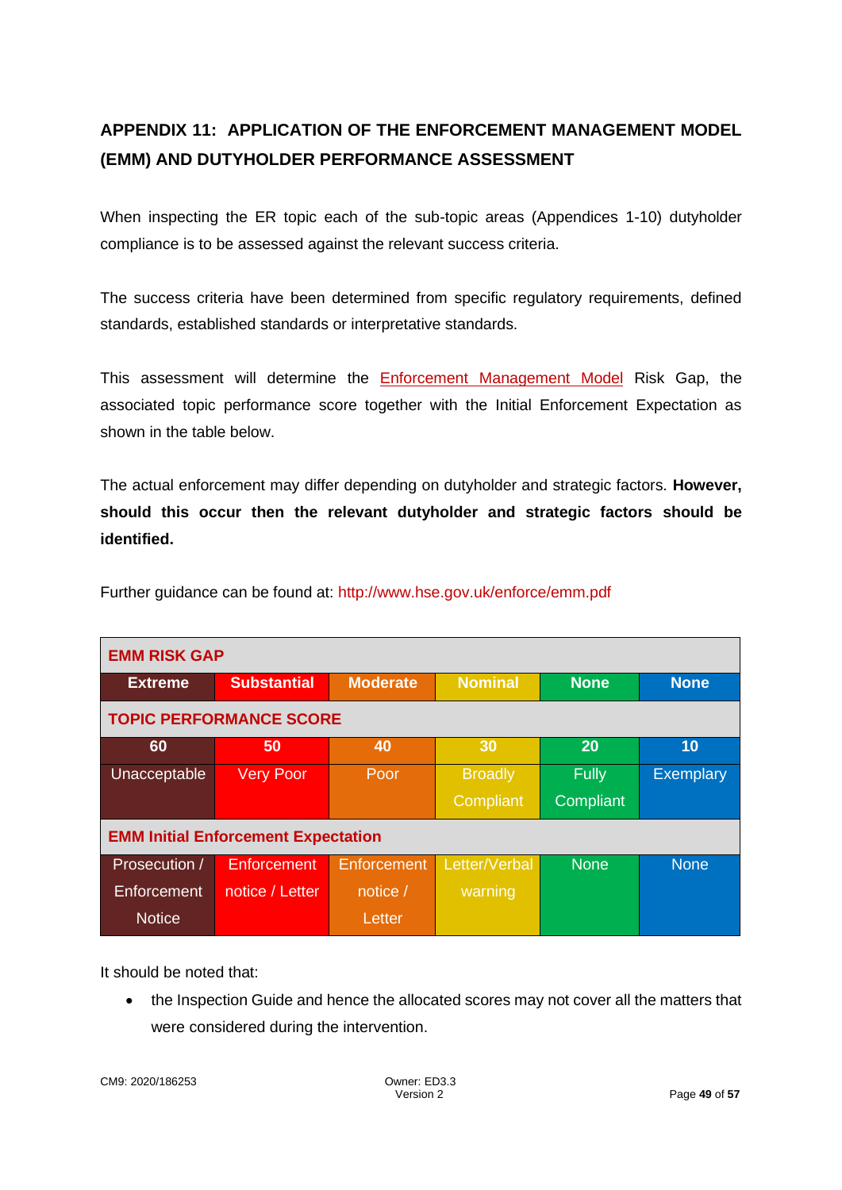## APPENDIX 11: APPLICATION OF THE ENFORCEMENT MANAGEMENT MODEL (EMM) AND DUTYHOLDER PERFORMANCE ASSESSMENT

When inspecting the ER topic each of the sub-topic areas (Appendices 1-10) dutyholder compliance is to be assessed against the relevant success criteria.

The success criteria have been determined from specific regulatory requirements, defined standards, established standards or interpretative standards.

This assessment will determine the Enforcement Management Model Risk Gap, the associated topic performance score together with the Initial Enforcement Expectation as shown in the table below.

The actual enforcement may differ depending on dutyholder and strategic factors. **However, should this occur then the relevant dutyholder and strategic factors should be identified.**

Further guidance can be found at: http://www.hse.gov.uk/enforce/emm.pdf

| **EMM RISK GAP** | | | | | |
|---|---|---|---|---|---|
| **Extreme** | **Substantial** | **Moderate** | **Nominal** | **None** | **None** |
| **TOPIC PERFORMANCE SCORE** | | | | | |
| **60** | **50** | **40** | **30** | **20** | **10** |
| Unacceptable | Very Poor | Poor | Broadly Compliant | Fully Compliant | Exemplary |
| **EMM Initial Enforcement Expectation** | | | | | |
| Prosecution / Enforcement Notice | Enforcement notice / Letter | Enforcement notice / Letter | Letter/Verbal warning | None | None |

It should be noted that:

- the Inspection Guide and hence the allocated scores may not cover all the matters that were considered during the intervention.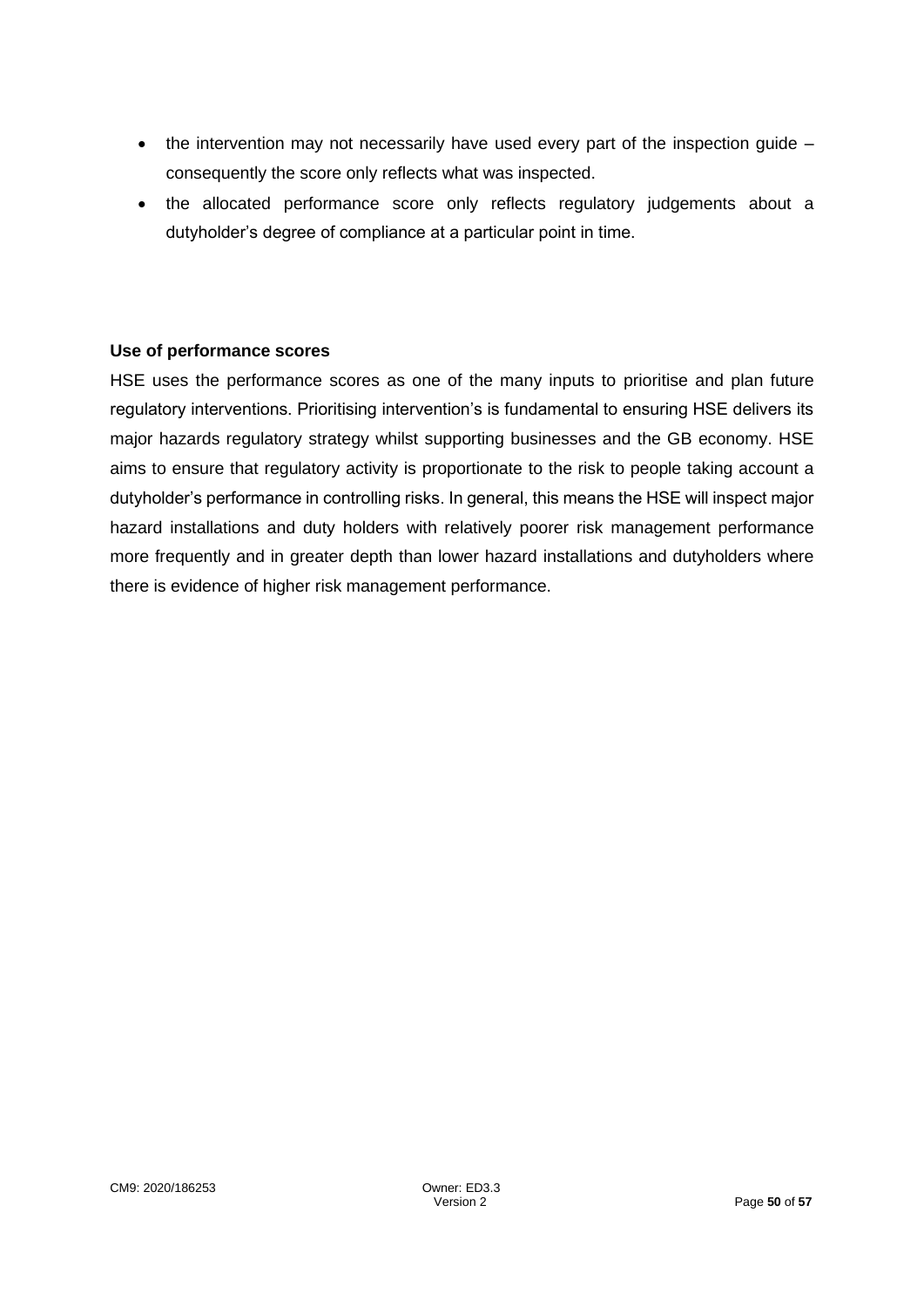- the intervention may not necessarily have used every part of the inspection guide – consequently the score only reflects what was inspected.
- the allocated performance score only reflects regulatory judgements about a dutyholder's degree of compliance at a particular point in time.

**Use of performance scores**

HSE uses the performance scores as one of the many inputs to prioritise and plan future regulatory interventions. Prioritising intervention's is fundamental to ensuring HSE delivers its major hazards regulatory strategy whilst supporting businesses and the GB economy. HSE aims to ensure that regulatory activity is proportionate to the risk to people taking account a dutyholder's performance in controlling risks. In general, this means the HSE will inspect major hazard installations and duty holders with relatively poorer risk management performance more frequently and in greater depth than lower hazard installations and dutyholders where there is evidence of higher risk management performance.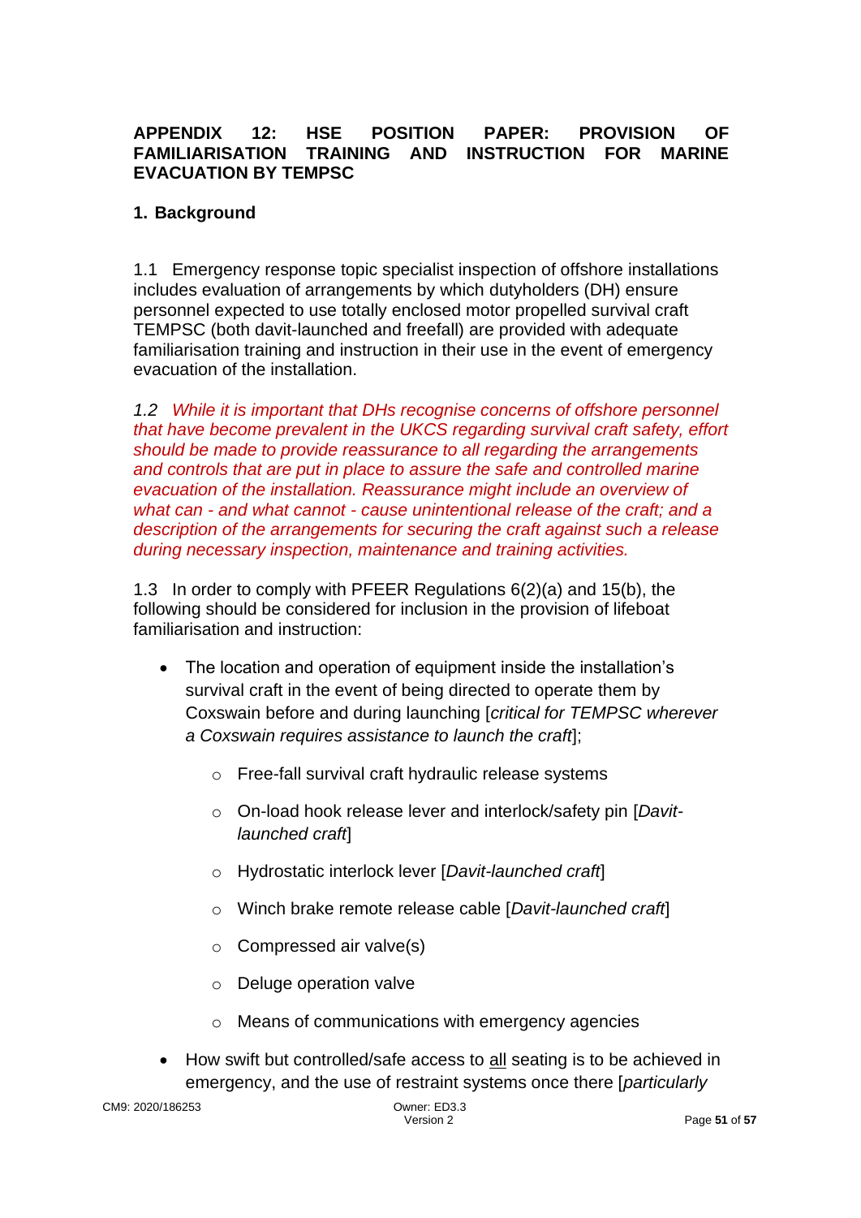## APPENDIX 12: HSE POSITION PAPER: PROVISION OF FAMILIARISATION TRAINING AND INSTRUCTION FOR MARINE EVACUATION BY TEMPSC

### 1. Background

1.1 Emergency response topic specialist inspection of offshore installations includes evaluation of arrangements by which dutyholders (DH) ensure personnel expected to use totally enclosed motor propelled survival craft TEMPSC (both davit-launched and freefall) are provided with adequate familiarisation training and instruction in their use in the event of emergency evacuation of the installation.

*1.2 While it is important that DHs recognise concerns of offshore personnel that have become prevalent in the UKCS regarding survival craft safety, effort should be made to provide reassurance to all regarding the arrangements and controls that are put in place to assure the safe and controlled marine evacuation of the installation. Reassurance might include an overview of what can - and what cannot - cause unintentional release of the craft; and a description of the arrangements for securing the craft against such a release during necessary inspection, maintenance and training activities.*

1.3 In order to comply with PFEER Regulations 6(2)(a) and 15(b), the following should be considered for inclusion in the provision of lifeboat familiarisation and instruction:

- The location and operation of equipment inside the installation's survival craft in the event of being directed to operate them by Coxswain before and during launching [*critical for TEMPSC wherever a Coxswain requires assistance to launch the craft*];
  - Free-fall survival craft hydraulic release systems
  - On-load hook release lever and interlock/safety pin [*Davit-launched craft*]
  - Hydrostatic interlock lever [*Davit-launched craft*]
  - Winch brake remote release cable [*Davit-launched craft*]
  - Compressed air valve(s)
  - Deluge operation valve
  - Means of communications with emergency agencies
- How swift but controlled/safe access to <u>all</u> seating is to be achieved in emergency, and the use of restraint systems once there [*particularly*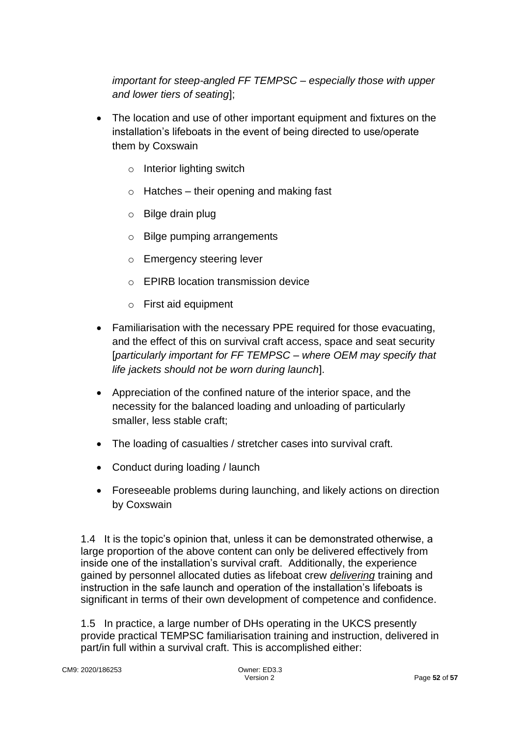*important for steep-angled FF TEMPSC – especially those with upper and lower tiers of seating*];

- The location and use of other important equipment and fixtures on the installation's lifeboats in the event of being directed to use/operate them by Coxswain
    - Interior lighting switch
    - Hatches – their opening and making fast
    - Bilge drain plug
    - Bilge pumping arrangements
    - Emergency steering lever
    - EPIRB location transmission device
    - First aid equipment
- Familiarisation with the necessary PPE required for those evacuating, and the effect of this on survival craft access, space and seat security [*particularly important for FF TEMPSC – where OEM may specify that life jackets should not be worn during launch*].
- Appreciation of the confined nature of the interior space, and the necessity for the balanced loading and unloading of particularly smaller, less stable craft;
- The loading of casualties / stretcher cases into survival craft.
- Conduct during loading / launch
- Foreseeable problems during launching, and likely actions on direction by Coxswain

1.4 It is the topic's opinion that, unless it can be demonstrated otherwise, a large proportion of the above content can only be delivered effectively from inside one of the installation's survival craft. Additionally, the experience gained by personnel allocated duties as lifeboat crew ***delivering*** training and instruction in the safe launch and operation of the installation's lifeboats is significant in terms of their own development of competence and confidence.

1.5 In practice, a large number of DHs operating in the UKCS presently provide practical TEMPSC familiarisation training and instruction, delivered in part/in full within a survival craft. This is accomplished either: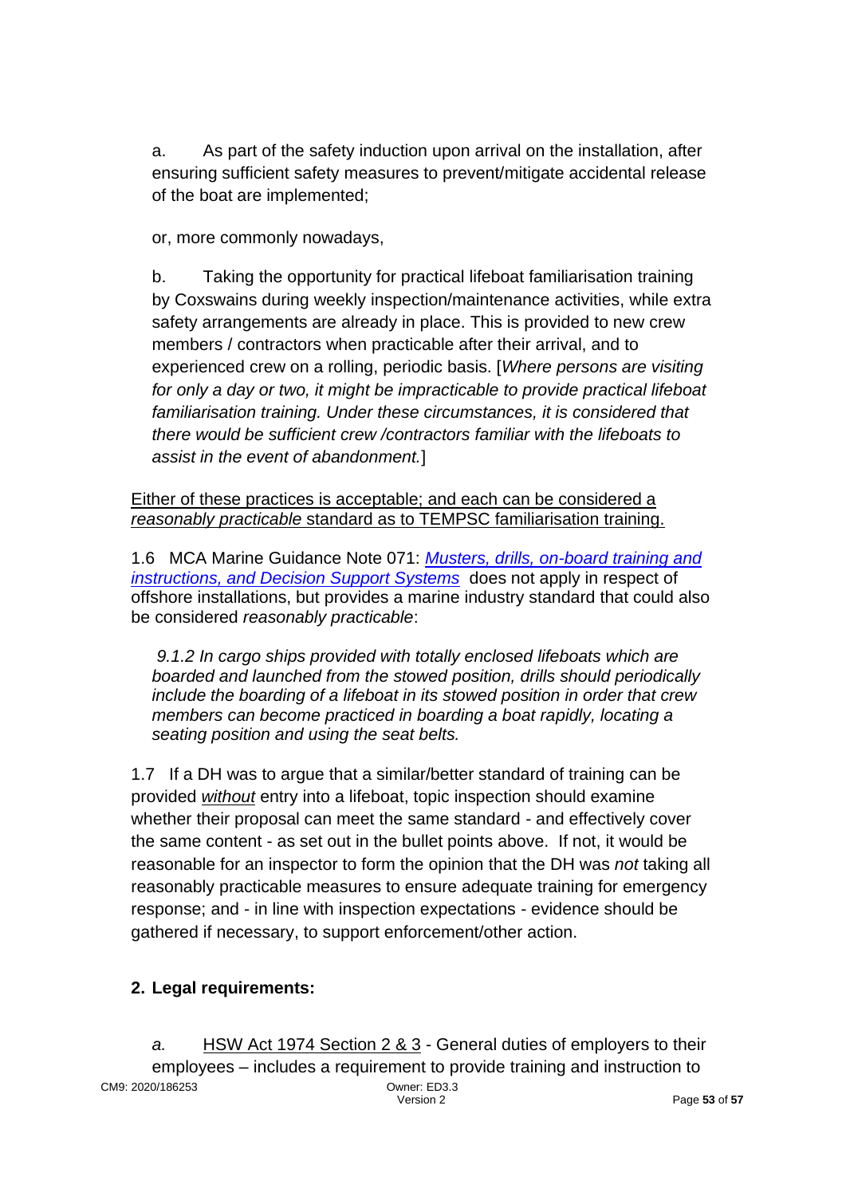a. As part of the safety induction upon arrival on the installation, after ensuring sufficient safety measures to prevent/mitigate accidental release of the boat are implemented;

or, more commonly nowadays,

b. Taking the opportunity for practical lifeboat familiarisation training by Coxswains during weekly inspection/maintenance activities, while extra safety arrangements are already in place. This is provided to new crew members / contractors when practicable after their arrival, and to experienced crew on a rolling, periodic basis. [*Where persons are visiting for only a day or two, it might be impracticable to provide practical lifeboat familiarisation training. Under these circumstances, it is considered that there would be sufficient crew /contractors familiar with the lifeboats to assist in the event of abandonment.*]

Either of these practices is acceptable; and each can be considered a *reasonably practicable* standard as to TEMPSC familiarisation training.

1.6 MCA Marine Guidance Note 071: *Musters, drills, on-board training and instructions, and Decision Support Systems* does not apply in respect of offshore installations, but provides a marine industry standard that could also be considered *reasonably practicable*:

> *9.1.2 In cargo ships provided with totally enclosed lifeboats which are boarded and launched from the stowed position, drills should periodically include the boarding of a lifeboat in its stowed position in order that crew members can become practiced in boarding a boat rapidly, locating a seating position and using the seat belts.*

1.7 If a DH was to argue that a similar/better standard of training can be provided *without* entry into a lifeboat, topic inspection should examine whether their proposal can meet the same standard - and effectively cover the same content - as set out in the bullet points above. If not, it would be reasonable for an inspector to form the opinion that the DH was *not* taking all reasonably practicable measures to ensure adequate training for emergency response; and - in line with inspection expectations - evidence should be gathered if necessary, to support enforcement/other action.

## 2. Legal requirements:

*a.* HSW Act 1974 Section 2 & 3 - General duties of employers to their employees – includes a requirement to provide training and instruction to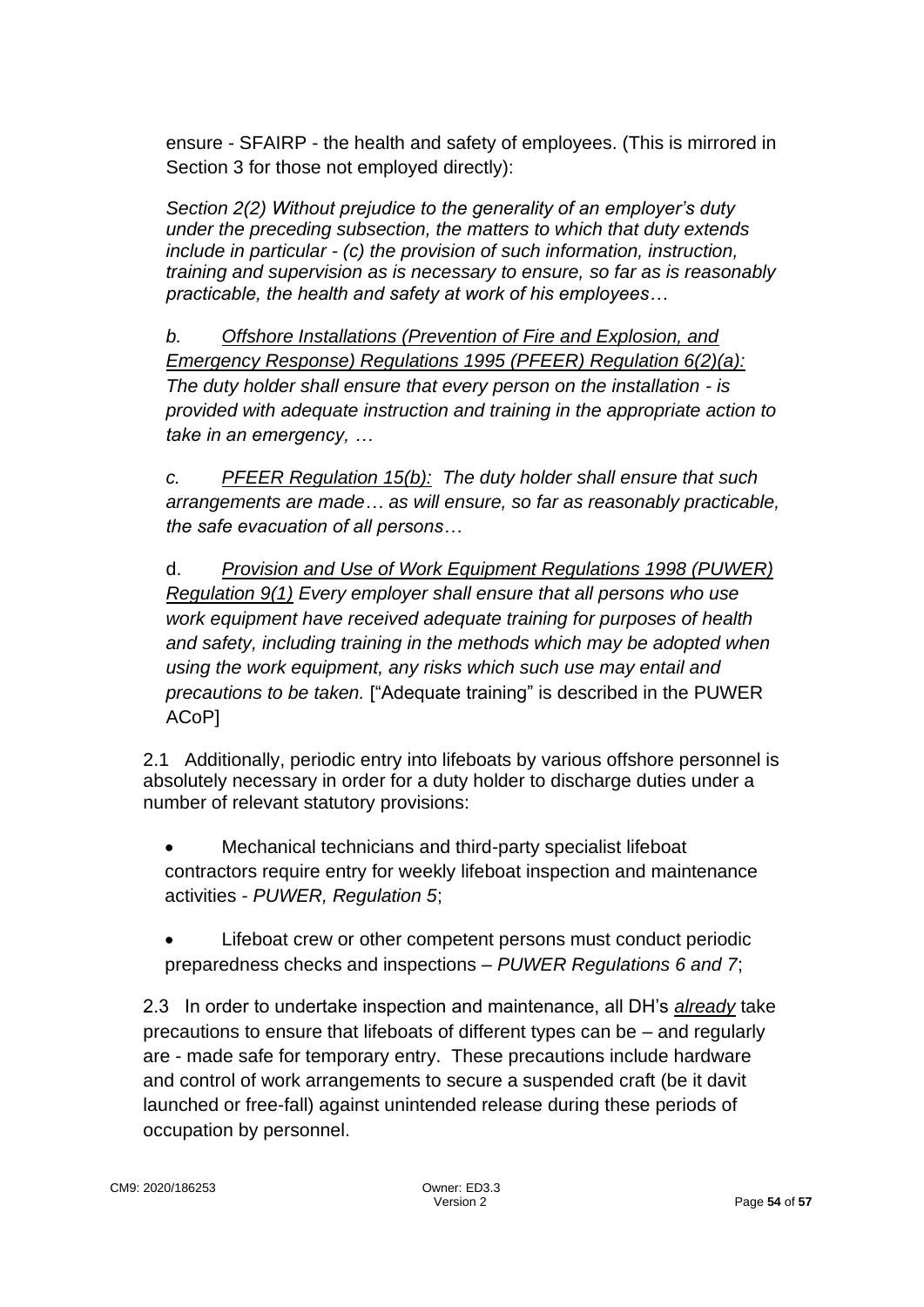ensure - SFAIRP - the health and safety of employees. (This is mirrored in Section 3 for those not employed directly):

*Section 2(2) Without prejudice to the generality of an employer's duty under the preceding subsection, the matters to which that duty extends include in particular - (c) the provision of such information, instruction, training and supervision as is necessary to ensure, so far as is reasonably practicable, the health and safety at work of his employees…*

*b. <u>Offshore Installations (Prevention of Fire and Explosion, and Emergency Response) Regulations 1995 (PFEER) Regulation 6(2)(a):</u> The duty holder shall ensure that every person on the installation - is provided with adequate instruction and training in the appropriate action to take in an emergency, …*

*c. <u>PFEER Regulation 15(b):</u> The duty holder shall ensure that such arrangements are made… as will ensure, so far as reasonably practicable, the safe evacuation of all persons…*

d. *<u>Provision and Use of Work Equipment Regulations 1998 (PUWER) Regulation 9(1)</u> Every employer shall ensure that all persons who use work equipment have received adequate training for purposes of health and safety, including training in the methods which may be adopted when using the work equipment, any risks which such use may entail and precautions to be taken.* ["Adequate training" is described in the PUWER ACoP]

2.1 Additionally, periodic entry into lifeboats by various offshore personnel is absolutely necessary in order for a duty holder to discharge duties under a number of relevant statutory provisions:

- Mechanical technicians and third-party specialist lifeboat contractors require entry for weekly lifeboat inspection and maintenance activities - *PUWER, Regulation 5*;
- Lifeboat crew or other competent persons must conduct periodic preparedness checks and inspections – *PUWER Regulations 6 and 7*;

2.3 In order to undertake inspection and maintenance, all DH's *<u>already</u>* take precautions to ensure that lifeboats of different types can be – and regularly are - made safe for temporary entry. These precautions include hardware and control of work arrangements to secure a suspended craft (be it davit launched or free-fall) against unintended release during these periods of occupation by personnel.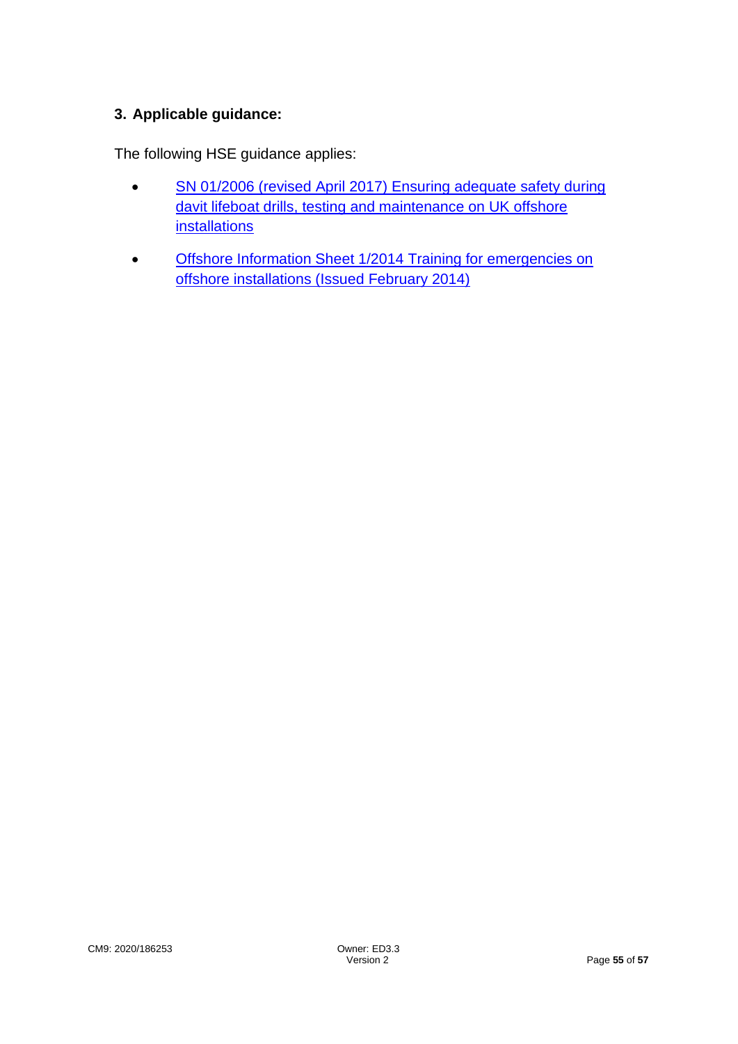### 3. Applicable guidance:

The following HSE guidance applies:

- SN 01/2006 (revised April 2017) Ensuring adequate safety during davit lifeboat drills, testing and maintenance on UK offshore installations
- Offshore Information Sheet 1/2014 Training for emergencies on offshore installations (Issued February 2014)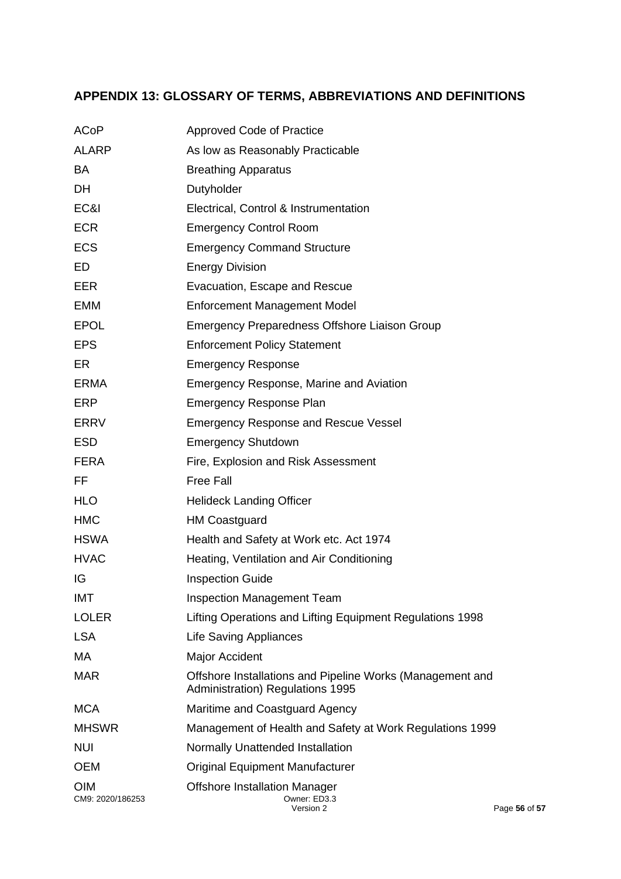## APPENDIX 13: GLOSSARY OF TERMS, ABBREVIATIONS AND DEFINITIONS

| | |
|---|---|
| ACoP | Approved Code of Practice |
| ALARP | As low as Reasonably Practicable |
| BA | Breathing Apparatus |
| DH | Dutyholder |
| EC&I | Electrical, Control & Instrumentation |
| ECR | Emergency Control Room |
| ECS | Emergency Command Structure |
| ED | Energy Division |
| EER | Evacuation, Escape and Rescue |
| EMM | Enforcement Management Model |
| EPOL | Emergency Preparedness Offshore Liaison Group |
| EPS | Enforcement Policy Statement |
| ER | Emergency Response |
| ERMA | Emergency Response, Marine and Aviation |
| ERP | Emergency Response Plan |
| ERRV | Emergency Response and Rescue Vessel |
| ESD | Emergency Shutdown |
| FERA | Fire, Explosion and Risk Assessment |
| FF | Free Fall |
| HLO | Helideck Landing Officer |
| HMC | HM Coastguard |
| HSWA | Health and Safety at Work etc. Act 1974 |
| HVAC | Heating, Ventilation and Air Conditioning |
| IG | Inspection Guide |
| IMT | Inspection Management Team |
| LOLER | Lifting Operations and Lifting Equipment Regulations 1998 |
| LSA | Life Saving Appliances |
| MA | Major Accident |
| MAR | Offshore Installations and Pipeline Works (Management and Administration) Regulations 1995 |
| MCA | Maritime and Coastguard Agency |
| MHSWR | Management of Health and Safety at Work Regulations 1999 |
| NUI | Normally Unattended Installation |
| OEM | Original Equipment Manufacturer |
| OIM | Offshore Installation Manager |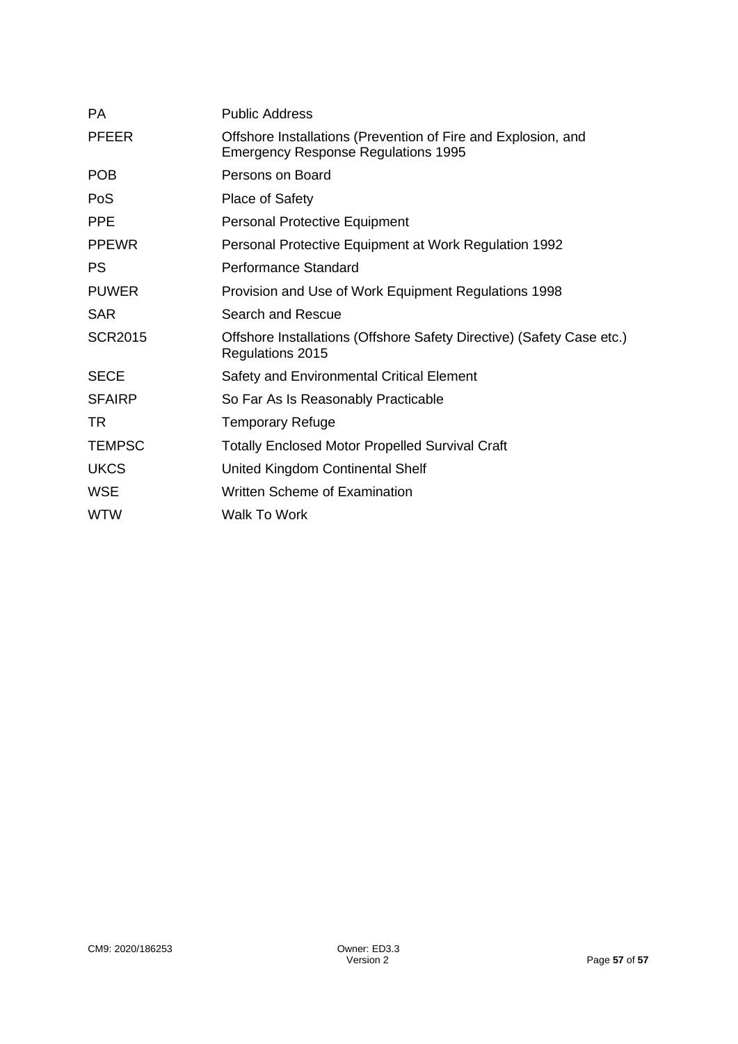| | |
|---|---|
| PA | Public Address |
| PFEER | Offshore Installations (Prevention of Fire and Explosion, and Emergency Response Regulations 1995 |
| POB | Persons on Board |
| PoS | Place of Safety |
| PPE | Personal Protective Equipment |
| PPEWR | Personal Protective Equipment at Work Regulation 1992 |
| PS | Performance Standard |
| PUWER | Provision and Use of Work Equipment Regulations 1998 |
| SAR | Search and Rescue |
| SCR2015 | Offshore Installations (Offshore Safety Directive) (Safety Case etc.) Regulations 2015 |
| SECE | Safety and Environmental Critical Element |
| SFAIRP | So Far As Is Reasonably Practicable |
| TR | Temporary Refuge |
| TEMPSC | Totally Enclosed Motor Propelled Survival Craft |
| UKCS | United Kingdom Continental Shelf |
| WSE | Written Scheme of Examination |
| WTW | Walk To Work |